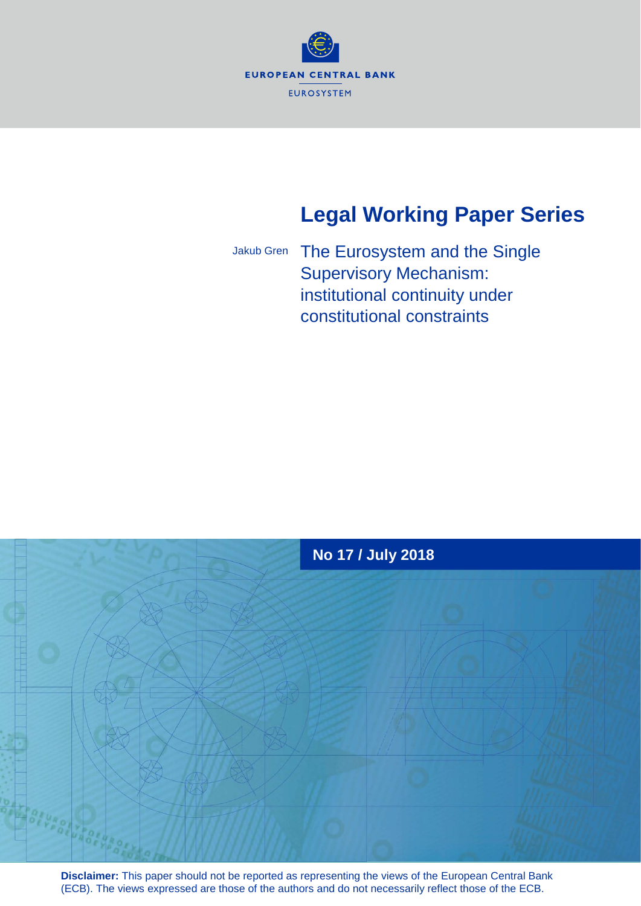EUROPEAN CENTRAL BANK

EUROSYSTEM

# Legal Working Paper Series

Jakub Gren

## The Eurosystem and the Single Supervisory Mechanism: institutional continuity under constitutional constraints

**No 17 / July 2018**

**Disclaimer:** This paper should not be reported as representing the views of the European Central Bank (ECB). The views expressed are those of the authors and do not necessarily reflect those of the ECB.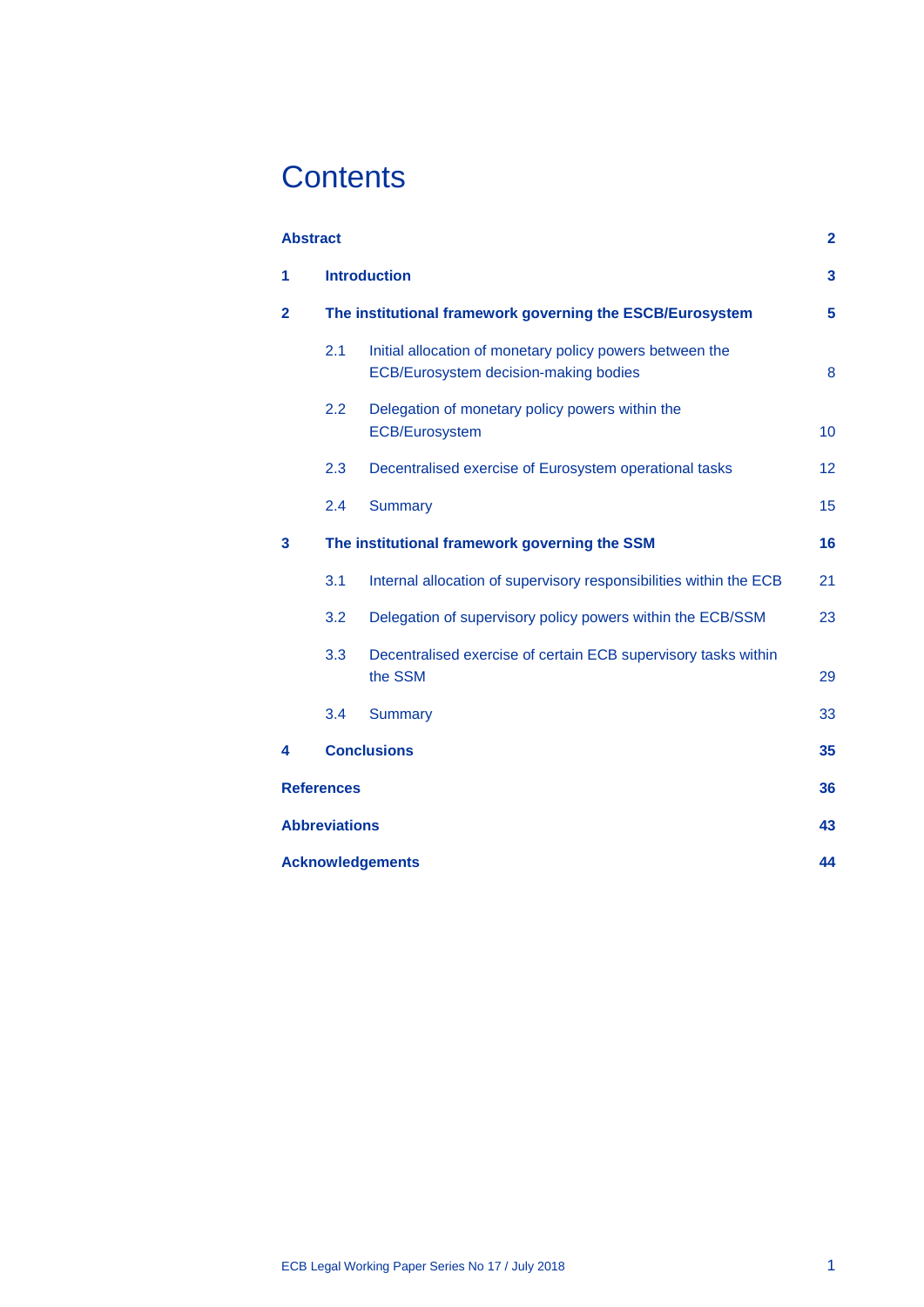# Contents

| | | |
|---|---|---|
| **Abstract** | | **2** |
| **1** | **Introduction** | **3** |
| **2** | **The institutional framework governing the ESCB/Eurosystem** | **5** |
| 2.1 | Initial allocation of monetary policy powers between the ECB/Eurosystem decision-making bodies | 8 |
| 2.2 | Delegation of monetary policy powers within the ECB/Eurosystem | 10 |
| 2.3 | Decentralised exercise of Eurosystem operational tasks | 12 |
| 2.4 | Summary | 15 |
| **3** | **The institutional framework governing the SSM** | **16** |
| 3.1 | Internal allocation of supervisory responsibilities within the ECB | 21 |
| 3.2 | Delegation of supervisory policy powers within the ECB/SSM | 23 |
| 3.3 | Decentralised exercise of certain ECB supervisory tasks within the SSM | 29 |
| 3.4 | Summary | 33 |
| **4** | **Conclusions** | **35** |
| **References** | | **36** |
| **Abbreviations** | | **43** |
| **Acknowledgements** | | **44** |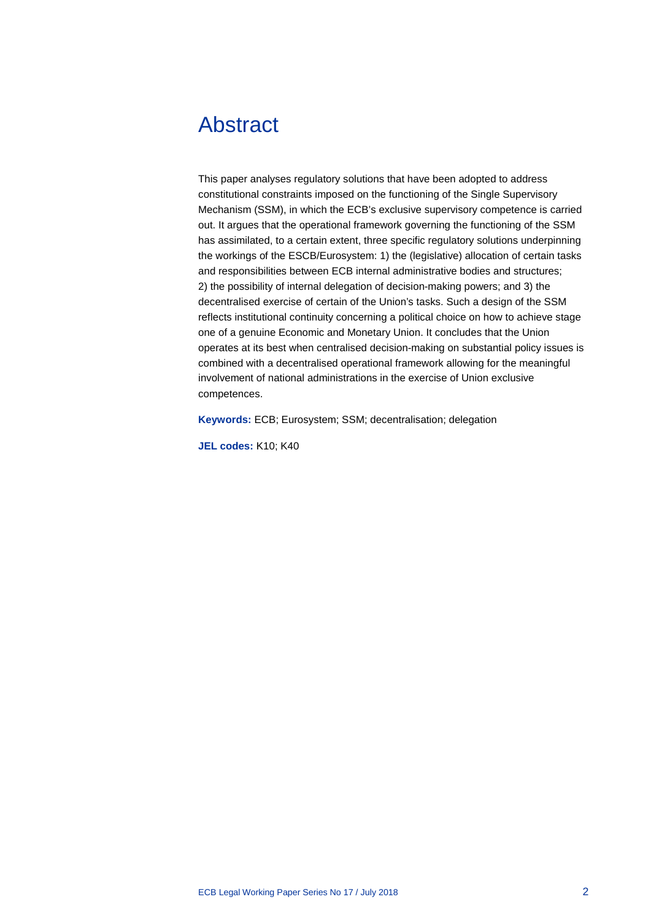# Abstract

This paper analyses regulatory solutions that have been adopted to address constitutional constraints imposed on the functioning of the Single Supervisory Mechanism (SSM), in which the ECB's exclusive supervisory competence is carried out. It argues that the operational framework governing the functioning of the SSM has assimilated, to a certain extent, three specific regulatory solutions underpinning the workings of the ESCB/Eurosystem: 1) the (legislative) allocation of certain tasks and responsibilities between ECB internal administrative bodies and structures; 2) the possibility of internal delegation of decision-making powers; and 3) the decentralised exercise of certain of the Union's tasks. Such a design of the SSM reflects institutional continuity concerning a political choice on how to achieve stage one of a genuine Economic and Monetary Union. It concludes that the Union operates at its best when centralised decision-making on substantial policy issues is combined with a decentralised operational framework allowing for the meaningful involvement of national administrations in the exercise of Union exclusive competences.

**Keywords:** ECB; Eurosystem; SSM; decentralisation; delegation

**JEL codes:** K10; K40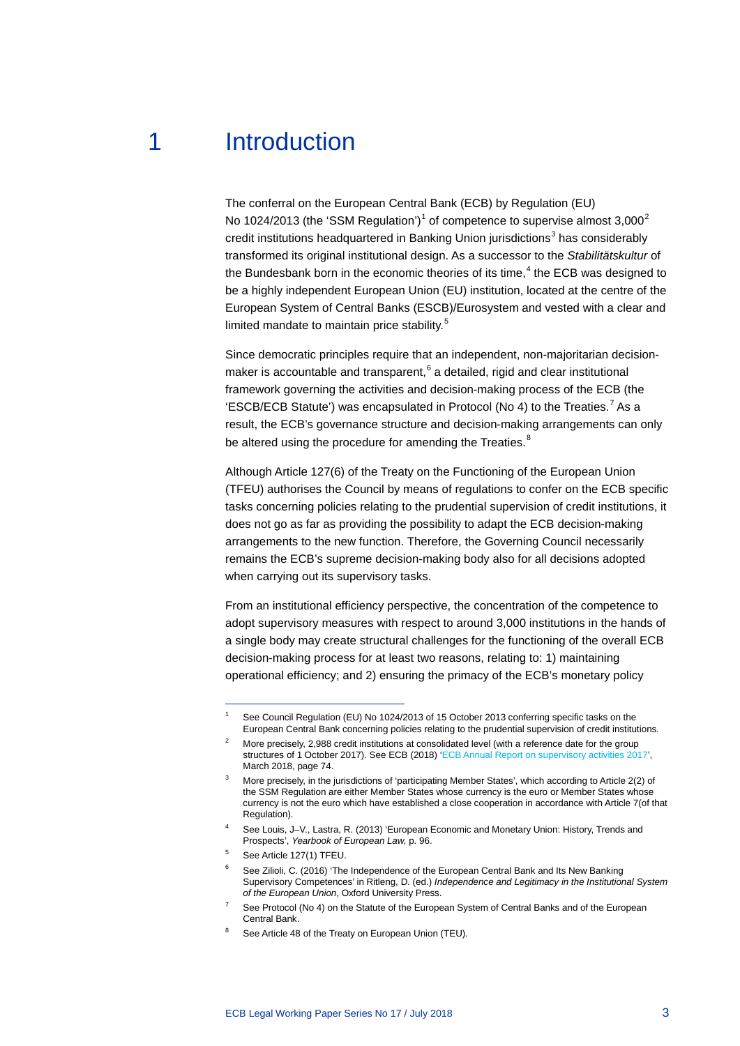# 1 Introduction

The conferral on the European Central Bank (ECB) by Regulation (EU) No 1024/2013 (the 'SSM Regulation')[1] of competence to supervise almost 3,000[2] credit institutions headquartered in Banking Union jurisdictions[3] has considerably transformed its original institutional design. As a successor to the *Stabilitätskultur* of the Bundesbank born in the economic theories of its time,[4] the ECB was designed to be a highly independent European Union (EU) institution, located at the centre of the European System of Central Banks (ESCB)/Eurosystem and vested with a clear and limited mandate to maintain price stability.[5]

Since democratic principles require that an independent, non-majoritarian decision-maker is accountable and transparent,[6] a detailed, rigid and clear institutional framework governing the activities and decision-making process of the ECB (the 'ESCB/ECB Statute') was encapsulated in Protocol (No 4) to the Treaties.[7] As a result, the ECB's governance structure and decision-making arrangements can only be altered using the procedure for amending the Treaties.[8]

Although Article 127(6) of the Treaty on the Functioning of the European Union (TFEU) authorises the Council by means of regulations to confer on the ECB specific tasks concerning policies relating to the prudential supervision of credit institutions, it does not go as far as providing the possibility to adapt the ECB decision-making arrangements to the new function. Therefore, the Governing Council necessarily remains the ECB's supreme decision-making body also for all decisions adopted when carrying out its supervisory tasks.

From an institutional efficiency perspective, the concentration of the competence to adopt supervisory measures with respect to around 3,000 institutions in the hands of a single body may create structural challenges for the functioning of the overall ECB decision-making process for at least two reasons, relating to: 1) maintaining operational efficiency; and 2) ensuring the primacy of the ECB's monetary policy

---

[1] See Council Regulation (EU) No 1024/2013 of 15 October 2013 conferring specific tasks on the European Central Bank concerning policies relating to the prudential supervision of credit institutions.

[2] More precisely, 2,988 credit institutions at consolidated level (with a reference date for the group structures of 1 October 2017). See ECB (2018) 'ECB Annual Report on supervisory activities 2017', March 2018, page 74.

[3] More precisely, in the jurisdictions of 'participating Member States', which according to Article 2(2) of the SSM Regulation are either Member States whose currency is the euro or Member States whose currency is not the euro which have established a close cooperation in accordance with Article 7(of that Regulation).

[4] See Louis, J–V., Lastra, R. (2013) 'European Economic and Monetary Union: History, Trends and Prospects', *Yearbook of European Law,* p. 96.

[5] See Article 127(1) TFEU.

[6] See Zilioli, C. (2016) 'The Independence of the European Central Bank and Its New Banking Supervisory Competences' in Ritleng, D. (ed.) *Independence and Legitimacy in the Institutional System of the European Union*, Oxford University Press.

[7] See Protocol (No 4) on the Statute of the European System of Central Banks and of the European Central Bank.

[8] See Article 48 of the Treaty on European Union (TEU).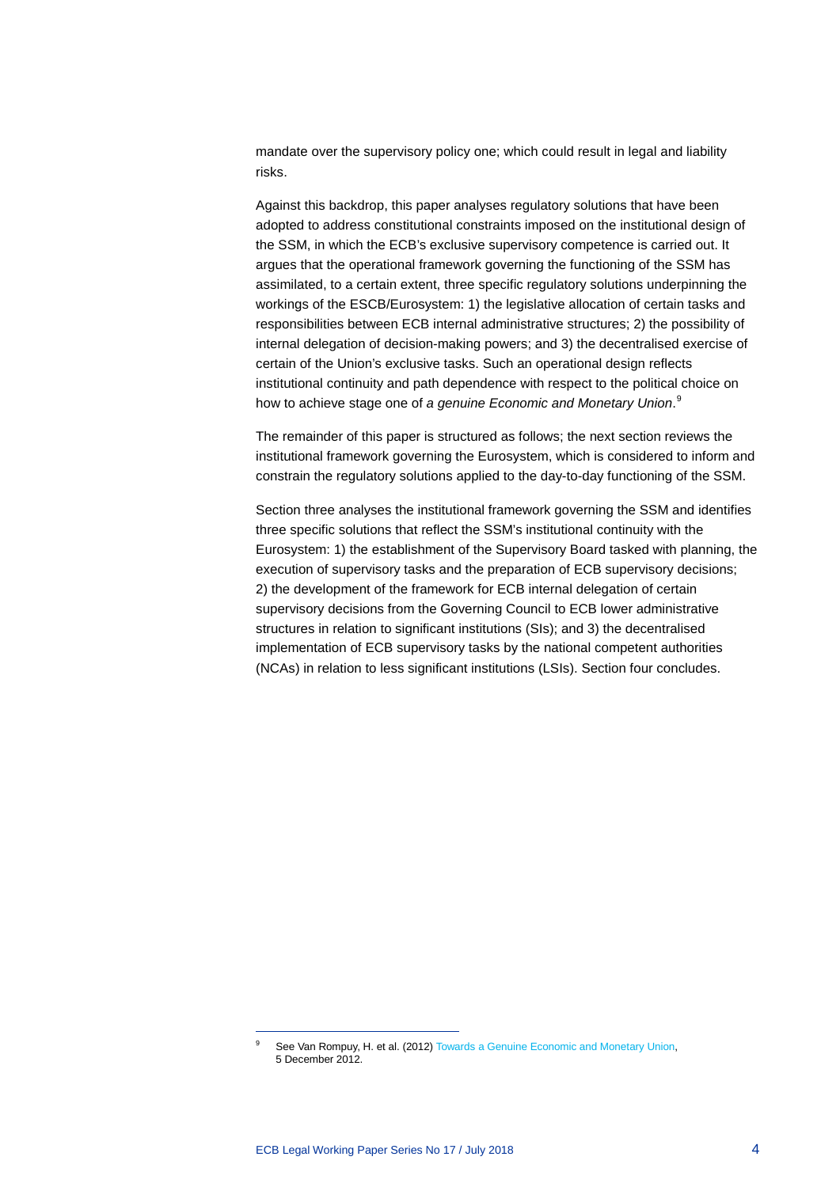mandate over the supervisory policy one; which could result in legal and liability risks.

Against this backdrop, this paper analyses regulatory solutions that have been adopted to address constitutional constraints imposed on the institutional design of the SSM, in which the ECB's exclusive supervisory competence is carried out. It argues that the operational framework governing the functioning of the SSM has assimilated, to a certain extent, three specific regulatory solutions underpinning the workings of the ESCB/Eurosystem: 1) the legislative allocation of certain tasks and responsibilities between ECB internal administrative structures; 2) the possibility of internal delegation of decision-making powers; and 3) the decentralised exercise of certain of the Union's exclusive tasks. Such an operational design reflects institutional continuity and path dependence with respect to the political choice on how to achieve stage one of *a genuine Economic and Monetary Union*.[9]

The remainder of this paper is structured as follows; the next section reviews the institutional framework governing the Eurosystem, which is considered to inform and constrain the regulatory solutions applied to the day-to-day functioning of the SSM.

Section three analyses the institutional framework governing the SSM and identifies three specific solutions that reflect the SSM's institutional continuity with the Eurosystem: 1) the establishment of the Supervisory Board tasked with planning, the execution of supervisory tasks and the preparation of ECB supervisory decisions; 2) the development of the framework for ECB internal delegation of certain supervisory decisions from the Governing Council to ECB lower administrative structures in relation to significant institutions (SIs); and 3) the decentralised implementation of ECB supervisory tasks by the national competent authorities (NCAs) in relation to less significant institutions (LSIs). Section four concludes.

---

[9] See Van Rompuy, H. et al. (2012) Towards a Genuine Economic and Monetary Union, 5 December 2012.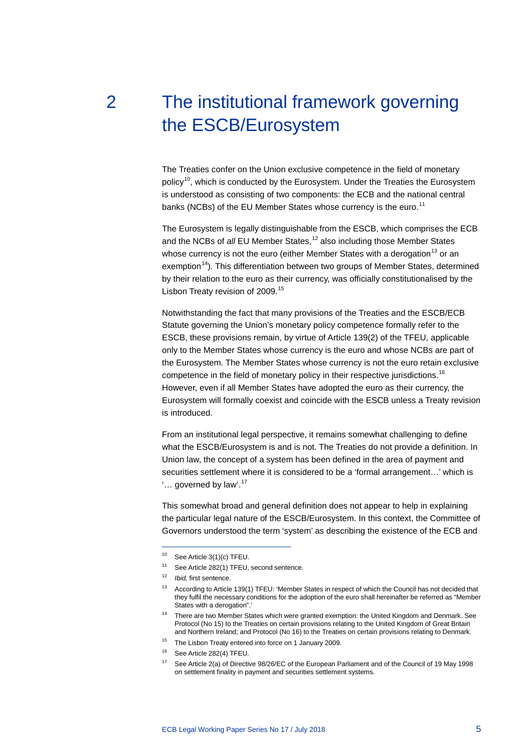# 2 The institutional framework governing the ESCB/Eurosystem

The Treaties confer on the Union exclusive competence in the field of monetary policy[10], which is conducted by the Eurosystem. Under the Treaties the Eurosystem is understood as consisting of two components: the ECB and the national central banks (NCBs) of the EU Member States whose currency is the euro.[11]

The Eurosystem is legally distinguishable from the ESCB, which comprises the ECB and the NCBs of *all* EU Member States,[12] also including those Member States whose currency is not the euro (either Member States with a derogation[13] or an exemption[14]). This differentiation between two groups of Member States, determined by their relation to the euro as their currency, was officially constitutionalised by the Lisbon Treaty revision of 2009.[15]

Notwithstanding the fact that many provisions of the Treaties and the ESCB/ECB Statute governing the Union's monetary policy competence formally refer to the ESCB, these provisions remain, by virtue of Article 139(2) of the TFEU, applicable only to the Member States whose currency is the euro and whose NCBs are part of the Eurosystem. The Member States whose currency is not the euro retain exclusive competence in the field of monetary policy in their respective jurisdictions.[16] However, even if all Member States have adopted the euro as their currency, the Eurosystem will formally coexist and coincide with the ESCB unless a Treaty revision is introduced.

From an institutional legal perspective, it remains somewhat challenging to define what the ESCB/Eurosystem is and is not. The Treaties do not provide a definition. In Union law, the concept of a system has been defined in the area of payment and securities settlement where it is considered to be a 'formal arrangement…' which is '… governed by law'.[17]

This somewhat broad and general definition does not appear to help in explaining the particular legal nature of the ESCB/Eurosystem. In this context, the Committee of Governors understood the term 'system' as describing the existence of the ECB and

---

[10] See Article 3(1)(c) TFEU.

[11] See Article 282(1) TFEU, second sentence.

[12] *Ibid,* first sentence.

[13] According to Article 139(1) TFEU: 'Member States in respect of which the Council has not decided that they fulfil the necessary conditions for the adoption of the euro shall hereinafter be referred as "Member States with a derogation".'

[14] There are two Member States which were granted exemption: the United Kingdom and Denmark. See Protocol (No 15) to the Treaties on certain provisions relating to the United Kingdom of Great Britain and Northern Ireland; and Protocol (No 16) to the Treaties on certain provisions relating to Denmark.

[15] The Lisbon Treaty entered into force on 1 January 2009.

[16] See Article 282(4) TFEU.

[17] See Article 2(a) of Directive 98/26/EC of the European Parliament and of the Council of 19 May 1998 on settlement finality in payment and securities settlement systems.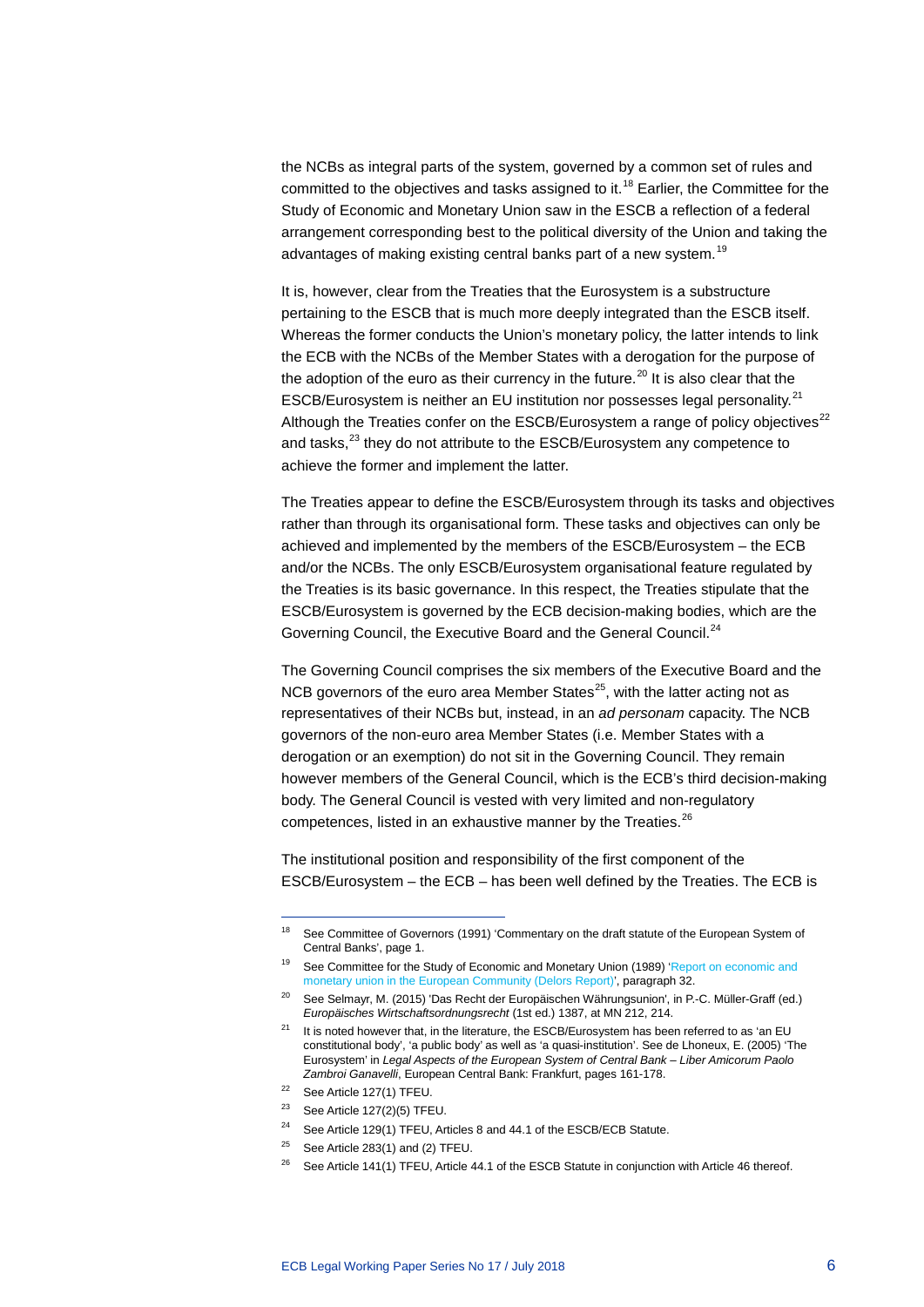the NCBs as integral parts of the system, governed by a common set of rules and committed to the objectives and tasks assigned to it.[18] Earlier, the Committee for the Study of Economic and Monetary Union saw in the ESCB a reflection of a federal arrangement corresponding best to the political diversity of the Union and taking the advantages of making existing central banks part of a new system.[19]

It is, however, clear from the Treaties that the Eurosystem is a substructure pertaining to the ESCB that is much more deeply integrated than the ESCB itself. Whereas the former conducts the Union's monetary policy, the latter intends to link the ECB with the NCBs of the Member States with a derogation for the purpose of the adoption of the euro as their currency in the future.[20] It is also clear that the ESCB/Eurosystem is neither an EU institution nor possesses legal personality.[21] Although the Treaties confer on the ESCB/Eurosystem a range of policy objectives[22] and tasks,[23] they do not attribute to the ESCB/Eurosystem any competence to achieve the former and implement the latter.

The Treaties appear to define the ESCB/Eurosystem through its tasks and objectives rather than through its organisational form. These tasks and objectives can only be achieved and implemented by the members of the ESCB/Eurosystem – the ECB and/or the NCBs. The only ESCB/Eurosystem organisational feature regulated by the Treaties is its basic governance. In this respect, the Treaties stipulate that the ESCB/Eurosystem is governed by the ECB decision-making bodies, which are the Governing Council, the Executive Board and the General Council.[24]

The Governing Council comprises the six members of the Executive Board and the NCB governors of the euro area Member States[25], with the latter acting not as representatives of their NCBs but, instead, in an *ad personam* capacity. The NCB governors of the non-euro area Member States (i.e. Member States with a derogation or an exemption) do not sit in the Governing Council. They remain however members of the General Council, which is the ECB's third decision-making body. The General Council is vested with very limited and non-regulatory competences, listed in an exhaustive manner by the Treaties.[26]

The institutional position and responsibility of the first component of the ESCB/Eurosystem – the ECB – has been well defined by the Treaties. The ECB is

---

[18] See Committee of Governors (1991) 'Commentary on the draft statute of the European System of Central Banks', page 1.

[19] See Committee for the Study of Economic and Monetary Union (1989) 'Report on economic and monetary union in the European Community (Delors Report)', paragraph 32.

[20] See Selmayr, M. (2015) 'Das Recht der Europäischen Währungsunion', in P.-C. Müller-Graff (ed.) *Europäisches Wirtschaftsordnungsrecht* (1st ed.) 1387, at MN 212, 214.

[21] It is noted however that, in the literature, the ESCB/Eurosystem has been referred to as 'an EU constitutional body', 'a public body' as well as 'a quasi-institution'. See de Lhoneux, E. (2005) 'The Eurosystem' in *Legal Aspects of the European System of Central Bank – Liber Amicorum Paolo Zambroi Ganavelli*, European Central Bank: Frankfurt, pages 161-178.

[22] See Article 127(1) TFEU.

[23] See Article 127(2)(5) TFEU.

[24] See Article 129(1) TFEU, Articles 8 and 44.1 of the ESCB/ECB Statute.

[25] See Article 283(1) and (2) TFEU.

[26] See Article 141(1) TFEU, Article 44.1 of the ESCB Statute in conjunction with Article 46 thereof.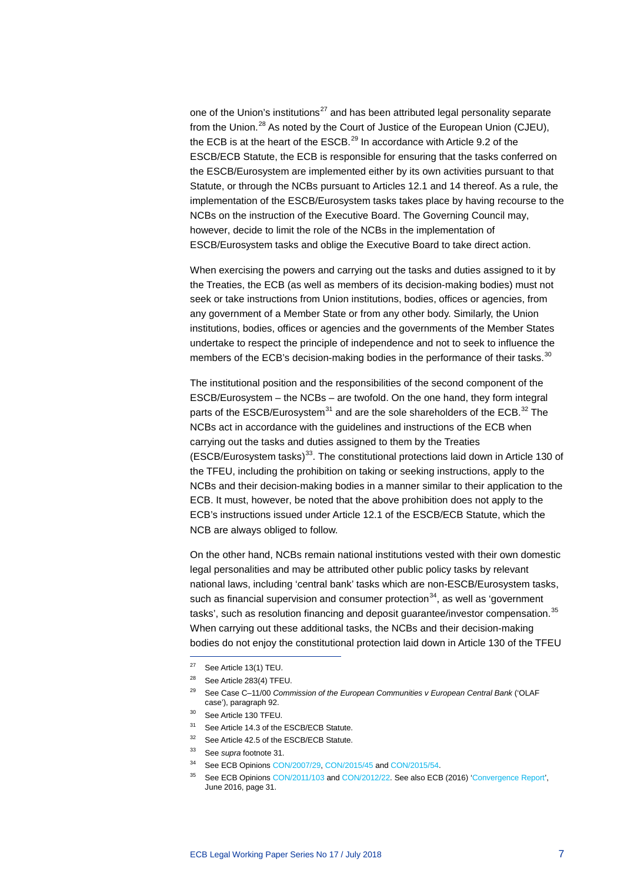one of the Union's institutions[27] and has been attributed legal personality separate from the Union.[28] As noted by the Court of Justice of the European Union (CJEU), the ECB is at the heart of the ESCB.[29] In accordance with Article 9.2 of the ESCB/ECB Statute, the ECB is responsible for ensuring that the tasks conferred on the ESCB/Eurosystem are implemented either by its own activities pursuant to that Statute, or through the NCBs pursuant to Articles 12.1 and 14 thereof. As a rule, the implementation of the ESCB/Eurosystem tasks takes place by having recourse to the NCBs on the instruction of the Executive Board. The Governing Council may, however, decide to limit the role of the NCBs in the implementation of ESCB/Eurosystem tasks and oblige the Executive Board to take direct action.

When exercising the powers and carrying out the tasks and duties assigned to it by the Treaties, the ECB (as well as members of its decision-making bodies) must not seek or take instructions from Union institutions, bodies, offices or agencies, from any government of a Member State or from any other body. Similarly, the Union institutions, bodies, offices or agencies and the governments of the Member States undertake to respect the principle of independence and not to seek to influence the members of the ECB's decision-making bodies in the performance of their tasks.[30]

The institutional position and the responsibilities of the second component of the ESCB/Eurosystem – the NCBs – are twofold. On the one hand, they form integral parts of the ESCB/Eurosystem[31] and are the sole shareholders of the ECB.[32] The NCBs act in accordance with the guidelines and instructions of the ECB when carrying out the tasks and duties assigned to them by the Treaties (ESCB/Eurosystem tasks)[33]. The constitutional protections laid down in Article 130 of the TFEU, including the prohibition on taking or seeking instructions, apply to the NCBs and their decision-making bodies in a manner similar to their application to the ECB. It must, however, be noted that the above prohibition does not apply to the ECB's instructions issued under Article 12.1 of the ESCB/ECB Statute, which the NCB are always obliged to follow.

On the other hand, NCBs remain national institutions vested with their own domestic legal personalities and may be attributed other public policy tasks by relevant national laws, including 'central bank' tasks which are non-ESCB/Eurosystem tasks, such as financial supervision and consumer protection[34], as well as 'government tasks', such as resolution financing and deposit guarantee/investor compensation.[35] When carrying out these additional tasks, the NCBs and their decision-making bodies do not enjoy the constitutional protection laid down in Article 130 of the TFEU

---

[27] See Article 13(1) TEU.

[28] See Article 283(4) TFEU.

[29] See Case C–11/00 *Commission of the European Communities v European Central Bank* ('OLAF case'), paragraph 92.

[30] See Article 130 TFEU.

[31] See Article 14.3 of the ESCB/ECB Statute.

[32] See Article 42.5 of the ESCB/ECB Statute.

[33] See *supra* footnote 31.

[34] See ECB Opinions CON/2007/29, CON/2015/45 and CON/2015/54.

[35] See ECB Opinions CON/2011/103 and CON/2012/22. See also ECB (2016) 'Convergence Report', June 2016, page 31.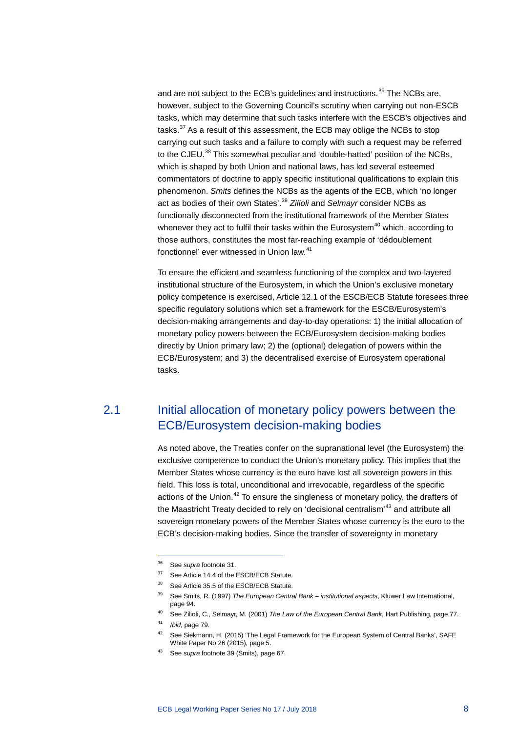and are not subject to the ECB's guidelines and instructions.[36] The NCBs are, however, subject to the Governing Council's scrutiny when carrying out non-ESCB tasks, which may determine that such tasks interfere with the ESCB's objectives and tasks.[37] As a result of this assessment, the ECB may oblige the NCBs to stop carrying out such tasks and a failure to comply with such a request may be referred to the CJEU.[38] This somewhat peculiar and 'double-hatted' position of the NCBs, which is shaped by both Union and national laws, has led several esteemed commentators of doctrine to apply specific institutional qualifications to explain this phenomenon. *Smits* defines the NCBs as the agents of the ECB, which 'no longer act as bodies of their own States'.[39] *Zilioli* and *Selmayr* consider NCBs as functionally disconnected from the institutional framework of the Member States whenever they act to fulfil their tasks within the Eurosystem[40] which, according to those authors, constitutes the most far-reaching example of 'dédoublement fonctionnel' ever witnessed in Union law.[41]

To ensure the efficient and seamless functioning of the complex and two-layered institutional structure of the Eurosystem, in which the Union's exclusive monetary policy competence is exercised, Article 12.1 of the ESCB/ECB Statute foresees three specific regulatory solutions which set a framework for the ESCB/Eurosystem's decision-making arrangements and day-to-day operations: 1) the initial allocation of monetary policy powers between the ECB/Eurosystem decision-making bodies directly by Union primary law; 2) the (optional) delegation of powers within the ECB/Eurosystem; and 3) the decentralised exercise of Eurosystem operational tasks.

## 2.1 Initial allocation of monetary policy powers between the ECB/Eurosystem decision-making bodies

As noted above, the Treaties confer on the supranational level (the Eurosystem) the exclusive competence to conduct the Union's monetary policy. This implies that the Member States whose currency is the euro have lost all sovereign powers in this field. This loss is total, unconditional and irrevocable, regardless of the specific actions of the Union.[42] To ensure the singleness of monetary policy, the drafters of the Maastricht Treaty decided to rely on 'decisional centralism'[43] and attribute all sovereign monetary powers of the Member States whose currency is the euro to the ECB's decision-making bodies. Since the transfer of sovereignty in monetary

---

[36] See *supra* footnote 31.

[37] See Article 14.4 of the ESCB/ECB Statute.

[38] See Article 35.5 of the ESCB/ECB Statute.

[39] See Smits, R. (1997) *The European Central Bank – institutional aspects*, Kluwer Law International, page 94.

[40] See Zilioli, C., Selmayr, M. (2001) *The Law of the European Central Bank*, Hart Publishing, page 77.

[41] *Ibid*, page 79.

[42] See Siekmann, H. (2015) 'The Legal Framework for the European System of Central Banks', SAFE White Paper No 26 (2015), page 5.

[43] See *supra* footnote 39 (Smits), page 67.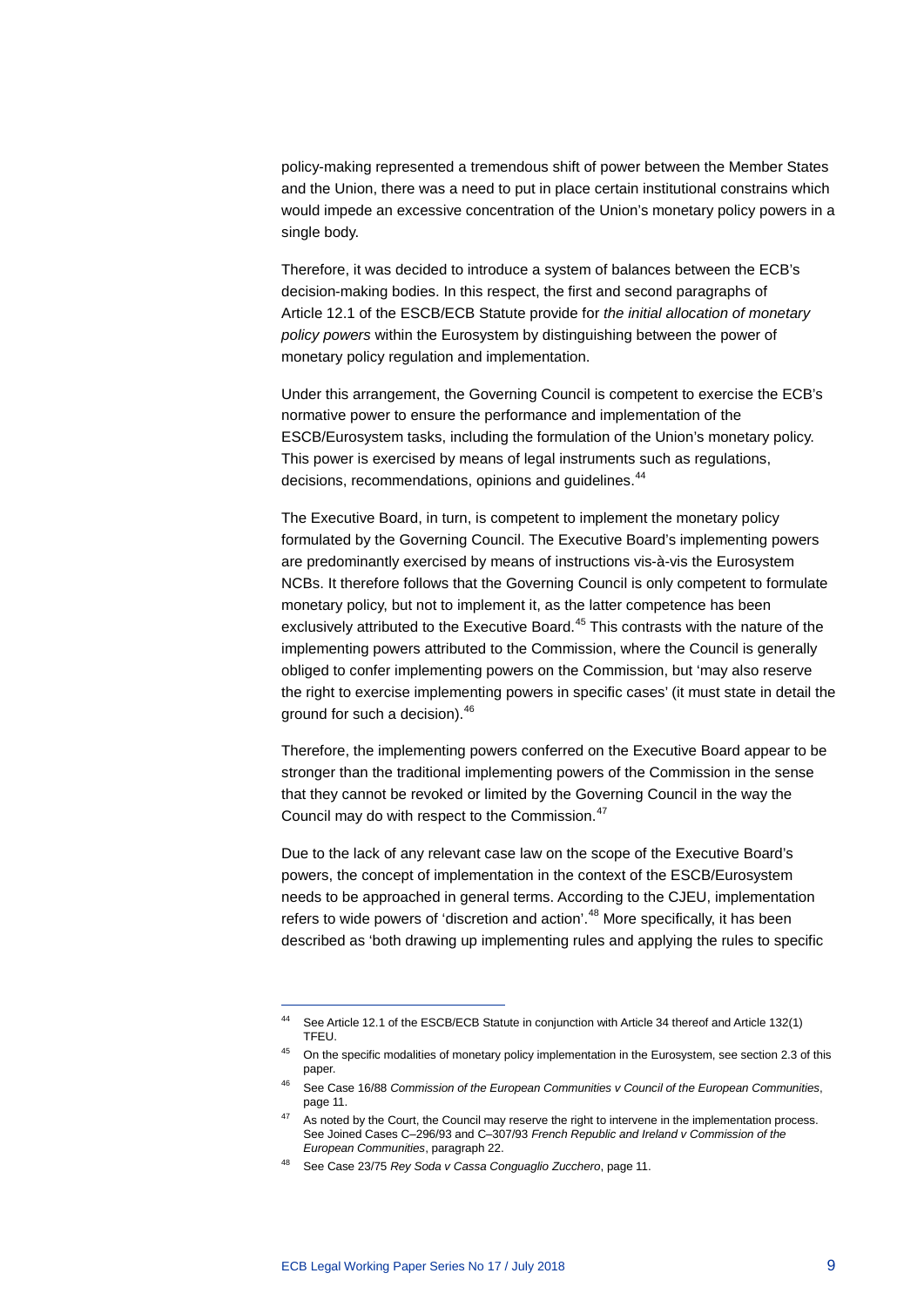policy-making represented a tremendous shift of power between the Member States and the Union, there was a need to put in place certain institutional constrains which would impede an excessive concentration of the Union's monetary policy powers in a single body.

Therefore, it was decided to introduce a system of balances between the ECB's decision-making bodies. In this respect, the first and second paragraphs of Article 12.1 of the ESCB/ECB Statute provide for *the initial allocation of monetary policy powers* within the Eurosystem by distinguishing between the power of monetary policy regulation and implementation.

Under this arrangement, the Governing Council is competent to exercise the ECB's normative power to ensure the performance and implementation of the ESCB/Eurosystem tasks, including the formulation of the Union's monetary policy. This power is exercised by means of legal instruments such as regulations, decisions, recommendations, opinions and guidelines.[44]

The Executive Board, in turn, is competent to implement the monetary policy formulated by the Governing Council. The Executive Board's implementing powers are predominantly exercised by means of instructions vis-à-vis the Eurosystem NCBs. It therefore follows that the Governing Council is only competent to formulate monetary policy, but not to implement it, as the latter competence has been exclusively attributed to the Executive Board.[45] This contrasts with the nature of the implementing powers attributed to the Commission, where the Council is generally obliged to confer implementing powers on the Commission, but 'may also reserve the right to exercise implementing powers in specific cases' (it must state in detail the ground for such a decision).[46]

Therefore, the implementing powers conferred on the Executive Board appear to be stronger than the traditional implementing powers of the Commission in the sense that they cannot be revoked or limited by the Governing Council in the way the Council may do with respect to the Commission.[47]

Due to the lack of any relevant case law on the scope of the Executive Board's powers, the concept of implementation in the context of the ESCB/Eurosystem needs to be approached in general terms. According to the CJEU, implementation refers to wide powers of 'discretion and action'.[48] More specifically, it has been described as 'both drawing up implementing rules and applying the rules to specific

---

[44] See Article 12.1 of the ESCB/ECB Statute in conjunction with Article 34 thereof and Article 132(1) TFEU.

[45] On the specific modalities of monetary policy implementation in the Eurosystem, see section 2.3 of this paper.

[46] See Case 16/88 *Commission of the European Communities v Council of the European Communities*, page 11.

[47] As noted by the Court, the Council may reserve the right to intervene in the implementation process. See Joined Cases C–296/93 and C–307/93 *French Republic and Ireland v Commission of the European Communities*, paragraph 22.

[48] See Case 23/75 *Rey Soda v Cassa Conguaglio Zucchero*, page 11.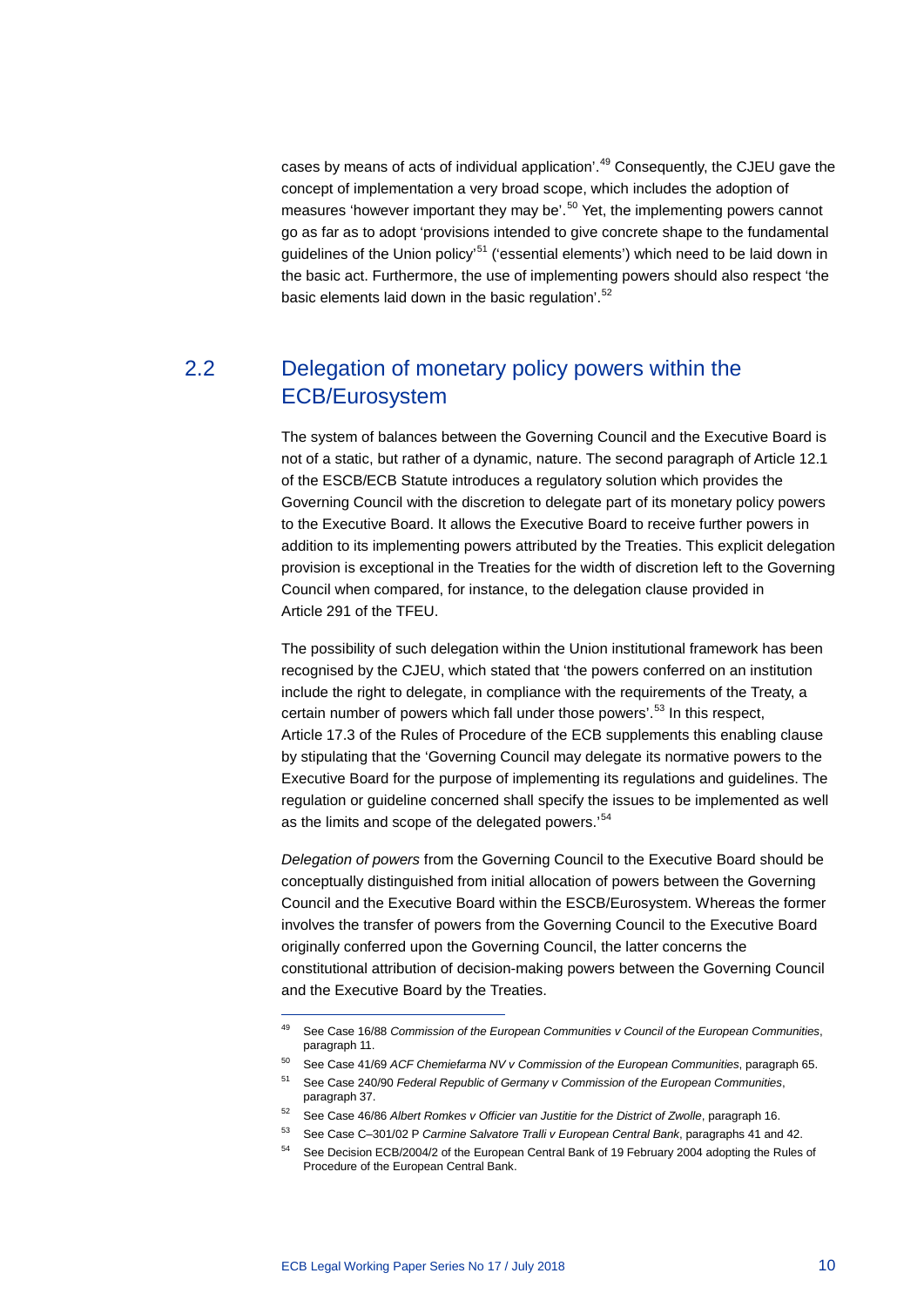cases by means of acts of individual application'.[49] Consequently, the CJEU gave the concept of implementation a very broad scope, which includes the adoption of measures 'however important they may be'.[50] Yet, the implementing powers cannot go as far as to adopt 'provisions intended to give concrete shape to the fundamental guidelines of the Union policy'[51] ('essential elements') which need to be laid down in the basic act. Furthermore, the use of implementing powers should also respect 'the basic elements laid down in the basic regulation'.[52]

## 2.2 Delegation of monetary policy powers within the ECB/Eurosystem

The system of balances between the Governing Council and the Executive Board is not of a static, but rather of a dynamic, nature. The second paragraph of Article 12.1 of the ESCB/ECB Statute introduces a regulatory solution which provides the Governing Council with the discretion to delegate part of its monetary policy powers to the Executive Board. It allows the Executive Board to receive further powers in addition to its implementing powers attributed by the Treaties. This explicit delegation provision is exceptional in the Treaties for the width of discretion left to the Governing Council when compared, for instance, to the delegation clause provided in Article 291 of the TFEU.

The possibility of such delegation within the Union institutional framework has been recognised by the CJEU, which stated that 'the powers conferred on an institution include the right to delegate, in compliance with the requirements of the Treaty, a certain number of powers which fall under those powers'.[53] In this respect, Article 17.3 of the Rules of Procedure of the ECB supplements this enabling clause by stipulating that the 'Governing Council may delegate its normative powers to the Executive Board for the purpose of implementing its regulations and guidelines. The regulation or guideline concerned shall specify the issues to be implemented as well as the limits and scope of the delegated powers.'[54]

*Delegation of powers* from the Governing Council to the Executive Board should be conceptually distinguished from initial allocation of powers between the Governing Council and the Executive Board within the ESCB/Eurosystem. Whereas the former involves the transfer of powers from the Governing Council to the Executive Board originally conferred upon the Governing Council, the latter concerns the constitutional attribution of decision-making powers between the Governing Council and the Executive Board by the Treaties.

---

[49] See Case 16/88 *Commission of the European Communities v Council of the European Communities*, paragraph 11.

[50] See Case 41/69 *ACF Chemiefarma NV v Commission of the European Communities*, paragraph 65.

[51] See Case 240/90 *Federal Republic of Germany v Commission of the European Communities*, paragraph 37.

[52] See Case 46/86 *Albert Romkes v Officier van Justitie for the District of Zwolle*, paragraph 16.

[53] See Case C–301/02 P *Carmine Salvatore Tralli v European Central Bank*, paragraphs 41 and 42.

[54] See Decision ECB/2004/2 of the European Central Bank of 19 February 2004 adopting the Rules of Procedure of the European Central Bank.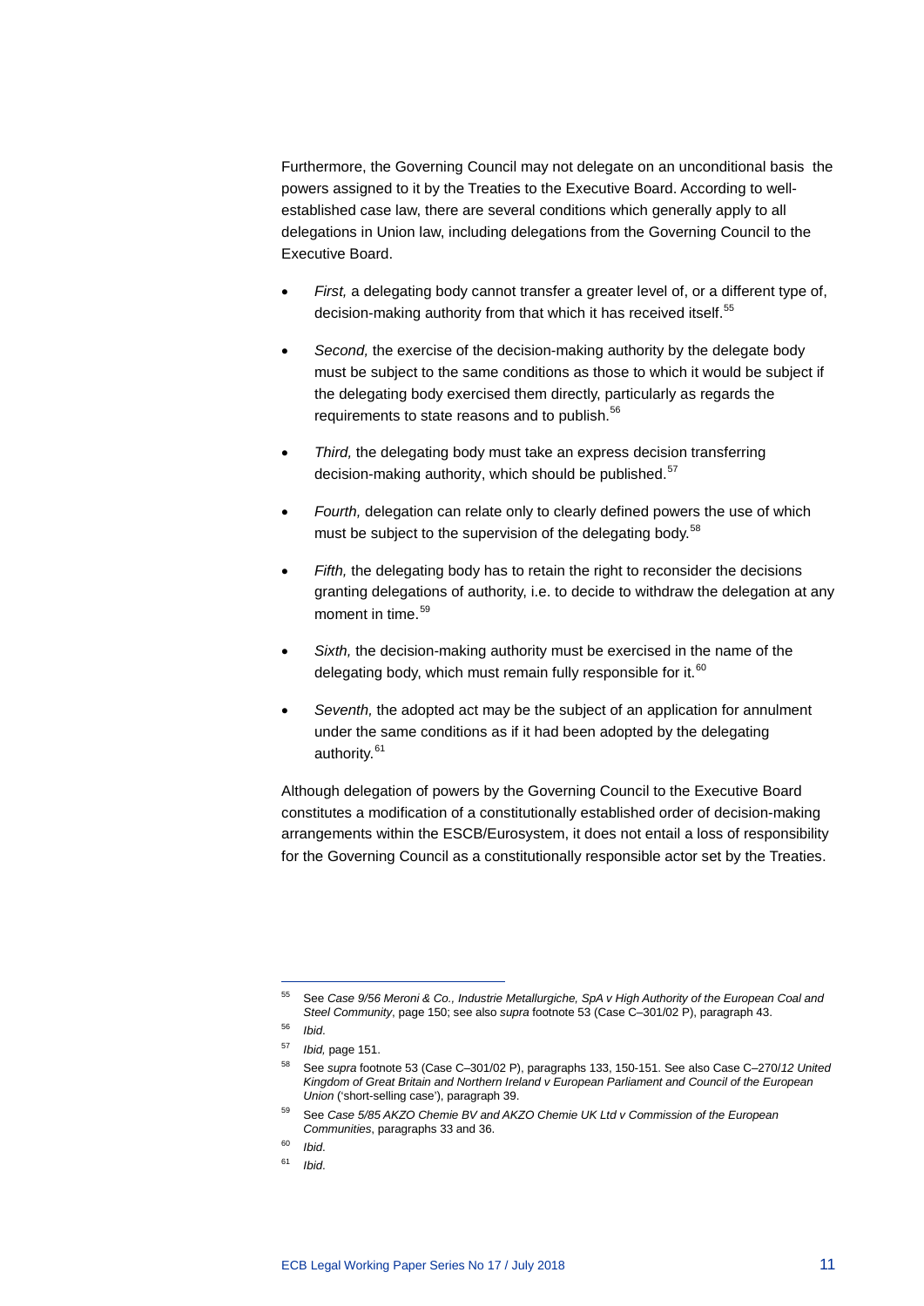Furthermore, the Governing Council may not delegate on an unconditional basis the powers assigned to it by the Treaties to the Executive Board. According to well-established case law, there are several conditions which generally apply to all delegations in Union law, including delegations from the Governing Council to the Executive Board.

- *First,* a delegating body cannot transfer a greater level of, or a different type of, decision-making authority from that which it has received itself.[55]
- *Second,* the exercise of the decision-making authority by the delegate body must be subject to the same conditions as those to which it would be subject if the delegating body exercised them directly, particularly as regards the requirements to state reasons and to publish.[56]
- *Third,* the delegating body must take an express decision transferring decision-making authority, which should be published.[57]
- *Fourth,* delegation can relate only to clearly defined powers the use of which must be subject to the supervision of the delegating body.[58]
- *Fifth,* the delegating body has to retain the right to reconsider the decisions granting delegations of authority, i.e. to decide to withdraw the delegation at any moment in time.[59]
- *Sixth,* the decision-making authority must be exercised in the name of the delegating body, which must remain fully responsible for it.[60]
- *Seventh,* the adopted act may be the subject of an application for annulment under the same conditions as if it had been adopted by the delegating authority.[61]

Although delegation of powers by the Governing Council to the Executive Board constitutes a modification of a constitutionally established order of decision-making arrangements within the ESCB/Eurosystem, it does not entail a loss of responsibility for the Governing Council as a constitutionally responsible actor set by the Treaties.

---

[55] See *Case 9/56 Meroni & Co., Industrie Metallurgiche, SpA v High Authority of the European Coal and Steel Community*, page 150; see also *supra* footnote 53 (Case C–301/02 P), paragraph 43.

[56] *Ibid*.

[57] *Ibid,* page 151.

[58] See *supra* footnote 53 (Case C–301/02 P), paragraphs 133, 150-151. See also Case C–270/*12 United Kingdom of Great Britain and Northern Ireland v European Parliament and Council of the European Union* ('short-selling case'), paragraph 39.

[59] See *Case 5/85 AKZO Chemie BV and AKZO Chemie UK Ltd v Commission of the European Communities*, paragraphs 33 and 36.

[60] *Ibid*.

[61] *Ibid*.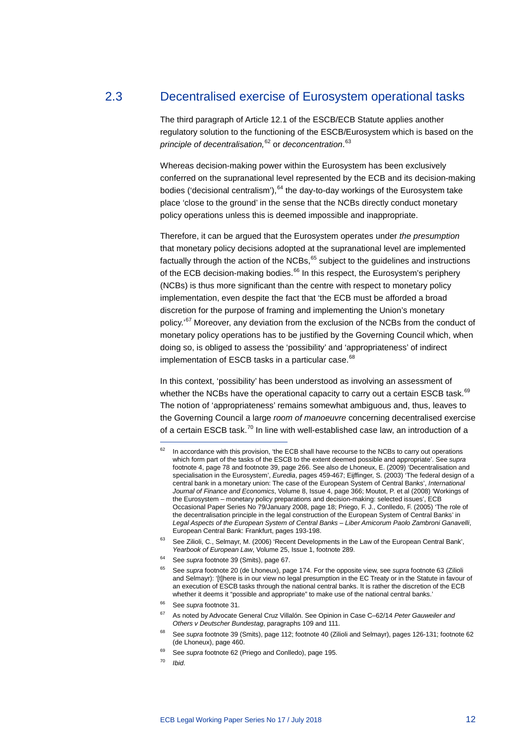## 2.3 Decentralised exercise of Eurosystem operational tasks

The third paragraph of Article 12.1 of the ESCB/ECB Statute applies another regulatory solution to the functioning of the ESCB/Eurosystem which is based on the *principle of decentralisation,*[62] or *deconcentration*.[63]

Whereas decision-making power within the Eurosystem has been exclusively conferred on the supranational level represented by the ECB and its decision-making bodies ('decisional centralism'),[64] the day-to-day workings of the Eurosystem take place 'close to the ground' in the sense that the NCBs directly conduct monetary policy operations unless this is deemed impossible and inappropriate.

Therefore, it can be argued that the Eurosystem operates under *the presumption* that monetary policy decisions adopted at the supranational level are implemented factually through the action of the NCBs,[65] subject to the guidelines and instructions of the ECB decision-making bodies.[66] In this respect, the Eurosystem's periphery (NCBs) is thus more significant than the centre with respect to monetary policy implementation, even despite the fact that 'the ECB must be afforded a broad discretion for the purpose of framing and implementing the Union's monetary policy.'[67] Moreover, any deviation from the exclusion of the NCBs from the conduct of monetary policy operations has to be justified by the Governing Council which, when doing so, is obliged to assess the 'possibility' and 'appropriateness' of indirect implementation of ESCB tasks in a particular case.[68]

In this context, 'possibility' has been understood as involving an assessment of whether the NCBs have the operational capacity to carry out a certain ESCB task.[69] The notion of 'appropriateness' remains somewhat ambiguous and, thus, leaves to the Governing Council a large *room of manoeuvre* concerning decentralised exercise of a certain ESCB task.[70] In line with well-established case law, an introduction of a

---

[62] In accordance with this provision, 'the ECB shall have recourse to the NCBs to carry out operations which form part of the tasks of the ESCB to the extent deemed possible and appropriate'. See *supra* footnote 4, page 78 and footnote 39, page 266. See also de Lhoneux, E. (2009) 'Decentralisation and specialisation in the Eurosystem', *Euredia*, pages 459-467; Eijffinger, S. (2003) 'The federal design of a central bank in a monetary union: The case of the European System of Central Banks', *International Journal of Finance and Economics*, Volume 8, Issue 4, page 366; Moutot, P. et al (2008) 'Workings of the Eurosystem – monetary policy preparations and decision-making: selected issues', ECB Occasional Paper Series No 79/January 2008, page 18; Priego, F. J., Conlledo, F. (2005) 'The role of the decentralisation principle in the legal construction of the European System of Central Banks' in *Legal Aspects of the European System of Central Banks – Liber Amicorum Paolo Zambroni Ganavelli*, European Central Bank: Frankfurt, pages 193-198.

[63] See Zilioli, C., Selmayr, M. (2006) 'Recent Developments in the Law of the European Central Bank', *Yearbook of European Law*, Volume 25, Issue 1, footnote 289.

[64] See *supra* footnote 39 (Smits), page 67.

[65] See *supra* footnote 20 (de Lhoneux), page 174. For the opposite view, see *supra* footnote 63 (Zilioli and Selmayr): '[t]here is in our view no legal presumption in the EC Treaty or in the Statute in favour of an execution of ESCB tasks through the national central banks. It is rather the discretion of the ECB whether it deems it "possible and appropriate" to make use of the national central banks.'

[66] See *supra* footnote 31.

[67] As noted by Advocate General Cruz Villalón. See Opinion in Case C–62/14 *Peter Gauweiler and Others v Deutscher Bundestag*, paragraphs 109 and 111.

[68] See *supra* footnote 39 (Smits), page 112; footnote 40 (Zilioli and Selmayr), pages 126-131; footnote 62 (de Lhoneux), page 460.

[69] See *supra* footnote 62 (Priego and Conlledo), page 195.

[70] *Ibid*.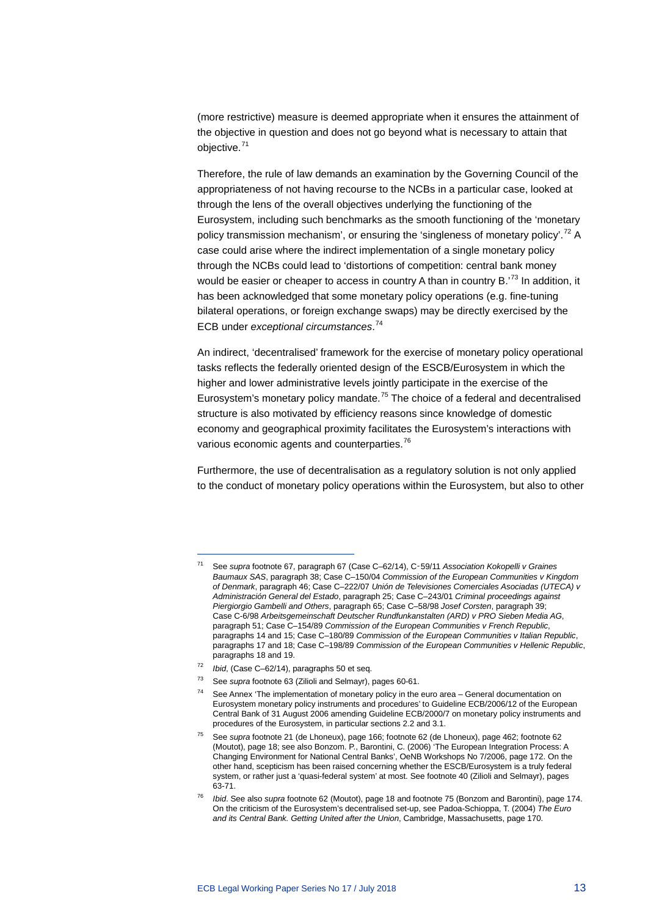(more restrictive) measure is deemed appropriate when it ensures the attainment of the objective in question and does not go beyond what is necessary to attain that objective.[71]

Therefore, the rule of law demands an examination by the Governing Council of the appropriateness of not having recourse to the NCBs in a particular case, looked at through the lens of the overall objectives underlying the functioning of the Eurosystem, including such benchmarks as the smooth functioning of the 'monetary policy transmission mechanism', or ensuring the 'singleness of monetary policy'.[72] A case could arise where the indirect implementation of a single monetary policy through the NCBs could lead to 'distortions of competition: central bank money would be easier or cheaper to access in country A than in country B.'[73] In addition, it has been acknowledged that some monetary policy operations (e.g. fine-tuning bilateral operations, or foreign exchange swaps) may be directly exercised by the ECB under *exceptional circumstances*.[74]

An indirect, 'decentralised' framework for the exercise of monetary policy operational tasks reflects the federally oriented design of the ESCB/Eurosystem in which the higher and lower administrative levels jointly participate in the exercise of the Eurosystem's monetary policy mandate.[75] The choice of a federal and decentralised structure is also motivated by efficiency reasons since knowledge of domestic economy and geographical proximity facilitates the Eurosystem's interactions with various economic agents and counterparties.[76]

Furthermore, the use of decentralisation as a regulatory solution is not only applied to the conduct of monetary policy operations within the Eurosystem, but also to other

---

71 See *supra* footnote 67, paragraph 67 (Case C–62/14), C‑59/11 *Association Kokopelli v Graines Baumaux SAS*, paragraph 38; Case C–150/04 *Commission of the European Communities v Kingdom of Denmark*, paragraph 46; Case C–222/07 *Unión de Televisiones Comerciales Asociadas (UTECA) v Administración General del Estado*, paragraph 25; Case C–243/01 *Criminal proceedings against Piergiorgio Gambelli and Others*, paragraph 65; Case C–58/98 *Josef Corsten*, paragraph 39; Case C-6/98 *Arbeitsgemeinschaft Deutscher Rundfunkanstalten (ARD) v PRO Sieben Media AG*, paragraph 51; Case C–154/89 *Commission of the European Communities v French Republic*, paragraphs 14 and 15; Case C–180/89 *Commission of the European Communities v Italian Republic*, paragraphs 17 and 18; Case C–198/89 *Commission of the European Communities v Hellenic Republic*, paragraphs 18 and 19.

72 *Ibid*, (Case C–62/14), paragraphs 50 et seq.

73 See *supra* footnote 63 (Zilioli and Selmayr), pages 60-61.

74 See Annex 'The implementation of monetary policy in the euro area – General documentation on Eurosystem monetary policy instruments and procedures' to Guideline ECB/2006/12 of the European Central Bank of 31 August 2006 amending Guideline ECB/2000/7 on monetary policy instruments and procedures of the Eurosystem, in particular sections 2.2 and 3.1.

75 See *supra* footnote 21 (de Lhoneux), page 166; footnote 62 (de Lhoneux), page 462; footnote 62 (Moutot), page 18; see also Bonzom. P., Barontini, C. (2006) 'The European Integration Process: A Changing Environment for National Central Banks', OeNB Workshops No 7/2006, page 172. On the other hand, scepticism has been raised concerning whether the ESCB/Eurosystem is a truly federal system, or rather just a 'quasi-federal system' at most. See footnote 40 (Zilioli and Selmayr), pages 63-71.

76 *Ibid*. See also *supra* footnote 62 (Moutot), page 18 and footnote 75 (Bonzom and Barontini), page 174. On the criticism of the Eurosystem's decentralised set-up, see Padoa-Schioppa, T. (2004) *The Euro and its Central Bank. Getting United after the Union*, Cambridge, Massachusetts, page 170.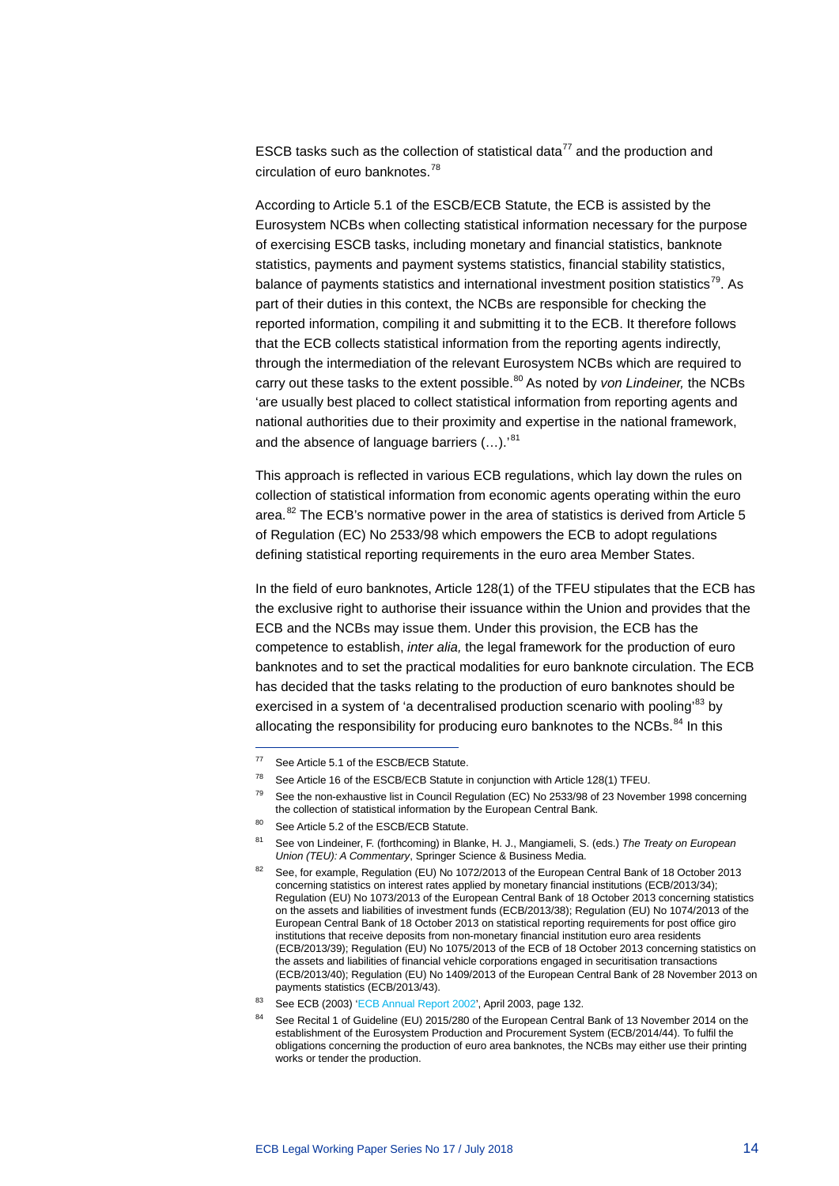ESCB tasks such as the collection of statistical data[77] and the production and circulation of euro banknotes.[78]

According to Article 5.1 of the ESCB/ECB Statute, the ECB is assisted by the Eurosystem NCBs when collecting statistical information necessary for the purpose of exercising ESCB tasks, including monetary and financial statistics, banknote statistics, payments and payment systems statistics, financial stability statistics, balance of payments statistics and international investment position statistics[79]. As part of their duties in this context, the NCBs are responsible for checking the reported information, compiling it and submitting it to the ECB. It therefore follows that the ECB collects statistical information from the reporting agents indirectly, through the intermediation of the relevant Eurosystem NCBs which are required to carry out these tasks to the extent possible.[80] As noted by *von Lindeiner,* the NCBs 'are usually best placed to collect statistical information from reporting agents and national authorities due to their proximity and expertise in the national framework, and the absence of language barriers (…).'[81]

This approach is reflected in various ECB regulations, which lay down the rules on collection of statistical information from economic agents operating within the euro area.[82] The ECB's normative power in the area of statistics is derived from Article 5 of Regulation (EC) No 2533/98 which empowers the ECB to adopt regulations defining statistical reporting requirements in the euro area Member States.

In the field of euro banknotes, Article 128(1) of the TFEU stipulates that the ECB has the exclusive right to authorise their issuance within the Union and provides that the ECB and the NCBs may issue them. Under this provision, the ECB has the competence to establish, *inter alia,* the legal framework for the production of euro banknotes and to set the practical modalities for euro banknote circulation. The ECB has decided that the tasks relating to the production of euro banknotes should be exercised in a system of 'a decentralised production scenario with pooling'[83] by allocating the responsibility for producing euro banknotes to the NCBs.[84] In this

---

[77] See Article 5.1 of the ESCB/ECB Statute.

[78] See Article 16 of the ESCB/ECB Statute in conjunction with Article 128(1) TFEU.

[79] See the non-exhaustive list in Council Regulation (EC) No 2533/98 of 23 November 1998 concerning the collection of statistical information by the European Central Bank.

[80] See Article 5.2 of the ESCB/ECB Statute.

[81] See von Lindeiner, F. (forthcoming) in Blanke, H. J., Mangiameli, S. (eds.) *The Treaty on European Union (TEU): A Commentary*, Springer Science & Business Media.

[82] See, for example, Regulation (EU) No 1072/2013 of the European Central Bank of 18 October 2013 concerning statistics on interest rates applied by monetary financial institutions (ECB/2013/34); Regulation (EU) No 1073/2013 of the European Central Bank of 18 October 2013 concerning statistics on the assets and liabilities of investment funds (ECB/2013/38); Regulation (EU) No 1074/2013 of the European Central Bank of 18 October 2013 on statistical reporting requirements for post office giro institutions that receive deposits from non-monetary financial institution euro area residents (ECB/2013/39); Regulation (EU) No 1075/2013 of the ECB of 18 October 2013 concerning statistics on the assets and liabilities of financial vehicle corporations engaged in securitisation transactions (ECB/2013/40); Regulation (EU) No 1409/2013 of the European Central Bank of 28 November 2013 on payments statistics (ECB/2013/43).

[83] See ECB (2003) 'ECB Annual Report 2002', April 2003, page 132.

[84] See Recital 1 of Guideline (EU) 2015/280 of the European Central Bank of 13 November 2014 on the establishment of the Eurosystem Production and Procurement System (ECB/2014/44). To fulfil the obligations concerning the production of euro area banknotes, the NCBs may either use their printing works or tender the production.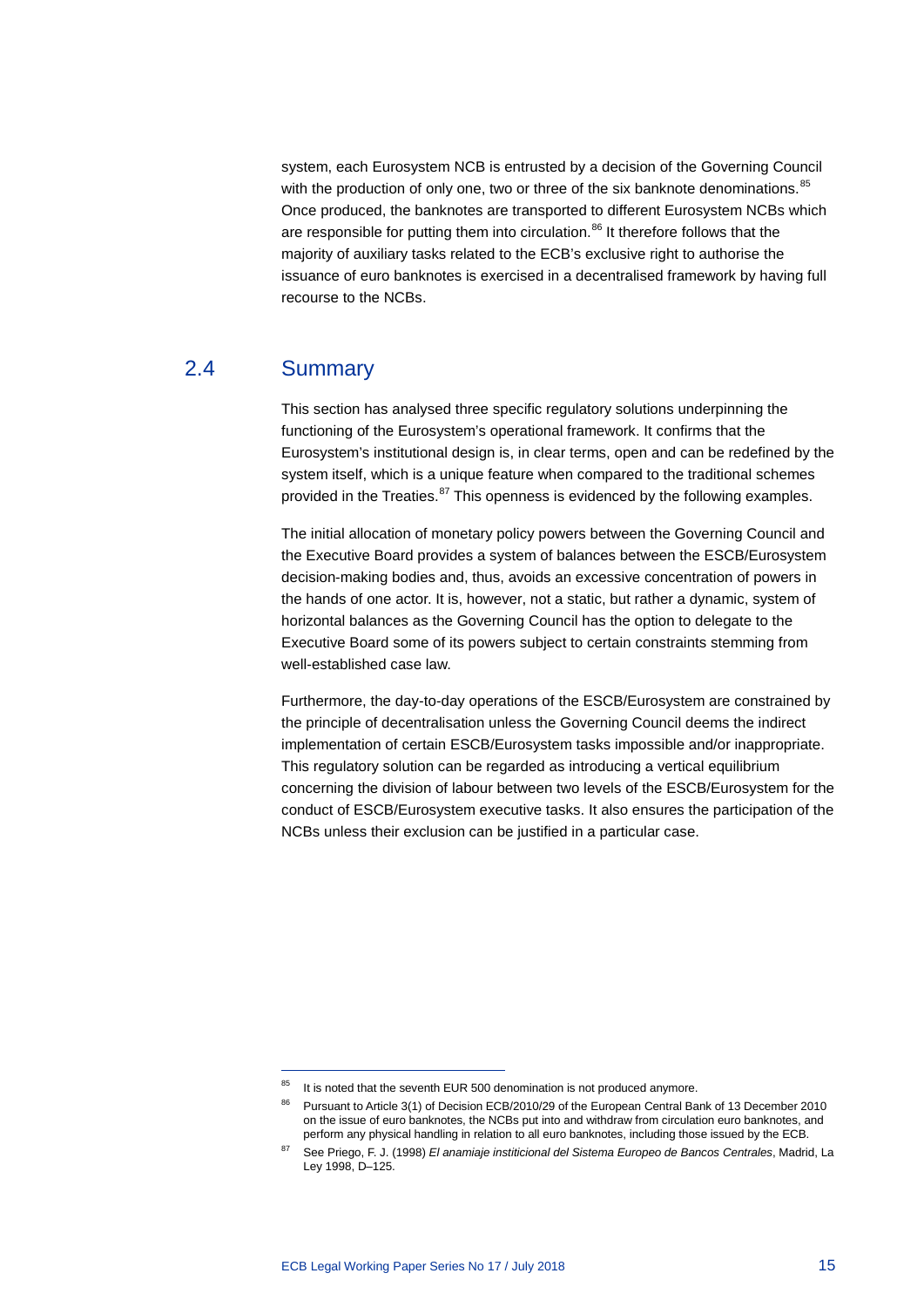system, each Eurosystem NCB is entrusted by a decision of the Governing Council with the production of only one, two or three of the six banknote denominations.[85] Once produced, the banknotes are transported to different Eurosystem NCBs which are responsible for putting them into circulation.[86] It therefore follows that the majority of auxiliary tasks related to the ECB's exclusive right to authorise the issuance of euro banknotes is exercised in a decentralised framework by having full recourse to the NCBs.

## 2.4 Summary

This section has analysed three specific regulatory solutions underpinning the functioning of the Eurosystem's operational framework. It confirms that the Eurosystem's institutional design is, in clear terms, open and can be redefined by the system itself, which is a unique feature when compared to the traditional schemes provided in the Treaties.[87] This openness is evidenced by the following examples.

The initial allocation of monetary policy powers between the Governing Council and the Executive Board provides a system of balances between the ESCB/Eurosystem decision-making bodies and, thus, avoids an excessive concentration of powers in the hands of one actor. It is, however, not a static, but rather a dynamic, system of horizontal balances as the Governing Council has the option to delegate to the Executive Board some of its powers subject to certain constraints stemming from well-established case law.

Furthermore, the day-to-day operations of the ESCB/Eurosystem are constrained by the principle of decentralisation unless the Governing Council deems the indirect implementation of certain ESCB/Eurosystem tasks impossible and/or inappropriate. This regulatory solution can be regarded as introducing a vertical equilibrium concerning the division of labour between two levels of the ESCB/Eurosystem for the conduct of ESCB/Eurosystem executive tasks. It also ensures the participation of the NCBs unless their exclusion can be justified in a particular case.

---

[85] It is noted that the seventh EUR 500 denomination is not produced anymore.

[86] Pursuant to Article 3(1) of Decision ECB/2010/29 of the European Central Bank of 13 December 2010 on the issue of euro banknotes, the NCBs put into and withdraw from circulation euro banknotes, and perform any physical handling in relation to all euro banknotes, including those issued by the ECB.

[87] See Priego, F. J. (1998) *El anamiaje institicional del Sistema Europeo de Bancos Centrales*, Madrid, La Ley 1998, D–125.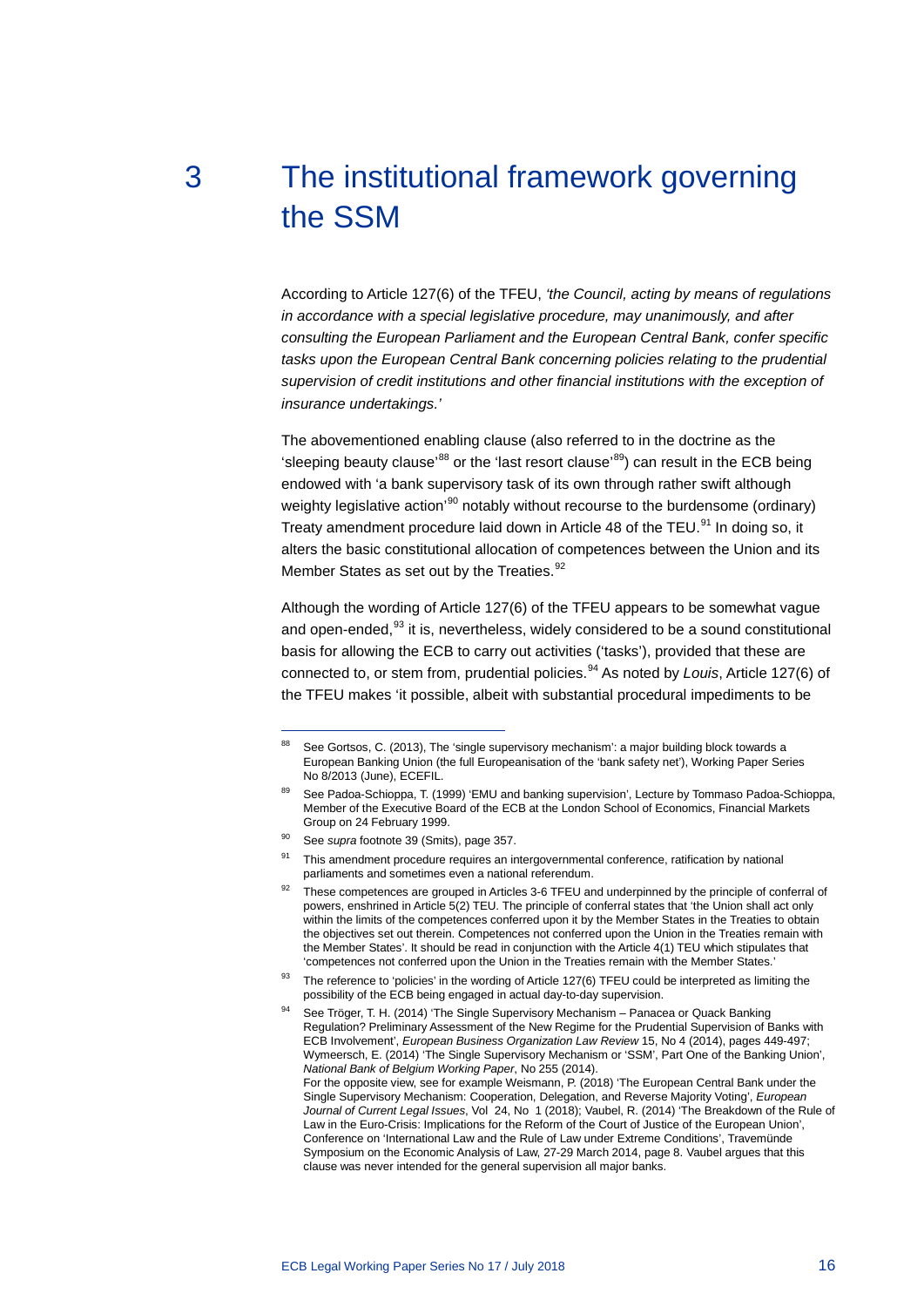# 3 The institutional framework governing the SSM

According to Article 127(6) of the TFEU, *'the Council, acting by means of regulations in accordance with a special legislative procedure, may unanimously, and after consulting the European Parliament and the European Central Bank, confer specific tasks upon the European Central Bank concerning policies relating to the prudential supervision of credit institutions and other financial institutions with the exception of insurance undertakings.'*

The abovementioned enabling clause (also referred to in the doctrine as the 'sleeping beauty clause'[88] or the 'last resort clause'[89]) can result in the ECB being endowed with 'a bank supervisory task of its own through rather swift although weighty legislative action'[90] notably without recourse to the burdensome (ordinary) Treaty amendment procedure laid down in Article 48 of the TEU.[91] In doing so, it alters the basic constitutional allocation of competences between the Union and its Member States as set out by the Treaties.[92]

Although the wording of Article 127(6) of the TFEU appears to be somewhat vague and open-ended,[93] it is, nevertheless, widely considered to be a sound constitutional basis for allowing the ECB to carry out activities ('tasks'), provided that these are connected to, or stem from, prudential policies.[94] As noted by *Louis*, Article 127(6) of the TFEU makes 'it possible, albeit with substantial procedural impediments to be

---

[88] See Gortsos, C. (2013), The 'single supervisory mechanism': a major building block towards a European Banking Union (the full Europeanisation of the 'bank safety net'), Working Paper Series No 8/2013 (June), ECEFIL.

[89] See Padoa-Schioppa, T. (1999) 'EMU and banking supervision', Lecture by Tommaso Padoa-Schioppa, Member of the Executive Board of the ECB at the London School of Economics, Financial Markets Group on 24 February 1999.

[90] See *supra* footnote 39 (Smits), page 357.

[91] This amendment procedure requires an intergovernmental conference, ratification by national parliaments and sometimes even a national referendum.

[92] These competences are grouped in Articles 3-6 TFEU and underpinned by the principle of conferral of powers, enshrined in Article 5(2) TEU. The principle of conferral states that 'the Union shall act only within the limits of the competences conferred upon it by the Member States in the Treaties to obtain the objectives set out therein. Competences not conferred upon the Union in the Treaties remain with the Member States'. It should be read in conjunction with the Article 4(1) TEU which stipulates that 'competences not conferred upon the Union in the Treaties remain with the Member States.'

[93] The reference to 'policies' in the wording of Article 127(6) TFEU could be interpreted as limiting the possibility of the ECB being engaged in actual day-to-day supervision.

[94] See Tröger, T. H. (2014) 'The Single Supervisory Mechanism – Panacea or Quack Banking Regulation? Preliminary Assessment of the New Regime for the Prudential Supervision of Banks with ECB Involvement', *European Business Organization Law Review* 15, No 4 (2014), pages 449-497; Wymeersch, E. (2014) 'The Single Supervisory Mechanism or 'SSM', Part One of the Banking Union', *National Bank of Belgium Working Paper*, No 255 (2014).
For the opposite view, see for example Weismann, P. (2018) 'The European Central Bank under the Single Supervisory Mechanism: Cooperation, Delegation, and Reverse Majority Voting', *European Journal of Current Legal Issues*, Vol 24, No 1 (2018); Vaubel, R. (2014) 'The Breakdown of the Rule of Law in the Euro-Crisis: Implications for the Reform of the Court of Justice of the European Union', Conference on 'International Law and the Rule of Law under Extreme Conditions', Travemünde Symposium on the Economic Analysis of Law, 27-29 March 2014, page 8. Vaubel argues that this clause was never intended for the general supervision all major banks.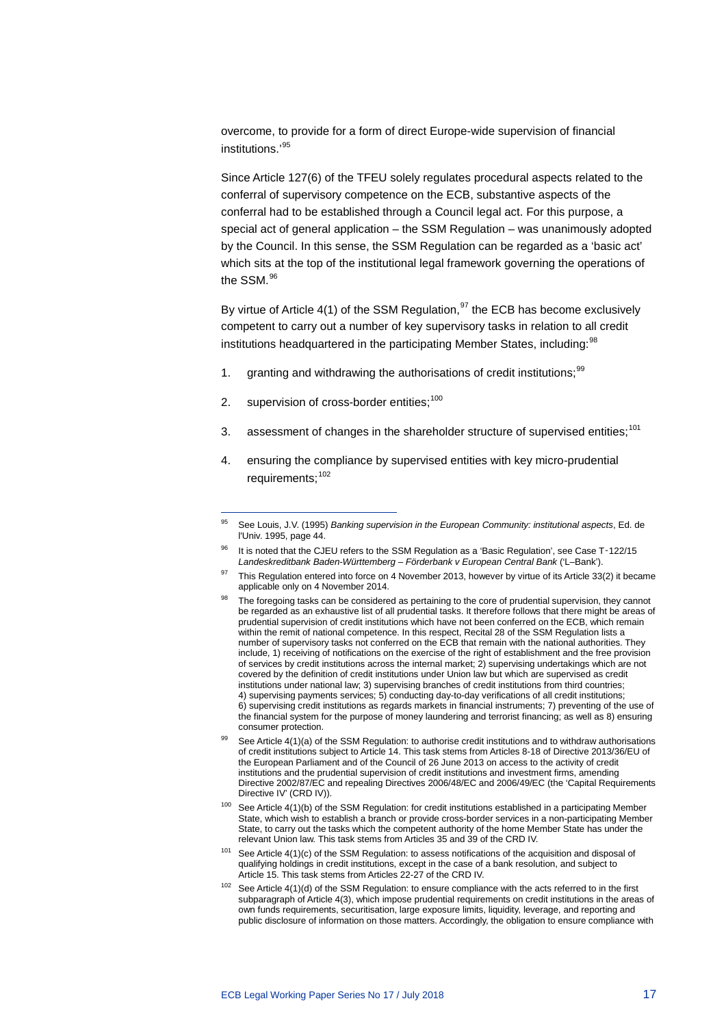overcome, to provide for a form of direct Europe-wide supervision of financial institutions.'[95]

Since Article 127(6) of the TFEU solely regulates procedural aspects related to the conferral of supervisory competence on the ECB, substantive aspects of the conferral had to be established through a Council legal act. For this purpose, a special act of general application – the SSM Regulation – was unanimously adopted by the Council. In this sense, the SSM Regulation can be regarded as a 'basic act' which sits at the top of the institutional legal framework governing the operations of the SSM.[96]

By virtue of Article 4(1) of the SSM Regulation,[97] the ECB has become exclusively competent to carry out a number of key supervisory tasks in relation to all credit institutions headquartered in the participating Member States, including:[98]

1. granting and withdrawing the authorisations of credit institutions;[99]
2. supervision of cross-border entities;[100]
3. assessment of changes in the shareholder structure of supervised entities;[101]
4. ensuring the compliance by supervised entities with key micro-prudential requirements;[102]

---

[95] See Louis, J.V. (1995) *Banking supervision in the European Community: institutional aspects*, Ed. de l'Univ. 1995, page 44.

[96] It is noted that the CJEU refers to the SSM Regulation as a 'Basic Regulation', see Case T‑122/15 *Landeskreditbank Baden-Württemberg – Förderbank v European Central Bank* ('L–Bank').

[97] This Regulation entered into force on 4 November 2013, however by virtue of its Article 33(2) it became applicable only on 4 November 2014.

[98] The foregoing tasks can be considered as pertaining to the core of prudential supervision, they cannot be regarded as an exhaustive list of all prudential tasks. It therefore follows that there might be areas of prudential supervision of credit institutions which have not been conferred on the ECB, which remain within the remit of national competence. In this respect, Recital 28 of the SSM Regulation lists a number of supervisory tasks not conferred on the ECB that remain with the national authorities. They include, 1) receiving of notifications on the exercise of the right of establishment and the free provision of services by credit institutions across the internal market; 2) supervising undertakings which are not covered by the definition of credit institutions under Union law but which are supervised as credit institutions under national law; 3) supervising branches of credit institutions from third countries; 4) supervising payments services; 5) conducting day-to-day verifications of all credit institutions; 6) supervising credit institutions as regards markets in financial instruments; 7) preventing of the use of the financial system for the purpose of money laundering and terrorist financing; as well as 8) ensuring consumer protection.

[99] See Article 4(1)(a) of the SSM Regulation: to authorise credit institutions and to withdraw authorisations of credit institutions subject to Article 14. This task stems from Articles 8-18 of Directive 2013/36/EU of the European Parliament and of the Council of 26 June 2013 on access to the activity of credit institutions and the prudential supervision of credit institutions and investment firms, amending Directive 2002/87/EC and repealing Directives 2006/48/EC and 2006/49/EC (the 'Capital Requirements Directive IV' (CRD IV)).

[100] See Article 4(1)(b) of the SSM Regulation: for credit institutions established in a participating Member State, which wish to establish a branch or provide cross-border services in a non-participating Member State, to carry out the tasks which the competent authority of the home Member State has under the relevant Union law. This task stems from Articles 35 and 39 of the CRD IV.

[101] See Article 4(1)(c) of the SSM Regulation: to assess notifications of the acquisition and disposal of qualifying holdings in credit institutions, except in the case of a bank resolution, and subject to Article 15. This task stems from Articles 22-27 of the CRD IV.

[102] See Article 4(1)(d) of the SSM Regulation: to ensure compliance with the acts referred to in the first subparagraph of Article 4(3), which impose prudential requirements on credit institutions in the areas of own funds requirements, securitisation, large exposure limits, liquidity, leverage, and reporting and public disclosure of information on those matters. Accordingly, the obligation to ensure compliance with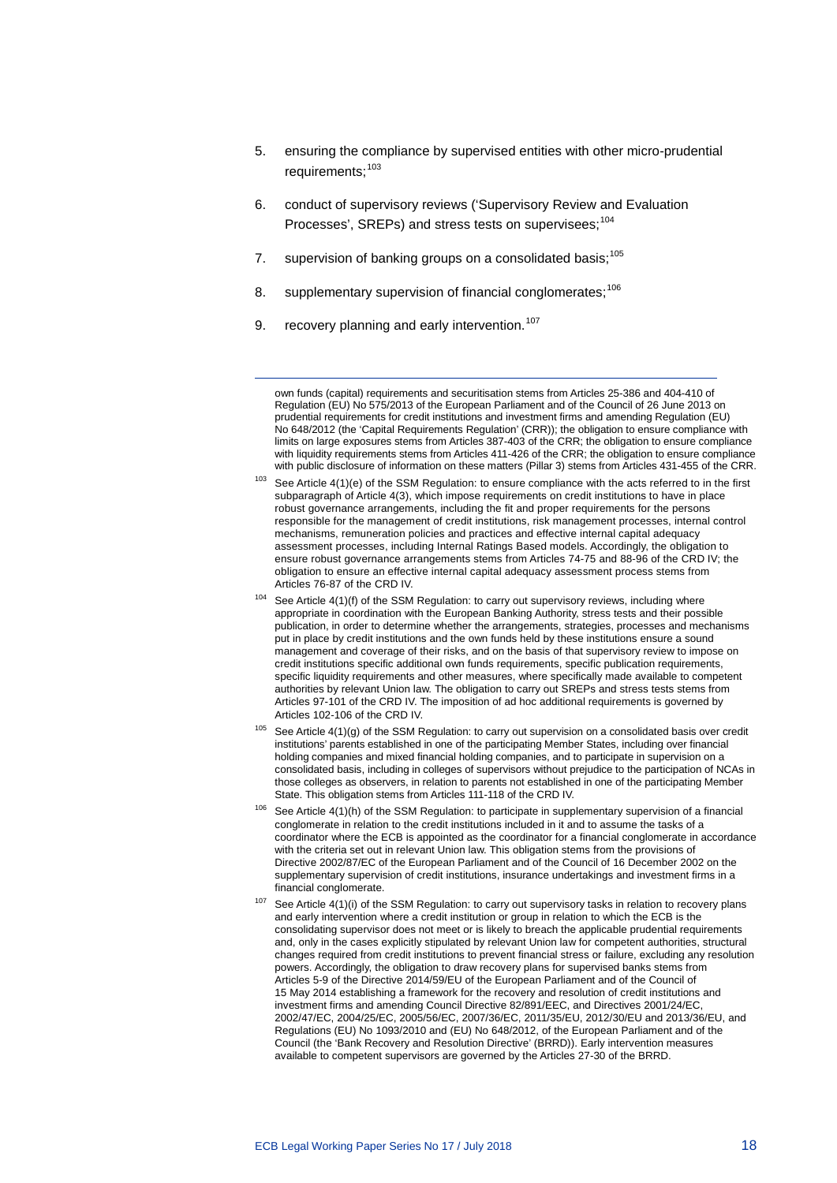5. ensuring the compliance by supervised entities with other micro-prudential requirements;[103]

6. conduct of supervisory reviews ('Supervisory Review and Evaluation Processes', SREPs) and stress tests on supervisees;[104]

7. supervision of banking groups on a consolidated basis;[105]

8. supplementary supervision of financial conglomerates;[106]

9. recovery planning and early intervention.[107]

---

own funds (capital) requirements and securitisation stems from Articles 25-386 and 404-410 of Regulation (EU) No 575/2013 of the European Parliament and of the Council of 26 June 2013 on prudential requirements for credit institutions and investment firms and amending Regulation (EU) No 648/2012 (the 'Capital Requirements Regulation' (CRR)); the obligation to ensure compliance with limits on large exposures stems from Articles 387-403 of the CRR; the obligation to ensure compliance with liquidity requirements stems from Articles 411-426 of the CRR; the obligation to ensure compliance with public disclosure of information on these matters (Pillar 3) stems from Articles 431-455 of the CRR.

[103] See Article 4(1)(e) of the SSM Regulation: to ensure compliance with the acts referred to in the first subparagraph of Article 4(3), which impose requirements on credit institutions to have in place robust governance arrangements, including the fit and proper requirements for the persons responsible for the management of credit institutions, risk management processes, internal control mechanisms, remuneration policies and practices and effective internal capital adequacy assessment processes, including Internal Ratings Based models. Accordingly, the obligation to ensure robust governance arrangements stems from Articles 74-75 and 88-96 of the CRD IV; the obligation to ensure an effective internal capital adequacy assessment process stems from Articles 76-87 of the CRD IV.

[104] See Article 4(1)(f) of the SSM Regulation: to carry out supervisory reviews, including where appropriate in coordination with the European Banking Authority, stress tests and their possible publication, in order to determine whether the arrangements, strategies, processes and mechanisms put in place by credit institutions and the own funds held by these institutions ensure a sound management and coverage of their risks, and on the basis of that supervisory review to impose on credit institutions specific additional own funds requirements, specific publication requirements, specific liquidity requirements and other measures, where specifically made available to competent authorities by relevant Union law. The obligation to carry out SREPs and stress tests stems from Articles 97-101 of the CRD IV. The imposition of ad hoc additional requirements is governed by Articles 102-106 of the CRD IV.

[105] See Article 4(1)(g) of the SSM Regulation: to carry out supervision on a consolidated basis over credit institutions' parents established in one of the participating Member States, including over financial holding companies and mixed financial holding companies, and to participate in supervision on a consolidated basis, including in colleges of supervisors without prejudice to the participation of NCAs in those colleges as observers, in relation to parents not established in one of the participating Member State. This obligation stems from Articles 111-118 of the CRD IV.

[106] See Article 4(1)(h) of the SSM Regulation: to participate in supplementary supervision of a financial conglomerate in relation to the credit institutions included in it and to assume the tasks of a coordinator where the ECB is appointed as the coordinator for a financial conglomerate in accordance with the criteria set out in relevant Union law. This obligation stems from the provisions of Directive 2002/87/EC of the European Parliament and of the Council of 16 December 2002 on the supplementary supervision of credit institutions, insurance undertakings and investment firms in a financial conglomerate.

[107] See Article 4(1)(i) of the SSM Regulation: to carry out supervisory tasks in relation to recovery plans and early intervention where a credit institution or group in relation to which the ECB is the consolidating supervisor does not meet or is likely to breach the applicable prudential requirements and, only in the cases explicitly stipulated by relevant Union law for competent authorities, structural changes required from credit institutions to prevent financial stress or failure, excluding any resolution powers. Accordingly, the obligation to draw recovery plans for supervised banks stems from Articles 5-9 of the Directive 2014/59/EU of the European Parliament and of the Council of 15 May 2014 establishing a framework for the recovery and resolution of credit institutions and investment firms and amending Council Directive 82/891/EEC, and Directives 2001/24/EC, 2002/47/EC, 2004/25/EC, 2005/56/EC, 2007/36/EC, 2011/35/EU, 2012/30/EU and 2013/36/EU, and Regulations (EU) No 1093/2010 and (EU) No 648/2012, of the European Parliament and of the Council (the 'Bank Recovery and Resolution Directive' (BRRD)). Early intervention measures available to competent supervisors are governed by the Articles 27-30 of the BRRD.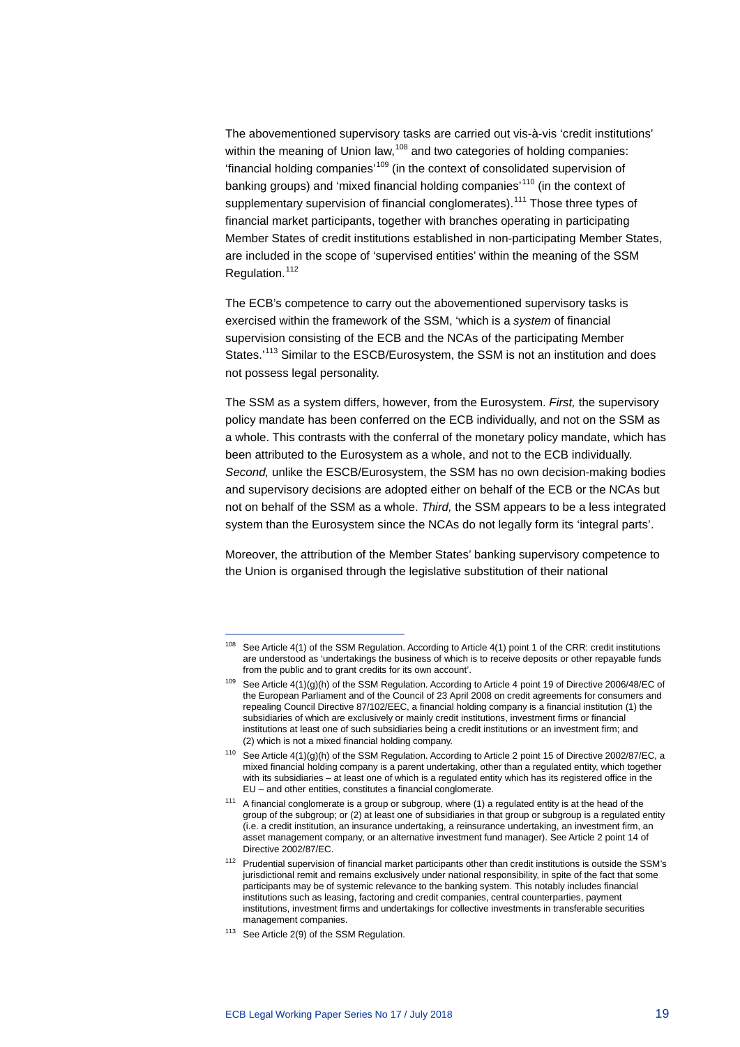The abovementioned supervisory tasks are carried out vis-à-vis 'credit institutions' within the meaning of Union law,[108] and two categories of holding companies: 'financial holding companies'[109] (in the context of consolidated supervision of banking groups) and 'mixed financial holding companies'[110] (in the context of supplementary supervision of financial conglomerates).[111] Those three types of financial market participants, together with branches operating in participating Member States of credit institutions established in non-participating Member States, are included in the scope of 'supervised entities' within the meaning of the SSM Regulation.[112]

The ECB's competence to carry out the abovementioned supervisory tasks is exercised within the framework of the SSM, 'which is a *system* of financial supervision consisting of the ECB and the NCAs of the participating Member States.'[113] Similar to the ESCB/Eurosystem, the SSM is not an institution and does not possess legal personality.

The SSM as a system differs, however, from the Eurosystem. *First,* the supervisory policy mandate has been conferred on the ECB individually, and not on the SSM as a whole. This contrasts with the conferral of the monetary policy mandate, which has been attributed to the Eurosystem as a whole, and not to the ECB individually. *Second,* unlike the ESCB/Eurosystem, the SSM has no own decision-making bodies and supervisory decisions are adopted either on behalf of the ECB or the NCAs but not on behalf of the SSM as a whole. *Third,* the SSM appears to be a less integrated system than the Eurosystem since the NCAs do not legally form its 'integral parts'.

Moreover, the attribution of the Member States' banking supervisory competence to the Union is organised through the legislative substitution of their national

---

[108] See Article 4(1) of the SSM Regulation. According to Article 4(1) point 1 of the CRR: credit institutions are understood as 'undertakings the business of which is to receive deposits or other repayable funds from the public and to grant credits for its own account'.

[109] See Article 4(1)(g)(h) of the SSM Regulation. According to Article 4 point 19 of Directive 2006/48/EC of the European Parliament and of the Council of 23 April 2008 on credit agreements for consumers and repealing Council Directive 87/102/EEC, a financial holding company is a financial institution (1) the subsidiaries of which are exclusively or mainly credit institutions, investment firms or financial institutions at least one of such subsidiaries being a credit institutions or an investment firm; and (2) which is not a mixed financial holding company.

[110] See Article 4(1)(g)(h) of the SSM Regulation. According to Article 2 point 15 of Directive 2002/87/EC, a mixed financial holding company is a parent undertaking, other than a regulated entity, which together with its subsidiaries – at least one of which is a regulated entity which has its registered office in the EU – and other entities, constitutes a financial conglomerate.

[111] A financial conglomerate is a group or subgroup, where (1) a regulated entity is at the head of the group of the subgroup; or (2) at least one of subsidiaries in that group or subgroup is a regulated entity (i.e. a credit institution, an insurance undertaking, a reinsurance undertaking, an investment firm, an asset management company, or an alternative investment fund manager). See Article 2 point 14 of Directive 2002/87/EC.

[112] Prudential supervision of financial market participants other than credit institutions is outside the SSM's jurisdictional remit and remains exclusively under national responsibility, in spite of the fact that some participants may be of systemic relevance to the banking system. This notably includes financial institutions such as leasing, factoring and credit companies, central counterparties, payment institutions, investment firms and undertakings for collective investments in transferable securities management companies.

[113] See Article 2(9) of the SSM Regulation.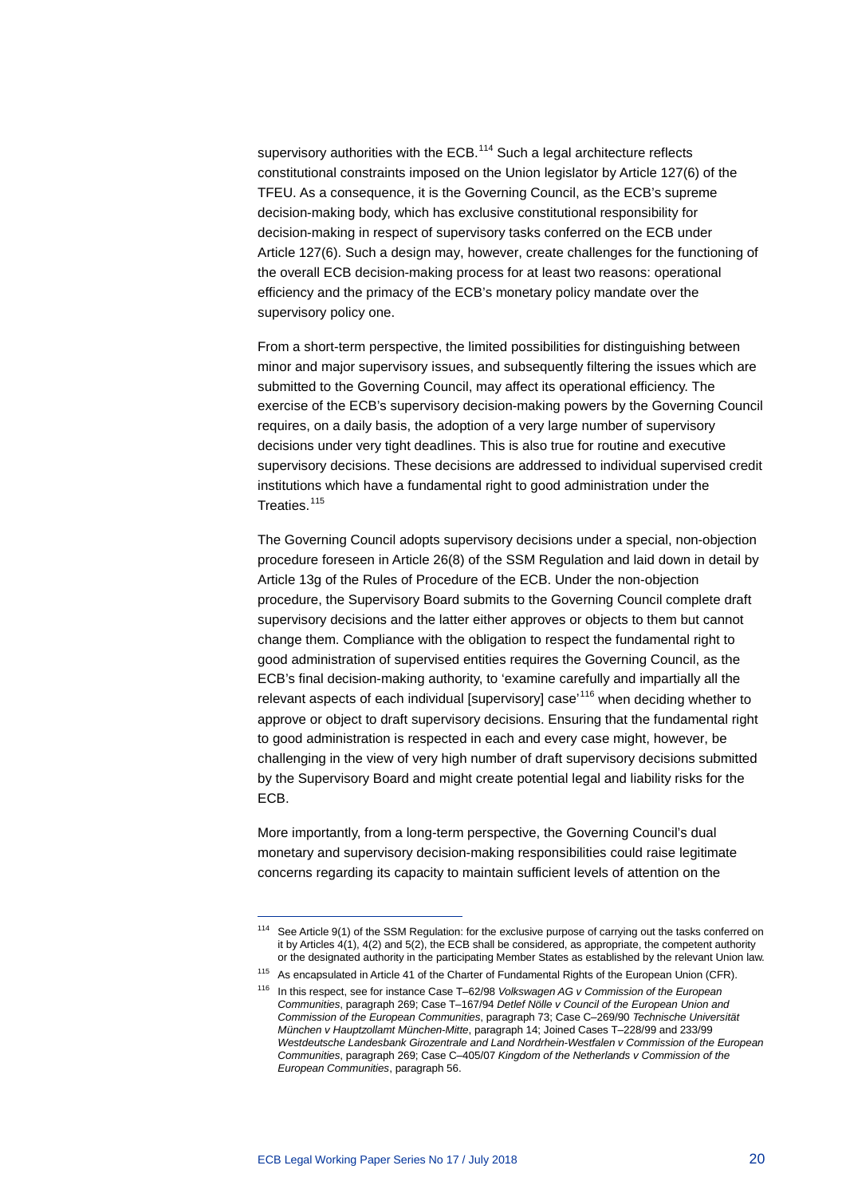supervisory authorities with the ECB.[114] Such a legal architecture reflects constitutional constraints imposed on the Union legislator by Article 127(6) of the TFEU. As a consequence, it is the Governing Council, as the ECB's supreme decision-making body, which has exclusive constitutional responsibility for decision-making in respect of supervisory tasks conferred on the ECB under Article 127(6). Such a design may, however, create challenges for the functioning of the overall ECB decision-making process for at least two reasons: operational efficiency and the primacy of the ECB's monetary policy mandate over the supervisory policy one.

From a short-term perspective, the limited possibilities for distinguishing between minor and major supervisory issues, and subsequently filtering the issues which are submitted to the Governing Council, may affect its operational efficiency. The exercise of the ECB's supervisory decision-making powers by the Governing Council requires, on a daily basis, the adoption of a very large number of supervisory decisions under very tight deadlines. This is also true for routine and executive supervisory decisions. These decisions are addressed to individual supervised credit institutions which have a fundamental right to good administration under the Treaties.[115]

The Governing Council adopts supervisory decisions under a special, non-objection procedure foreseen in Article 26(8) of the SSM Regulation and laid down in detail by Article 13g of the Rules of Procedure of the ECB. Under the non-objection procedure, the Supervisory Board submits to the Governing Council complete draft supervisory decisions and the latter either approves or objects to them but cannot change them. Compliance with the obligation to respect the fundamental right to good administration of supervised entities requires the Governing Council, as the ECB's final decision-making authority, to 'examine carefully and impartially all the relevant aspects of each individual [supervisory] case'[116] when deciding whether to approve or object to draft supervisory decisions. Ensuring that the fundamental right to good administration is respected in each and every case might, however, be challenging in the view of very high number of draft supervisory decisions submitted by the Supervisory Board and might create potential legal and liability risks for the ECB.

More importantly, from a long-term perspective, the Governing Council's dual monetary and supervisory decision-making responsibilities could raise legitimate concerns regarding its capacity to maintain sufficient levels of attention on the

---

[114] See Article 9(1) of the SSM Regulation: for the exclusive purpose of carrying out the tasks conferred on it by Articles 4(1), 4(2) and 5(2), the ECB shall be considered, as appropriate, the competent authority or the designated authority in the participating Member States as established by the relevant Union law.

[115] As encapsulated in Article 41 of the Charter of Fundamental Rights of the European Union (CFR).

[116] In this respect, see for instance Case T–62/98 *Volkswagen AG v Commission of the European Communities*, paragraph 269; Case T–167/94 *Detlef Nölle v Council of the European Union and Commission of the European Communities*, paragraph 73; Case C–269/90 *Technische Universität München v Hauptzollamt München-Mitte*, paragraph 14; Joined Cases T–228/99 and 233/99 *Westdeutsche Landesbank Girozentrale and Land Nordrhein-Westfalen v Commission of the European Communities*, paragraph 269; Case C–405/07 *Kingdom of the Netherlands v Commission of the European Communities*, paragraph 56.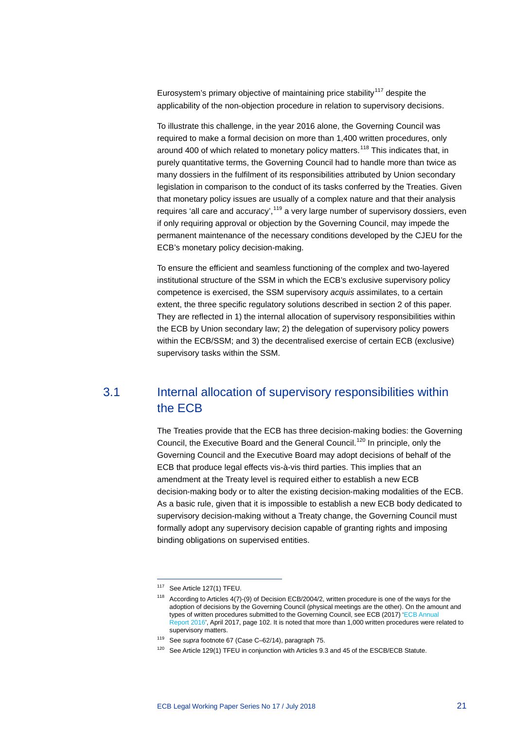Eurosystem's primary objective of maintaining price stability[117] despite the applicability of the non-objection procedure in relation to supervisory decisions.

To illustrate this challenge, in the year 2016 alone, the Governing Council was required to make a formal decision on more than 1,400 written procedures, only around 400 of which related to monetary policy matters.[118] This indicates that, in purely quantitative terms, the Governing Council had to handle more than twice as many dossiers in the fulfilment of its responsibilities attributed by Union secondary legislation in comparison to the conduct of its tasks conferred by the Treaties. Given that monetary policy issues are usually of a complex nature and that their analysis requires 'all care and accuracy',[119] a very large number of supervisory dossiers, even if only requiring approval or objection by the Governing Council, may impede the permanent maintenance of the necessary conditions developed by the CJEU for the ECB's monetary policy decision-making.

To ensure the efficient and seamless functioning of the complex and two-layered institutional structure of the SSM in which the ECB's exclusive supervisory policy competence is exercised, the SSM supervisory *acquis* assimilates, to a certain extent, the three specific regulatory solutions described in section 2 of this paper. They are reflected in 1) the internal allocation of supervisory responsibilities within the ECB by Union secondary law; 2) the delegation of supervisory policy powers within the ECB/SSM; and 3) the decentralised exercise of certain ECB (exclusive) supervisory tasks within the SSM.

## 3.1 Internal allocation of supervisory responsibilities within the ECB

The Treaties provide that the ECB has three decision-making bodies: the Governing Council, the Executive Board and the General Council.[120] In principle, only the Governing Council and the Executive Board may adopt decisions of behalf of the ECB that produce legal effects vis-à-vis third parties. This implies that an amendment at the Treaty level is required either to establish a new ECB decision-making body or to alter the existing decision-making modalities of the ECB. As a basic rule, given that it is impossible to establish a new ECB body dedicated to supervisory decision-making without a Treaty change, the Governing Council must formally adopt any supervisory decision capable of granting rights and imposing binding obligations on supervised entities.

---

[117] See Article 127(1) TFEU.

[118] According to Articles 4(7)-(9) of Decision ECB/2004/2, written procedure is one of the ways for the adoption of decisions by the Governing Council (physical meetings are the other). On the amount and types of written procedures submitted to the Governing Council, see ECB (2017) 'ECB Annual Report 2016', April 2017, page 102. It is noted that more than 1,000 written procedures were related to supervisory matters.

[119] See *supra* footnote 67 (Case C–62/14), paragraph 75.

[120] See Article 129(1) TFEU in conjunction with Articles 9.3 and 45 of the ESCB/ECB Statute.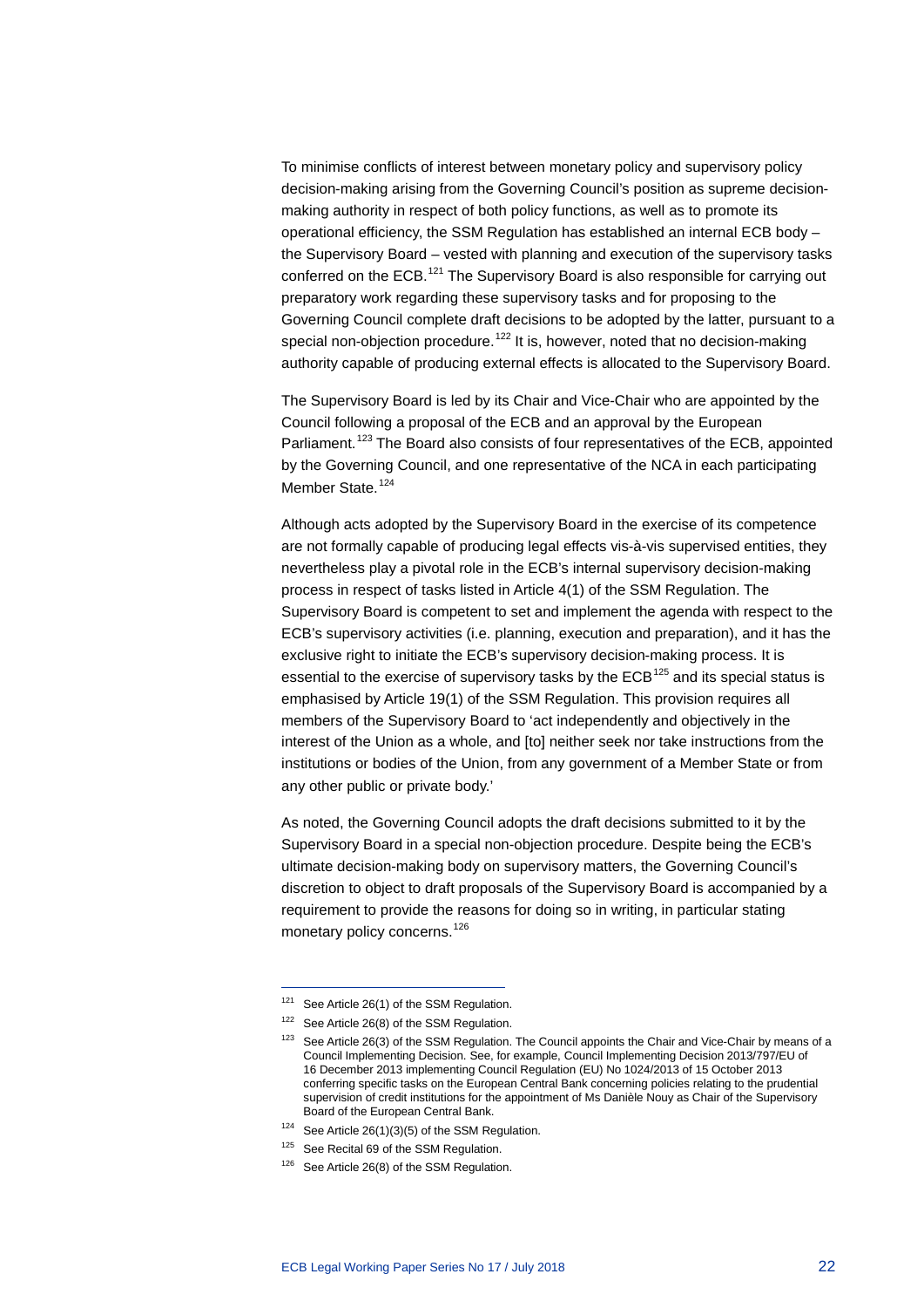To minimise conflicts of interest between monetary policy and supervisory policy decision-making arising from the Governing Council's position as supreme decision-making authority in respect of both policy functions, as well as to promote its operational efficiency, the SSM Regulation has established an internal ECB body – the Supervisory Board – vested with planning and execution of the supervisory tasks conferred on the ECB.[121] The Supervisory Board is also responsible for carrying out preparatory work regarding these supervisory tasks and for proposing to the Governing Council complete draft decisions to be adopted by the latter, pursuant to a special non-objection procedure.[122] It is, however, noted that no decision-making authority capable of producing external effects is allocated to the Supervisory Board.

The Supervisory Board is led by its Chair and Vice-Chair who are appointed by the Council following a proposal of the ECB and an approval by the European Parliament.[123] The Board also consists of four representatives of the ECB, appointed by the Governing Council, and one representative of the NCA in each participating Member State.[124]

Although acts adopted by the Supervisory Board in the exercise of its competence are not formally capable of producing legal effects vis-à-vis supervised entities, they nevertheless play a pivotal role in the ECB's internal supervisory decision-making process in respect of tasks listed in Article 4(1) of the SSM Regulation. The Supervisory Board is competent to set and implement the agenda with respect to the ECB's supervisory activities (i.e. planning, execution and preparation), and it has the exclusive right to initiate the ECB's supervisory decision-making process. It is essential to the exercise of supervisory tasks by the ECB[125] and its special status is emphasised by Article 19(1) of the SSM Regulation. This provision requires all members of the Supervisory Board to 'act independently and objectively in the interest of the Union as a whole, and [to] neither seek nor take instructions from the institutions or bodies of the Union, from any government of a Member State or from any other public or private body.'

As noted, the Governing Council adopts the draft decisions submitted to it by the Supervisory Board in a special non-objection procedure. Despite being the ECB's ultimate decision-making body on supervisory matters, the Governing Council's discretion to object to draft proposals of the Supervisory Board is accompanied by a requirement to provide the reasons for doing so in writing, in particular stating monetary policy concerns.[126]

---

[121] See Article 26(1) of the SSM Regulation.

[122] See Article 26(8) of the SSM Regulation.

[123] See Article 26(3) of the SSM Regulation. The Council appoints the Chair and Vice-Chair by means of a Council Implementing Decision. See, for example, Council Implementing Decision 2013/797/EU of 16 December 2013 implementing Council Regulation (EU) No 1024/2013 of 15 October 2013 conferring specific tasks on the European Central Bank concerning policies relating to the prudential supervision of credit institutions for the appointment of Ms Danièle Nouy as Chair of the Supervisory Board of the European Central Bank.

[124] See Article 26(1)(3)(5) of the SSM Regulation.

[125] See Recital 69 of the SSM Regulation.

[126] See Article 26(8) of the SSM Regulation.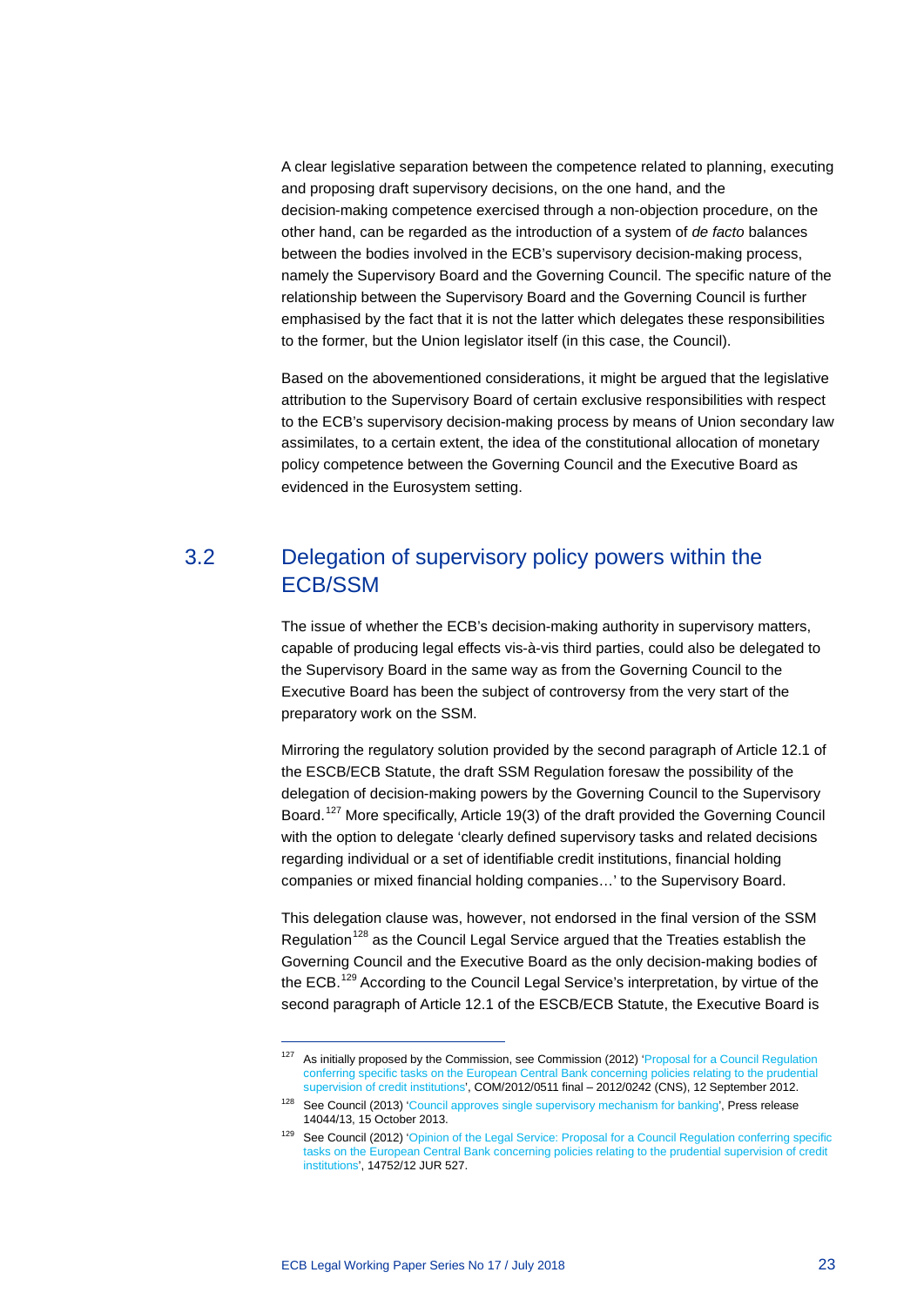A clear legislative separation between the competence related to planning, executing and proposing draft supervisory decisions, on the one hand, and the decision-making competence exercised through a non-objection procedure, on the other hand, can be regarded as the introduction of a system of *de facto* balances between the bodies involved in the ECB's supervisory decision-making process, namely the Supervisory Board and the Governing Council. The specific nature of the relationship between the Supervisory Board and the Governing Council is further emphasised by the fact that it is not the latter which delegates these responsibilities to the former, but the Union legislator itself (in this case, the Council).

Based on the abovementioned considerations, it might be argued that the legislative attribution to the Supervisory Board of certain exclusive responsibilities with respect to the ECB's supervisory decision-making process by means of Union secondary law assimilates, to a certain extent, the idea of the constitutional allocation of monetary policy competence between the Governing Council and the Executive Board as evidenced in the Eurosystem setting.

## 3.2 Delegation of supervisory policy powers within the ECB/SSM

The issue of whether the ECB's decision-making authority in supervisory matters, capable of producing legal effects vis-à-vis third parties, could also be delegated to the Supervisory Board in the same way as from the Governing Council to the Executive Board has been the subject of controversy from the very start of the preparatory work on the SSM.

Mirroring the regulatory solution provided by the second paragraph of Article 12.1 of the ESCB/ECB Statute, the draft SSM Regulation foresaw the possibility of the delegation of decision-making powers by the Governing Council to the Supervisory Board.[127] More specifically, Article 19(3) of the draft provided the Governing Council with the option to delegate 'clearly defined supervisory tasks and related decisions regarding individual or a set of identifiable credit institutions, financial holding companies or mixed financial holding companies…' to the Supervisory Board.

This delegation clause was, however, not endorsed in the final version of the SSM Regulation[128] as the Council Legal Service argued that the Treaties establish the Governing Council and the Executive Board as the only decision-making bodies of the ECB.[129] According to the Council Legal Service's interpretation, by virtue of the second paragraph of Article 12.1 of the ESCB/ECB Statute, the Executive Board is

---

[127] As initially proposed by the Commission, see Commission (2012) 'Proposal for a Council Regulation conferring specific tasks on the European Central Bank concerning policies relating to the prudential supervision of credit institutions', COM/2012/0511 final – 2012/0242 (CNS), 12 September 2012.

[128] See Council (2013) 'Council approves single supervisory mechanism for banking', Press release 14044/13, 15 October 2013.

[129] See Council (2012) 'Opinion of the Legal Service: Proposal for a Council Regulation conferring specific tasks on the European Central Bank concerning policies relating to the prudential supervision of credit institutions', 14752/12 JUR 527.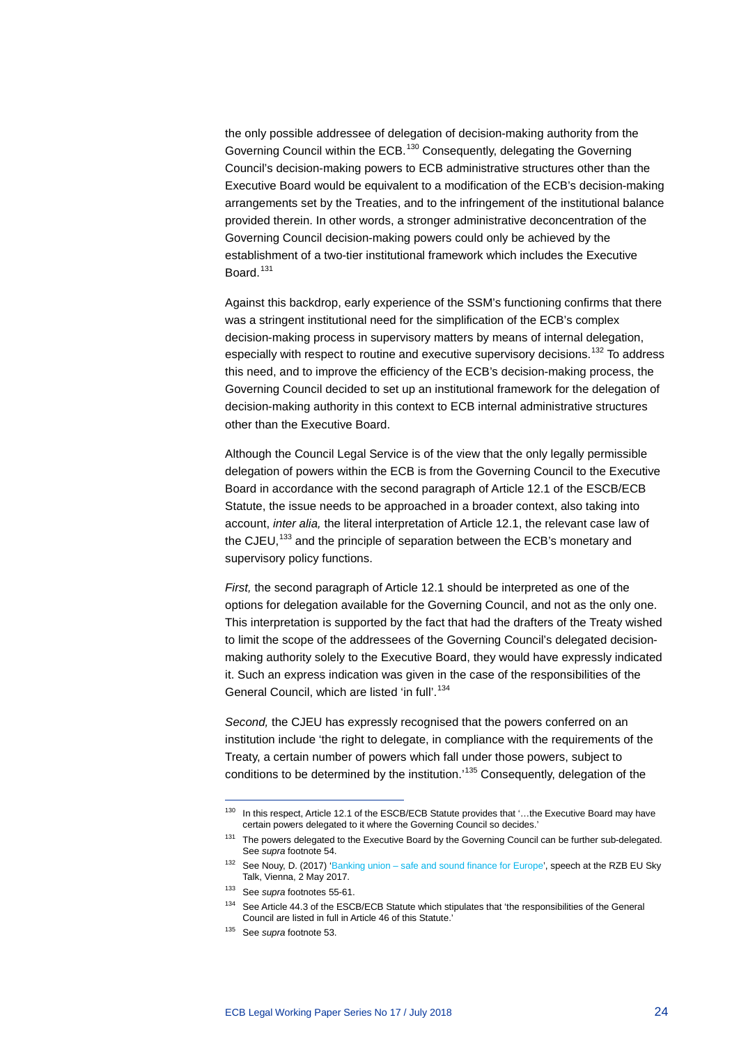the only possible addressee of delegation of decision-making authority from the Governing Council within the ECB.[130] Consequently, delegating the Governing Council's decision-making powers to ECB administrative structures other than the Executive Board would be equivalent to a modification of the ECB's decision-making arrangements set by the Treaties, and to the infringement of the institutional balance provided therein. In other words, a stronger administrative deconcentration of the Governing Council decision-making powers could only be achieved by the establishment of a two-tier institutional framework which includes the Executive Board.[131]

Against this backdrop, early experience of the SSM's functioning confirms that there was a stringent institutional need for the simplification of the ECB's complex decision-making process in supervisory matters by means of internal delegation, especially with respect to routine and executive supervisory decisions.[132] To address this need, and to improve the efficiency of the ECB's decision-making process, the Governing Council decided to set up an institutional framework for the delegation of decision-making authority in this context to ECB internal administrative structures other than the Executive Board.

Although the Council Legal Service is of the view that the only legally permissible delegation of powers within the ECB is from the Governing Council to the Executive Board in accordance with the second paragraph of Article 12.1 of the ESCB/ECB Statute, the issue needs to be approached in a broader context, also taking into account, *inter alia,* the literal interpretation of Article 12.1, the relevant case law of the CJEU,[133] and the principle of separation between the ECB's monetary and supervisory policy functions.

*First,* the second paragraph of Article 12.1 should be interpreted as one of the options for delegation available for the Governing Council, and not as the only one. This interpretation is supported by the fact that had the drafters of the Treaty wished to limit the scope of the addressees of the Governing Council's delegated decision-making authority solely to the Executive Board, they would have expressly indicated it. Such an express indication was given in the case of the responsibilities of the General Council, which are listed 'in full'.[134]

*Second,* the CJEU has expressly recognised that the powers conferred on an institution include 'the right to delegate, in compliance with the requirements of the Treaty, a certain number of powers which fall under those powers, subject to conditions to be determined by the institution.'[135] Consequently, delegation of the

---

[130] In this respect, Article 12.1 of the ESCB/ECB Statute provides that '…the Executive Board may have certain powers delegated to it where the Governing Council so decides.'

[131] The powers delegated to the Executive Board by the Governing Council can be further sub-delegated. See *supra* footnote 54.

[132] See Nouy, D. (2017) 'Banking union – safe and sound finance for Europe', speech at the RZB EU Sky Talk, Vienna, 2 May 2017.

[133] See *supra* footnotes 55-61.

[134] See Article 44.3 of the ESCB/ECB Statute which stipulates that 'the responsibilities of the General Council are listed in full in Article 46 of this Statute.'

[135] See *supra* footnote 53.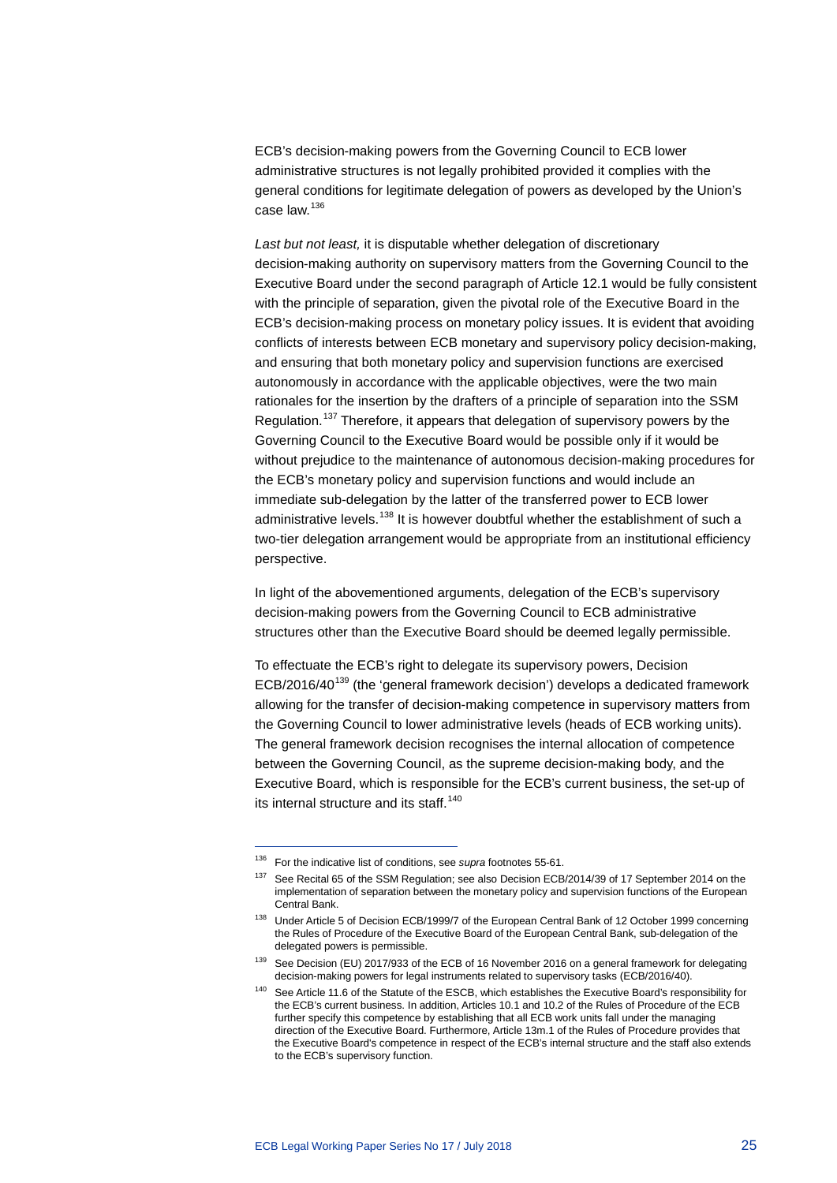ECB's decision-making powers from the Governing Council to ECB lower administrative structures is not legally prohibited provided it complies with the general conditions for legitimate delegation of powers as developed by the Union's case law.[136]

*Last but not least,* it is disputable whether delegation of discretionary decision-making authority on supervisory matters from the Governing Council to the Executive Board under the second paragraph of Article 12.1 would be fully consistent with the principle of separation, given the pivotal role of the Executive Board in the ECB's decision-making process on monetary policy issues. It is evident that avoiding conflicts of interests between ECB monetary and supervisory policy decision-making, and ensuring that both monetary policy and supervision functions are exercised autonomously in accordance with the applicable objectives, were the two main rationales for the insertion by the drafters of a principle of separation into the SSM Regulation.[137] Therefore, it appears that delegation of supervisory powers by the Governing Council to the Executive Board would be possible only if it would be without prejudice to the maintenance of autonomous decision-making procedures for the ECB's monetary policy and supervision functions and would include an immediate sub-delegation by the latter of the transferred power to ECB lower administrative levels.[138] It is however doubtful whether the establishment of such a two-tier delegation arrangement would be appropriate from an institutional efficiency perspective.

In light of the abovementioned arguments, delegation of the ECB's supervisory decision-making powers from the Governing Council to ECB administrative structures other than the Executive Board should be deemed legally permissible.

To effectuate the ECB's right to delegate its supervisory powers, Decision ECB/2016/40[139] (the 'general framework decision') develops a dedicated framework allowing for the transfer of decision-making competence in supervisory matters from the Governing Council to lower administrative levels (heads of ECB working units). The general framework decision recognises the internal allocation of competence between the Governing Council, as the supreme decision-making body, and the Executive Board, which is responsible for the ECB's current business, the set-up of its internal structure and its staff.[140]

---

[136] For the indicative list of conditions, see *supra* footnotes 55-61.

[137] See Recital 65 of the SSM Regulation; see also Decision ECB/2014/39 of 17 September 2014 on the implementation of separation between the monetary policy and supervision functions of the European Central Bank.

[138] Under Article 5 of Decision ECB/1999/7 of the European Central Bank of 12 October 1999 concerning the Rules of Procedure of the Executive Board of the European Central Bank, sub-delegation of the delegated powers is permissible.

[139] See Decision (EU) 2017/933 of the ECB of 16 November 2016 on a general framework for delegating decision-making powers for legal instruments related to supervisory tasks (ECB/2016/40).

[140] See Article 11.6 of the Statute of the ESCB, which establishes the Executive Board's responsibility for the ECB's current business. In addition, Articles 10.1 and 10.2 of the Rules of Procedure of the ECB further specify this competence by establishing that all ECB work units fall under the managing direction of the Executive Board. Furthermore, Article 13m.1 of the Rules of Procedure provides that the Executive Board's competence in respect of the ECB's internal structure and the staff also extends to the ECB's supervisory function.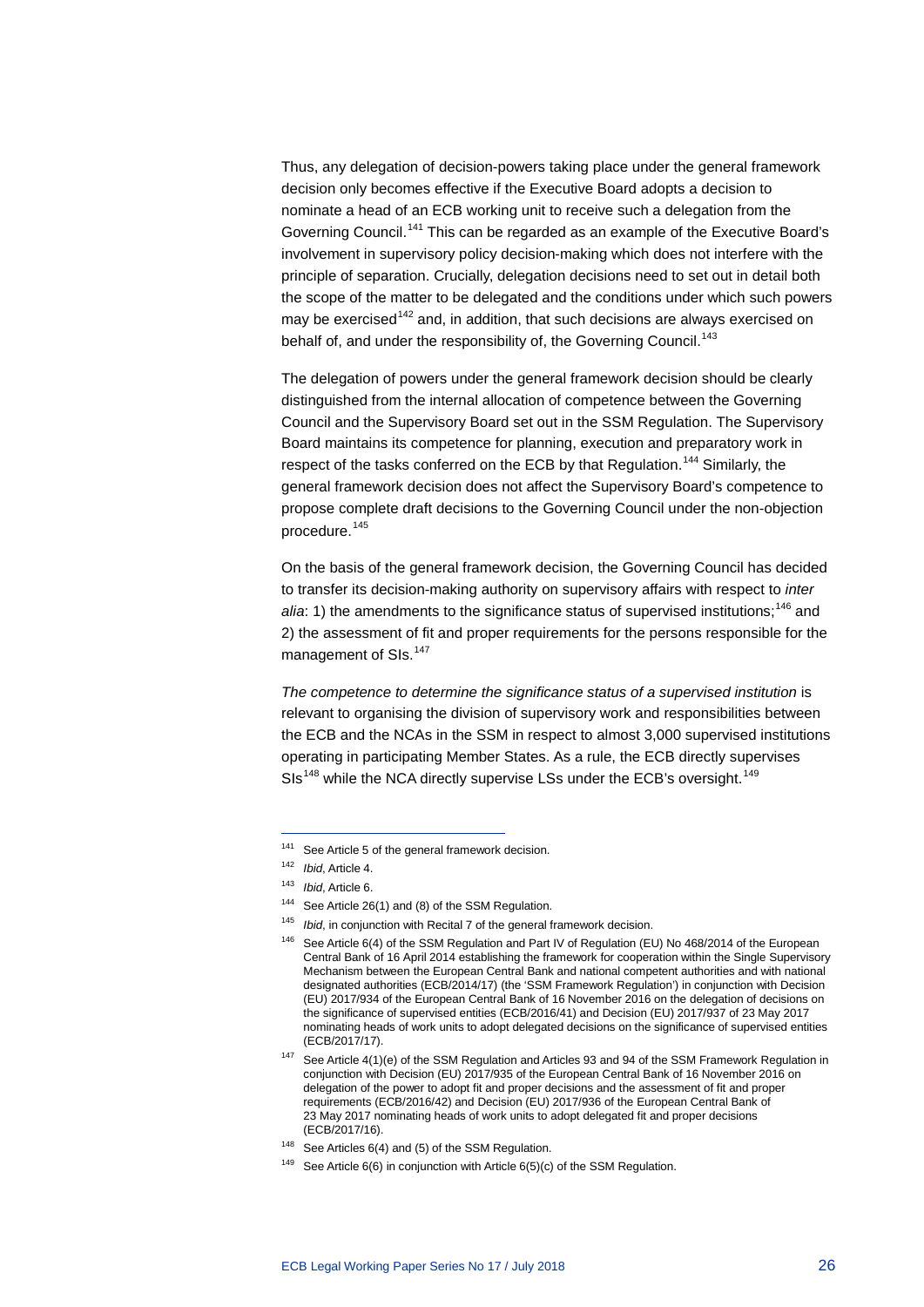Thus, any delegation of decision-powers taking place under the general framework decision only becomes effective if the Executive Board adopts a decision to nominate a head of an ECB working unit to receive such a delegation from the Governing Council.[141] This can be regarded as an example of the Executive Board's involvement in supervisory policy decision-making which does not interfere with the principle of separation. Crucially, delegation decisions need to set out in detail both the scope of the matter to be delegated and the conditions under which such powers may be exercised[142] and, in addition, that such decisions are always exercised on behalf of, and under the responsibility of, the Governing Council.[143]

The delegation of powers under the general framework decision should be clearly distinguished from the internal allocation of competence between the Governing Council and the Supervisory Board set out in the SSM Regulation. The Supervisory Board maintains its competence for planning, execution and preparatory work in respect of the tasks conferred on the ECB by that Regulation.[144] Similarly, the general framework decision does not affect the Supervisory Board's competence to propose complete draft decisions to the Governing Council under the non-objection procedure.[145]

On the basis of the general framework decision, the Governing Council has decided to transfer its decision-making authority on supervisory affairs with respect to *inter alia*: 1) the amendments to the significance status of supervised institutions;[146] and 2) the assessment of fit and proper requirements for the persons responsible for the management of SIs.[147]

*The competence to determine the significance status of a supervised institution* is relevant to organising the division of supervisory work and responsibilities between the ECB and the NCAs in the SSM in respect to almost 3,000 supervised institutions operating in participating Member States. As a rule, the ECB directly supervises SIs[148] while the NCA directly supervise LSs under the ECB's oversight.[149]

---

[141] See Article 5 of the general framework decision.

[142] *Ibid*, Article 4.

[143] *Ibid*, Article 6.

[144] See Article 26(1) and (8) of the SSM Regulation.

[145] *Ibid*, in conjunction with Recital 7 of the general framework decision.

[146] See Article 6(4) of the SSM Regulation and Part IV of Regulation (EU) No 468/2014 of the European Central Bank of 16 April 2014 establishing the framework for cooperation within the Single Supervisory Mechanism between the European Central Bank and national competent authorities and with national designated authorities (ECB/2014/17) (the 'SSM Framework Regulation') in conjunction with Decision (EU) 2017/934 of the European Central Bank of 16 November 2016 on the delegation of decisions on the significance of supervised entities (ECB/2016/41) and Decision (EU) 2017/937 of 23 May 2017 nominating heads of work units to adopt delegated decisions on the significance of supervised entities (ECB/2017/17).

[147] See Article 4(1)(e) of the SSM Regulation and Articles 93 and 94 of the SSM Framework Regulation in conjunction with Decision (EU) 2017/935 of the European Central Bank of 16 November 2016 on delegation of the power to adopt fit and proper decisions and the assessment of fit and proper requirements (ECB/2016/42) and Decision (EU) 2017/936 of the European Central Bank of 23 May 2017 nominating heads of work units to adopt delegated fit and proper decisions (ECB/2017/16).

[148] See Articles 6(4) and (5) of the SSM Regulation.

[149] See Article 6(6) in conjunction with Article 6(5)(c) of the SSM Regulation.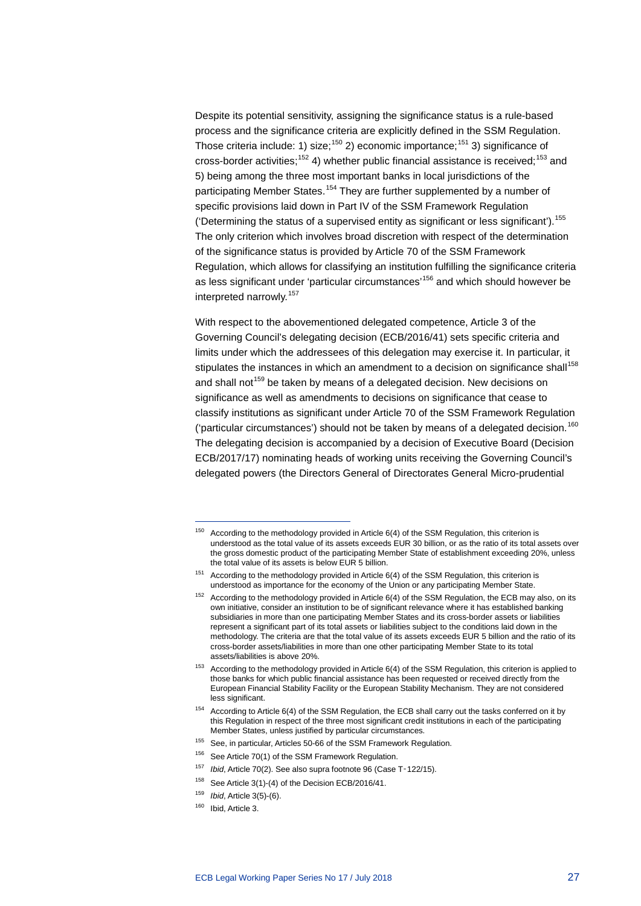Despite its potential sensitivity, assigning the significance status is a rule-based process and the significance criteria are explicitly defined in the SSM Regulation. Those criteria include: 1) size;[150] 2) economic importance;[151] 3) significance of cross-border activities;[152] 4) whether public financial assistance is received;[153] and 5) being among the three most important banks in local jurisdictions of the participating Member States.[154] They are further supplemented by a number of specific provisions laid down in Part IV of the SSM Framework Regulation ('Determining the status of a supervised entity as significant or less significant').[155] The only criterion which involves broad discretion with respect of the determination of the significance status is provided by Article 70 of the SSM Framework Regulation, which allows for classifying an institution fulfilling the significance criteria as less significant under 'particular circumstances'[156] and which should however be interpreted narrowly.[157]

With respect to the abovementioned delegated competence, Article 3 of the Governing Council's delegating decision (ECB/2016/41) sets specific criteria and limits under which the addressees of this delegation may exercise it. In particular, it stipulates the instances in which an amendment to a decision on significance shall[158] and shall not[159] be taken by means of a delegated decision. New decisions on significance as well as amendments to decisions on significance that cease to classify institutions as significant under Article 70 of the SSM Framework Regulation ('particular circumstances') should not be taken by means of a delegated decision.[160] The delegating decision is accompanied by a decision of Executive Board (Decision ECB/2017/17) nominating heads of working units receiving the Governing Council's delegated powers (the Directors General of Directorates General Micro-prudential

---

[150] According to the methodology provided in Article 6(4) of the SSM Regulation, this criterion is understood as the total value of its assets exceeds EUR 30 billion, or as the ratio of its total assets over the gross domestic product of the participating Member State of establishment exceeding 20%, unless the total value of its assets is below EUR 5 billion.

[151] According to the methodology provided in Article 6(4) of the SSM Regulation, this criterion is understood as importance for the economy of the Union or any participating Member State.

[152] According to the methodology provided in Article 6(4) of the SSM Regulation, the ECB may also, on its own initiative, consider an institution to be of significant relevance where it has established banking subsidiaries in more than one participating Member States and its cross-border assets or liabilities represent a significant part of its total assets or liabilities subject to the conditions laid down in the methodology. The criteria are that the total value of its assets exceeds EUR 5 billion and the ratio of its cross-border assets/liabilities in more than one other participating Member State to its total assets/liabilities is above 20%.

[153] According to the methodology provided in Article 6(4) of the SSM Regulation, this criterion is applied to those banks for which public financial assistance has been requested or received directly from the European Financial Stability Facility or the European Stability Mechanism. They are not considered less significant.

[154] According to Article 6(4) of the SSM Regulation, the ECB shall carry out the tasks conferred on it by this Regulation in respect of the three most significant credit institutions in each of the participating Member States, unless justified by particular circumstances.

[155] See, in particular, Articles 50-66 of the SSM Framework Regulation.

[156] See Article 70(1) of the SSM Framework Regulation.

[157] *Ibid*, Article 70(2). See also supra footnote 96 (Case T‑122/15).

[158] See Article 3(1)-(4) of the Decision ECB/2016/41.

[159] *Ibid*, Article 3(5)-(6).

[160] Ibid, Article 3.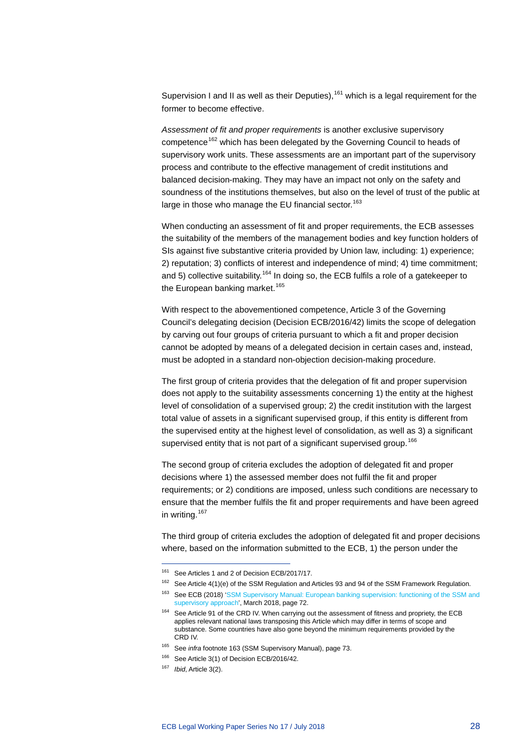Supervision I and II as well as their Deputies),[161] which is a legal requirement for the former to become effective.

*Assessment of fit and proper requirements* is another exclusive supervisory competence[162] which has been delegated by the Governing Council to heads of supervisory work units. These assessments are an important part of the supervisory process and contribute to the effective management of credit institutions and balanced decision-making. They may have an impact not only on the safety and soundness of the institutions themselves, but also on the level of trust of the public at large in those who manage the EU financial sector.[163]

When conducting an assessment of fit and proper requirements, the ECB assesses the suitability of the members of the management bodies and key function holders of SIs against five substantive criteria provided by Union law, including: 1) experience; 2) reputation; 3) conflicts of interest and independence of mind; 4) time commitment; and 5) collective suitability.[164] In doing so, the ECB fulfils a role of a gatekeeper to the European banking market.[165]

With respect to the abovementioned competence, Article 3 of the Governing Council's delegating decision (Decision ECB/2016/42) limits the scope of delegation by carving out four groups of criteria pursuant to which a fit and proper decision cannot be adopted by means of a delegated decision in certain cases and, instead, must be adopted in a standard non-objection decision-making procedure.

The first group of criteria provides that the delegation of fit and proper supervision does not apply to the suitability assessments concerning 1) the entity at the highest level of consolidation of a supervised group; 2) the credit institution with the largest total value of assets in a significant supervised group, if this entity is different from the supervised entity at the highest level of consolidation, as well as 3) a significant supervised entity that is not part of a significant supervised group.[166]

The second group of criteria excludes the adoption of delegated fit and proper decisions where 1) the assessed member does not fulfil the fit and proper requirements; or 2) conditions are imposed, unless such conditions are necessary to ensure that the member fulfils the fit and proper requirements and have been agreed in writing.[167]

The third group of criteria excludes the adoption of delegated fit and proper decisions where, based on the information submitted to the ECB, 1) the person under the

---

[161] See Articles 1 and 2 of Decision ECB/2017/17.

[162] See Article 4(1)(e) of the SSM Regulation and Articles 93 and 94 of the SSM Framework Regulation.

[163] See ECB (2018) 'SSM Supervisory Manual: European banking supervision: functioning of the SSM and supervisory approach', March 2018, page 72.

[164] See Article 91 of the CRD IV. When carrying out the assessment of fitness and propriety, the ECB applies relevant national laws transposing this Article which may differ in terms of scope and substance. Some countries have also gone beyond the minimum requirements provided by the CRD IV.

[165] See *infra* footnote 163 (SSM Supervisory Manual), page 73.

[166] See Article 3(1) of Decision ECB/2016/42.

[167] *Ibid*, Article 3(2).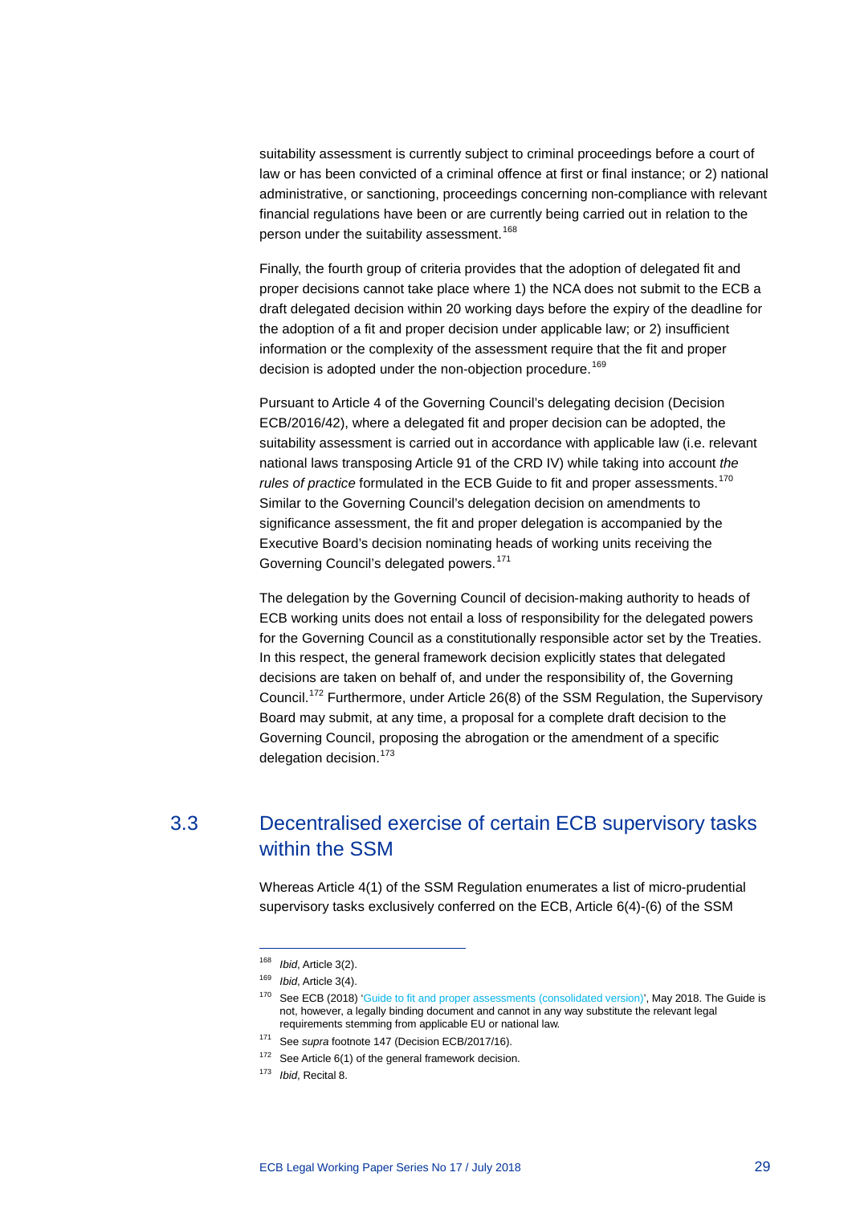suitability assessment is currently subject to criminal proceedings before a court of law or has been convicted of a criminal offence at first or final instance; or 2) national administrative, or sanctioning, proceedings concerning non-compliance with relevant financial regulations have been or are currently being carried out in relation to the person under the suitability assessment.[168]

Finally, the fourth group of criteria provides that the adoption of delegated fit and proper decisions cannot take place where 1) the NCA does not submit to the ECB a draft delegated decision within 20 working days before the expiry of the deadline for the adoption of a fit and proper decision under applicable law; or 2) insufficient information or the complexity of the assessment require that the fit and proper decision is adopted under the non-objection procedure.[169]

Pursuant to Article 4 of the Governing Council's delegating decision (Decision ECB/2016/42), where a delegated fit and proper decision can be adopted, the suitability assessment is carried out in accordance with applicable law (i.e. relevant national laws transposing Article 91 of the CRD IV) while taking into account *the rules of practice* formulated in the ECB Guide to fit and proper assessments.[170] Similar to the Governing Council's delegation decision on amendments to significance assessment, the fit and proper delegation is accompanied by the Executive Board's decision nominating heads of working units receiving the Governing Council's delegated powers.[171]

The delegation by the Governing Council of decision-making authority to heads of ECB working units does not entail a loss of responsibility for the delegated powers for the Governing Council as a constitutionally responsible actor set by the Treaties. In this respect, the general framework decision explicitly states that delegated decisions are taken on behalf of, and under the responsibility of, the Governing Council.[172] Furthermore, under Article 26(8) of the SSM Regulation, the Supervisory Board may submit, at any time, a proposal for a complete draft decision to the Governing Council, proposing the abrogation or the amendment of a specific delegation decision.[173]

## 3.3 Decentralised exercise of certain ECB supervisory tasks within the SSM

Whereas Article 4(1) of the SSM Regulation enumerates a list of micro-prudential supervisory tasks exclusively conferred on the ECB, Article 6(4)-(6) of the SSM

---

[168] *Ibid*, Article 3(2).

[169] *Ibid*, Article 3(4).

[170] See ECB (2018) 'Guide to fit and proper assessments (consolidated version)', May 2018. The Guide is not, however, a legally binding document and cannot in any way substitute the relevant legal requirements stemming from applicable EU or national law.

[171] See *supra* footnote 147 (Decision ECB/2017/16).

[172] See Article 6(1) of the general framework decision.

[173] *Ibid*, Recital 8.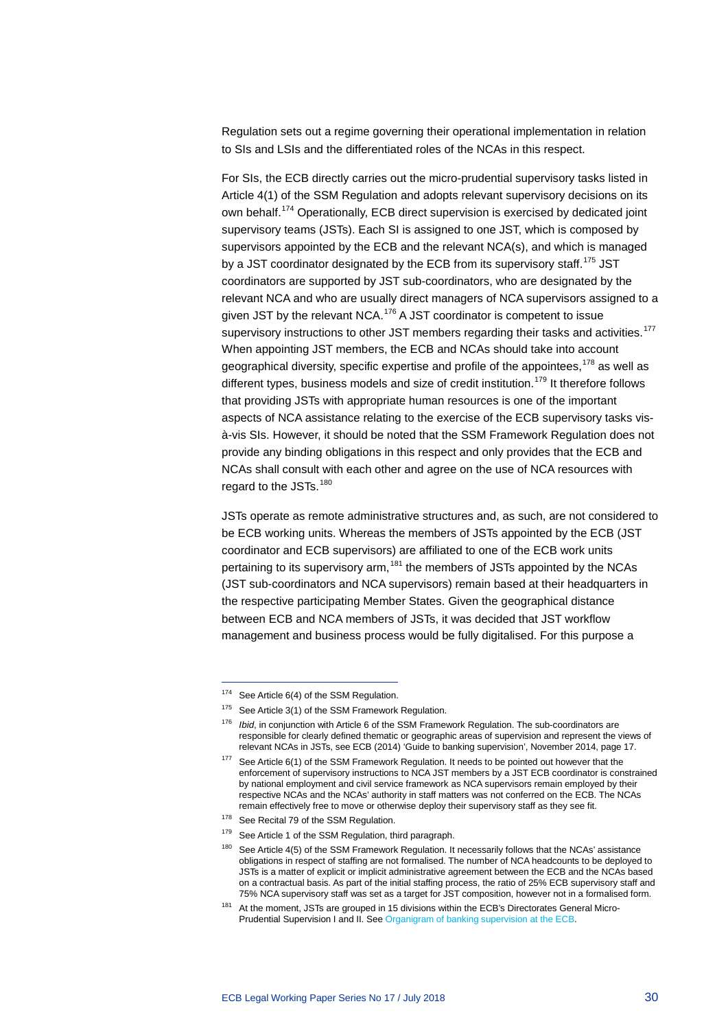Regulation sets out a regime governing their operational implementation in relation to SIs and LSIs and the differentiated roles of the NCAs in this respect.

For SIs, the ECB directly carries out the micro-prudential supervisory tasks listed in Article 4(1) of the SSM Regulation and adopts relevant supervisory decisions on its own behalf.[174] Operationally, ECB direct supervision is exercised by dedicated joint supervisory teams (JSTs). Each SI is assigned to one JST, which is composed by supervisors appointed by the ECB and the relevant NCA(s), and which is managed by a JST coordinator designated by the ECB from its supervisory staff.[175] JST coordinators are supported by JST sub-coordinators, who are designated by the relevant NCA and who are usually direct managers of NCA supervisors assigned to a given JST by the relevant NCA.[176] A JST coordinator is competent to issue supervisory instructions to other JST members regarding their tasks and activities.[177] When appointing JST members, the ECB and NCAs should take into account geographical diversity, specific expertise and profile of the appointees,[178] as well as different types, business models and size of credit institution.[179] It therefore follows that providing JSTs with appropriate human resources is one of the important aspects of NCA assistance relating to the exercise of the ECB supervisory tasks vis-à-vis SIs. However, it should be noted that the SSM Framework Regulation does not provide any binding obligations in this respect and only provides that the ECB and NCAs shall consult with each other and agree on the use of NCA resources with regard to the JSTs.[180]

JSTs operate as remote administrative structures and, as such, are not considered to be ECB working units. Whereas the members of JSTs appointed by the ECB (JST coordinator and ECB supervisors) are affiliated to one of the ECB work units pertaining to its supervisory arm,[181] the members of JSTs appointed by the NCAs (JST sub-coordinators and NCA supervisors) remain based at their headquarters in the respective participating Member States. Given the geographical distance between ECB and NCA members of JSTs, it was decided that JST workflow management and business process would be fully digitalised. For this purpose a

---

[174] See Article 6(4) of the SSM Regulation.

[175] See Article 3(1) of the SSM Framework Regulation.

[176] *Ibid*, in conjunction with Article 6 of the SSM Framework Regulation. The sub-coordinators are responsible for clearly defined thematic or geographic areas of supervision and represent the views of relevant NCAs in JSTs, see ECB (2014) 'Guide to banking supervision', November 2014, page 17.

[177] See Article 6(1) of the SSM Framework Regulation. It needs to be pointed out however that the enforcement of supervisory instructions to NCA JST members by a JST ECB coordinator is constrained by national employment and civil service framework as NCA supervisors remain employed by their respective NCAs and the NCAs' authority in staff matters was not conferred on the ECB. The NCAs remain effectively free to move or otherwise deploy their supervisory staff as they see fit.

[178] See Recital 79 of the SSM Regulation.

[179] See Article 1 of the SSM Regulation, third paragraph.

[180] See Article 4(5) of the SSM Framework Regulation. It necessarily follows that the NCAs' assistance obligations in respect of staffing are not formalised. The number of NCA headcounts to be deployed to JSTs is a matter of explicit or implicit administrative agreement between the ECB and the NCAs based on a contractual basis. As part of the initial staffing process, the ratio of 25% ECB supervisory staff and 75% NCA supervisory staff was set as a target for JST composition, however not in a formalised form.

[181] At the moment, JSTs are grouped in 15 divisions within the ECB's Directorates General Micro-Prudential Supervision I and II. See Organigram of banking supervision at the ECB.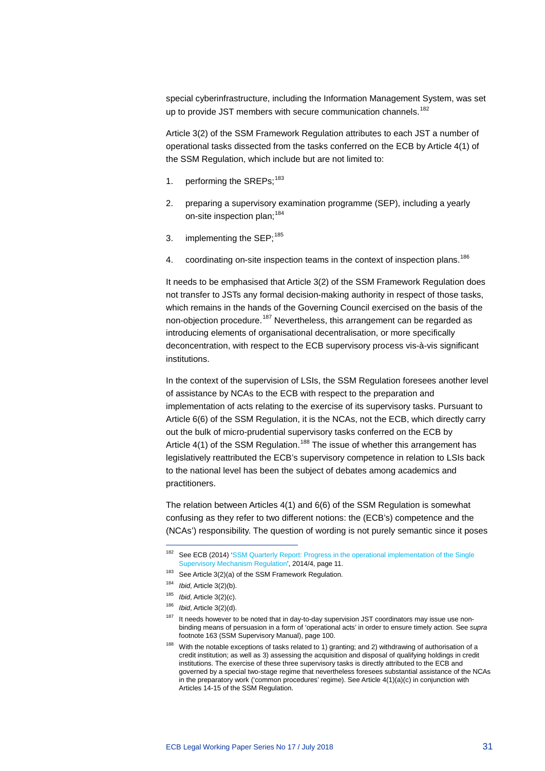special cyberinfrastructure, including the Information Management System, was set up to provide JST members with secure communication channels.[182]

Article 3(2) of the SSM Framework Regulation attributes to each JST a number of operational tasks dissected from the tasks conferred on the ECB by Article 4(1) of the SSM Regulation, which include but are not limited to:

1. performing the SREPs;[183]
2. preparing a supervisory examination programme (SEP), including a yearly on-site inspection plan;[184]
3. implementing the SEP;[185]
4. coordinating on-site inspection teams in the context of inspection plans.[186]

It needs to be emphasised that Article 3(2) of the SSM Framework Regulation does not transfer to JSTs any formal decision-making authority in respect of those tasks, which remains in the hands of the Governing Council exercised on the basis of the non-objection procedure.[187] Nevertheless, this arrangement can be regarded as introducing elements of organisational decentralisation, or more specifically deconcentration, with respect to the ECB supervisory process vis-à-vis significant institutions.

In the context of the supervision of LSIs, the SSM Regulation foresees another level of assistance by NCAs to the ECB with respect to the preparation and implementation of acts relating to the exercise of its supervisory tasks. Pursuant to Article 6(6) of the SSM Regulation, it is the NCAs, not the ECB, which directly carry out the bulk of micro-prudential supervisory tasks conferred on the ECB by Article 4(1) of the SSM Regulation.[188] The issue of whether this arrangement has legislatively reattributed the ECB's supervisory competence in relation to LSIs back to the national level has been the subject of debates among academics and practitioners.

The relation between Articles 4(1) and 6(6) of the SSM Regulation is somewhat confusing as they refer to two different notions: the (ECB's) competence and the (NCAs') responsibility. The question of wording is not purely semantic since it poses

---

[182] See ECB (2014) 'SSM Quarterly Report: Progress in the operational implementation of the Single Supervisory Mechanism Regulation', 2014/4, page 11.

[183] See Article 3(2)(a) of the SSM Framework Regulation.

[184] *Ibid*, Article 3(2)(b).

[185] *Ibid*, Article 3(2)(c).

[186] *Ibid*, Article 3(2)(d).

[187] It needs however to be noted that in day-to-day supervision JST coordinators may issue use non-binding means of persuasion in a form of 'operational acts' in order to ensure timely action. See *supra* footnote 163 (SSM Supervisory Manual), page 100.

[188] With the notable exceptions of tasks related to 1) granting; and 2) withdrawing of authorisation of a credit institution; as well as 3) assessing the acquisition and disposal of qualifying holdings in credit institutions. The exercise of these three supervisory tasks is directly attributed to the ECB and governed by a special two-stage regime that nevertheless foresees substantial assistance of the NCAs in the preparatory work ('common procedures' regime). See Article 4(1)(a)(c) in conjunction with Articles 14-15 of the SSM Regulation.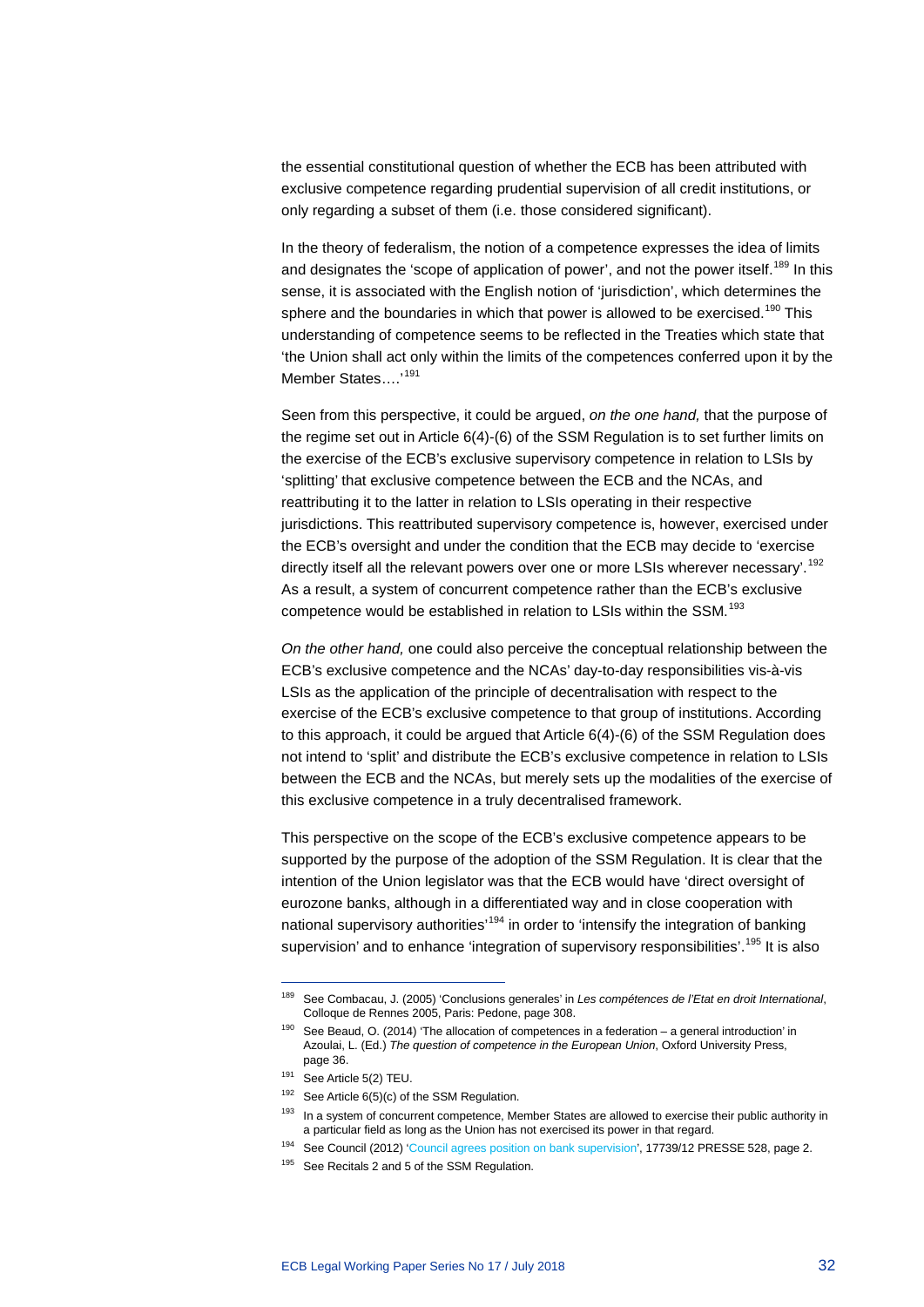the essential constitutional question of whether the ECB has been attributed with exclusive competence regarding prudential supervision of all credit institutions, or only regarding a subset of them (i.e. those considered significant).

In the theory of federalism, the notion of a competence expresses the idea of limits and designates the 'scope of application of power', and not the power itself.[189] In this sense, it is associated with the English notion of 'jurisdiction', which determines the sphere and the boundaries in which that power is allowed to be exercised.[190] This understanding of competence seems to be reflected in the Treaties which state that 'the Union shall act only within the limits of the competences conferred upon it by the Member States….'[191]

Seen from this perspective, it could be argued, *on the one hand,* that the purpose of the regime set out in Article 6(4)-(6) of the SSM Regulation is to set further limits on the exercise of the ECB's exclusive supervisory competence in relation to LSIs by 'splitting' that exclusive competence between the ECB and the NCAs, and reattributing it to the latter in relation to LSIs operating in their respective jurisdictions. This reattributed supervisory competence is, however, exercised under the ECB's oversight and under the condition that the ECB may decide to 'exercise directly itself all the relevant powers over one or more LSIs wherever necessary'.[192] As a result, a system of concurrent competence rather than the ECB's exclusive competence would be established in relation to LSIs within the SSM.[193]

*On the other hand,* one could also perceive the conceptual relationship between the ECB's exclusive competence and the NCAs' day-to-day responsibilities vis-à-vis LSIs as the application of the principle of decentralisation with respect to the exercise of the ECB's exclusive competence to that group of institutions. According to this approach, it could be argued that Article 6(4)-(6) of the SSM Regulation does not intend to 'split' and distribute the ECB's exclusive competence in relation to LSIs between the ECB and the NCAs, but merely sets up the modalities of the exercise of this exclusive competence in a truly decentralised framework.

This perspective on the scope of the ECB's exclusive competence appears to be supported by the purpose of the adoption of the SSM Regulation. It is clear that the intention of the Union legislator was that the ECB would have 'direct oversight of eurozone banks, although in a differentiated way and in close cooperation with national supervisory authorities'[194] in order to 'intensify the integration of banking supervision' and to enhance 'integration of supervisory responsibilities'.[195] It is also

---

[189] See Combacau, J. (2005) 'Conclusions generales' in *Les compétences de l'Etat en droit International*, Colloque de Rennes 2005, Paris: Pedone, page 308.

[190] See Beaud, O. (2014) 'The allocation of competences in a federation – a general introduction' in Azoulai, L. (Ed.) *The question of competence in the European Union*, Oxford University Press, page 36.

[191] See Article 5(2) TEU.

[192] See Article 6(5)(c) of the SSM Regulation.

[193] In a system of concurrent competence, Member States are allowed to exercise their public authority in a particular field as long as the Union has not exercised its power in that regard.

[194] See Council (2012) 'Council agrees position on bank supervision', 17739/12 PRESSE 528, page 2.

[195] See Recitals 2 and 5 of the SSM Regulation.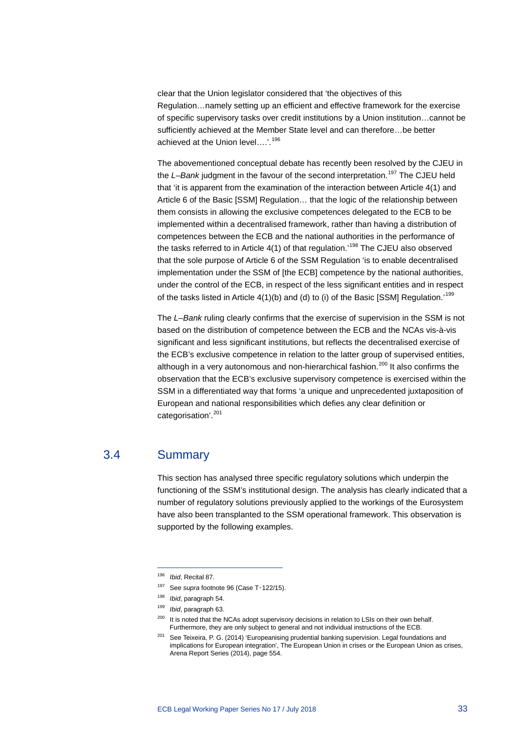clear that the Union legislator considered that 'the objectives of this Regulation…namely setting up an efficient and effective framework for the exercise of specific supervisory tasks over credit institutions by a Union institution…cannot be sufficiently achieved at the Member State level and can therefore…be better achieved at the Union level….'.[196]

The abovementioned conceptual debate has recently been resolved by the CJEU in the *L–Bank* judgment in the favour of the second interpretation.[197] The CJEU held that 'it is apparent from the examination of the interaction between Article 4(1) and Article 6 of the Basic [SSM] Regulation… that the logic of the relationship between them consists in allowing the exclusive competences delegated to the ECB to be implemented within a decentralised framework, rather than having a distribution of competences between the ECB and the national authorities in the performance of the tasks referred to in Article 4(1) of that regulation.'[198] The CJEU also observed that the sole purpose of Article 6 of the SSM Regulation 'is to enable decentralised implementation under the SSM of [the ECB] competence by the national authorities, under the control of the ECB, in respect of the less significant entities and in respect of the tasks listed in Article 4(1)(b) and (d) to (i) of the Basic [SSM] Regulation.'[199]

The *L–Bank* ruling clearly confirms that the exercise of supervision in the SSM is not based on the distribution of competence between the ECB and the NCAs vis-à-vis significant and less significant institutions, but reflects the decentralised exercise of the ECB's exclusive competence in relation to the latter group of supervised entities, although in a very autonomous and non-hierarchical fashion.[200] It also confirms the observation that the ECB's exclusive supervisory competence is exercised within the SSM in a differentiated way that forms 'a unique and unprecedented juxtaposition of European and national responsibilities which defies any clear definition or categorisation'.[201]

## 3.4 Summary

This section has analysed three specific regulatory solutions which underpin the functioning of the SSM's institutional design. The analysis has clearly indicated that a number of regulatory solutions previously applied to the workings of the Eurosystem have also been transplanted to the SSM operational framework. This observation is supported by the following examples.

---

[196] *Ibid*, Recital 87.

[197] See *supra* footnote 96 (Case T-122/15).

[198] *Ibid*, paragraph 54.

[199] *Ibid*, paragraph 63.

[200] It is noted that the NCAs adopt supervisory decisions in relation to LSIs on their own behalf. Furthermore, they are only subject to general and not individual instructions of the ECB.

[201] See Teixeira, P. G. (2014) 'Europeanising prudential banking supervision. Legal foundations and implications for European integration', The European Union in crises or the European Union as crises, Arena Report Series (2014), page 554.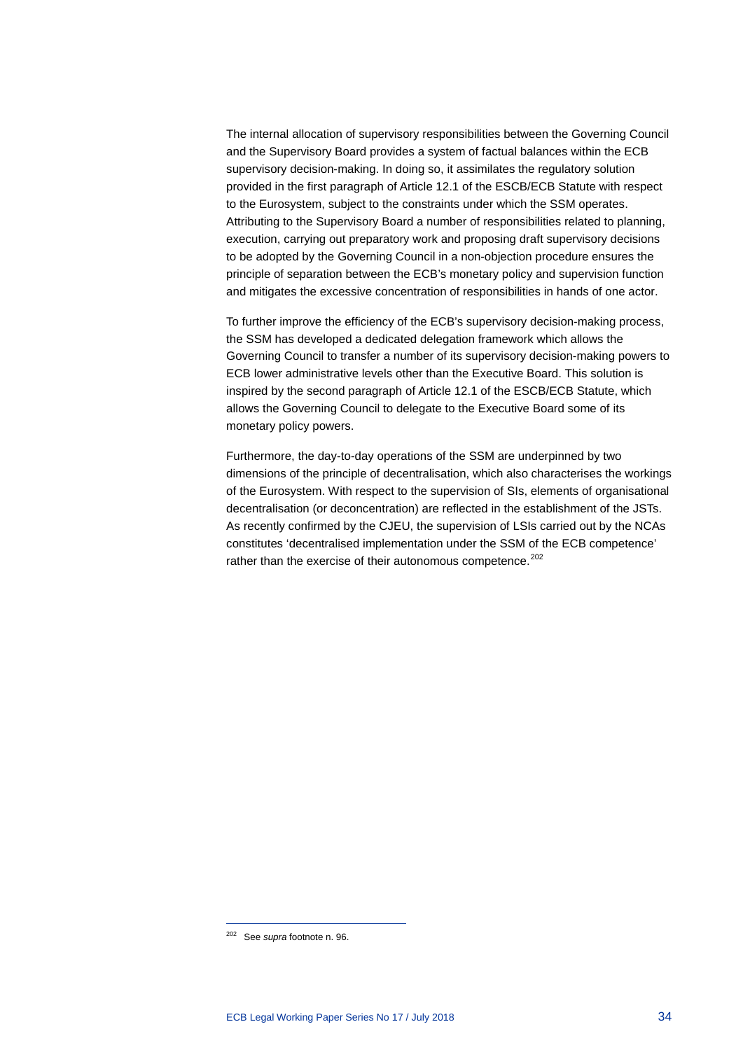The internal allocation of supervisory responsibilities between the Governing Council and the Supervisory Board provides a system of factual balances within the ECB supervisory decision-making. In doing so, it assimilates the regulatory solution provided in the first paragraph of Article 12.1 of the ESCB/ECB Statute with respect to the Eurosystem, subject to the constraints under which the SSM operates. Attributing to the Supervisory Board a number of responsibilities related to planning, execution, carrying out preparatory work and proposing draft supervisory decisions to be adopted by the Governing Council in a non-objection procedure ensures the principle of separation between the ECB's monetary policy and supervision function and mitigates the excessive concentration of responsibilities in hands of one actor.

To further improve the efficiency of the ECB's supervisory decision-making process, the SSM has developed a dedicated delegation framework which allows the Governing Council to transfer a number of its supervisory decision-making powers to ECB lower administrative levels other than the Executive Board. This solution is inspired by the second paragraph of Article 12.1 of the ESCB/ECB Statute, which allows the Governing Council to delegate to the Executive Board some of its monetary policy powers.

Furthermore, the day-to-day operations of the SSM are underpinned by two dimensions of the principle of decentralisation, which also characterises the workings of the Eurosystem. With respect to the supervision of SIs, elements of organisational decentralisation (or deconcentration) are reflected in the establishment of the JSTs. As recently confirmed by the CJEU, the supervision of LSIs carried out by the NCAs constitutes 'decentralised implementation under the SSM of the ECB competence' rather than the exercise of their autonomous competence.[202]

---

[202] See *supra* footnote n. 96.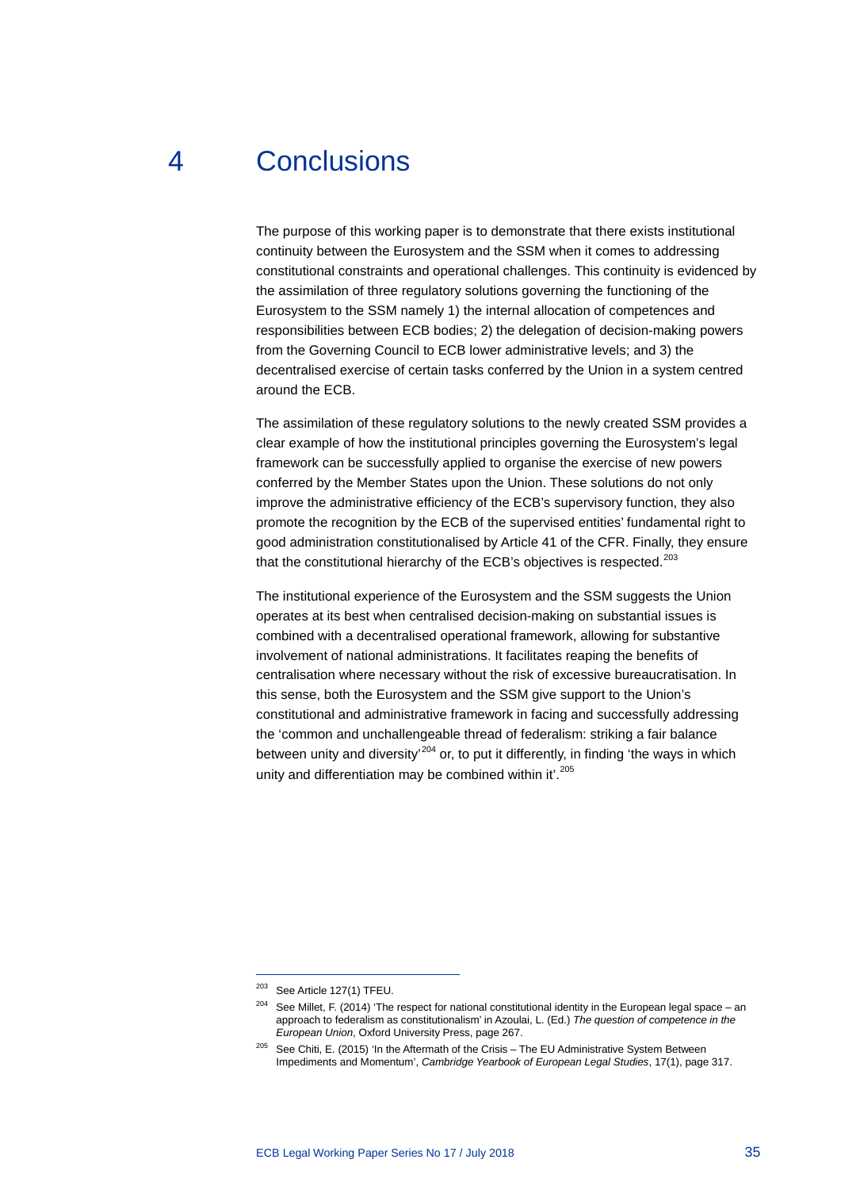# 4 Conclusions

The purpose of this working paper is to demonstrate that there exists institutional continuity between the Eurosystem and the SSM when it comes to addressing constitutional constraints and operational challenges. This continuity is evidenced by the assimilation of three regulatory solutions governing the functioning of the Eurosystem to the SSM namely 1) the internal allocation of competences and responsibilities between ECB bodies; 2) the delegation of decision-making powers from the Governing Council to ECB lower administrative levels; and 3) the decentralised exercise of certain tasks conferred by the Union in a system centred around the ECB.

The assimilation of these regulatory solutions to the newly created SSM provides a clear example of how the institutional principles governing the Eurosystem's legal framework can be successfully applied to organise the exercise of new powers conferred by the Member States upon the Union. These solutions do not only improve the administrative efficiency of the ECB's supervisory function, they also promote the recognition by the ECB of the supervised entities' fundamental right to good administration constitutionalised by Article 41 of the CFR. Finally, they ensure that the constitutional hierarchy of the ECB's objectives is respected.[203]

The institutional experience of the Eurosystem and the SSM suggests the Union operates at its best when centralised decision-making on substantial issues is combined with a decentralised operational framework, allowing for substantive involvement of national administrations. It facilitates reaping the benefits of centralisation where necessary without the risk of excessive bureaucratisation. In this sense, both the Eurosystem and the SSM give support to the Union's constitutional and administrative framework in facing and successfully addressing the 'common and unchallengeable thread of federalism: striking a fair balance between unity and diversity'[204] or, to put it differently, in finding 'the ways in which unity and differentiation may be combined within it'.[205]

---

[203] See Article 127(1) TFEU.

[204] See Millet, F. (2014) 'The respect for national constitutional identity in the European legal space – an approach to federalism as constitutionalism' in Azoulai, L. (Ed.) *The question of competence in the European Union*, Oxford University Press, page 267.

[205] See Chiti, E. (2015) 'In the Aftermath of the Crisis – The EU Administrative System Between Impediments and Momentum', *Cambridge Yearbook of European Legal Studies*, 17(1), page 317.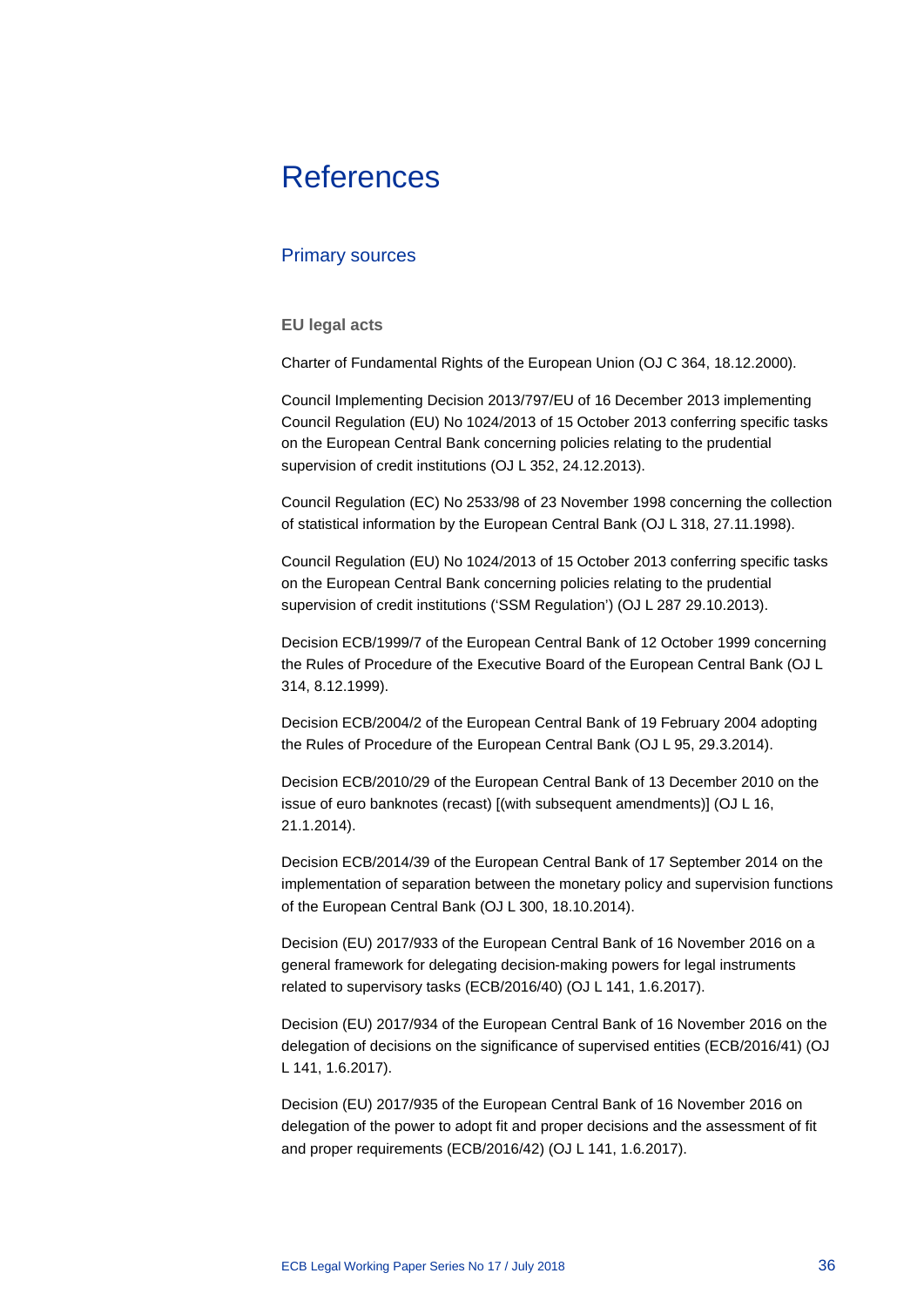# References

## Primary sources

### EU legal acts

Charter of Fundamental Rights of the European Union (OJ C 364, 18.12.2000).

Council Implementing Decision 2013/797/EU of 16 December 2013 implementing Council Regulation (EU) No 1024/2013 of 15 October 2013 conferring specific tasks on the European Central Bank concerning policies relating to the prudential supervision of credit institutions (OJ L 352, 24.12.2013).

Council Regulation (EC) No 2533/98 of 23 November 1998 concerning the collection of statistical information by the European Central Bank (OJ L 318, 27.11.1998).

Council Regulation (EU) No 1024/2013 of 15 October 2013 conferring specific tasks on the European Central Bank concerning policies relating to the prudential supervision of credit institutions ('SSM Regulation') (OJ L 287 29.10.2013).

Decision ECB/1999/7 of the European Central Bank of 12 October 1999 concerning the Rules of Procedure of the Executive Board of the European Central Bank (OJ L 314, 8.12.1999).

Decision ECB/2004/2 of the European Central Bank of 19 February 2004 adopting the Rules of Procedure of the European Central Bank (OJ L 95, 29.3.2014).

Decision ECB/2010/29 of the European Central Bank of 13 December 2010 on the issue of euro banknotes (recast) [(with subsequent amendments)] (OJ L 16, 21.1.2014).

Decision ECB/2014/39 of the European Central Bank of 17 September 2014 on the implementation of separation between the monetary policy and supervision functions of the European Central Bank (OJ L 300, 18.10.2014).

Decision (EU) 2017/933 of the European Central Bank of 16 November 2016 on a general framework for delegating decision-making powers for legal instruments related to supervisory tasks (ECB/2016/40) (OJ L 141, 1.6.2017).

Decision (EU) 2017/934 of the European Central Bank of 16 November 2016 on the delegation of decisions on the significance of supervised entities (ECB/2016/41) (OJ L 141, 1.6.2017).

Decision (EU) 2017/935 of the European Central Bank of 16 November 2016 on delegation of the power to adopt fit and proper decisions and the assessment of fit and proper requirements (ECB/2016/42) (OJ L 141, 1.6.2017).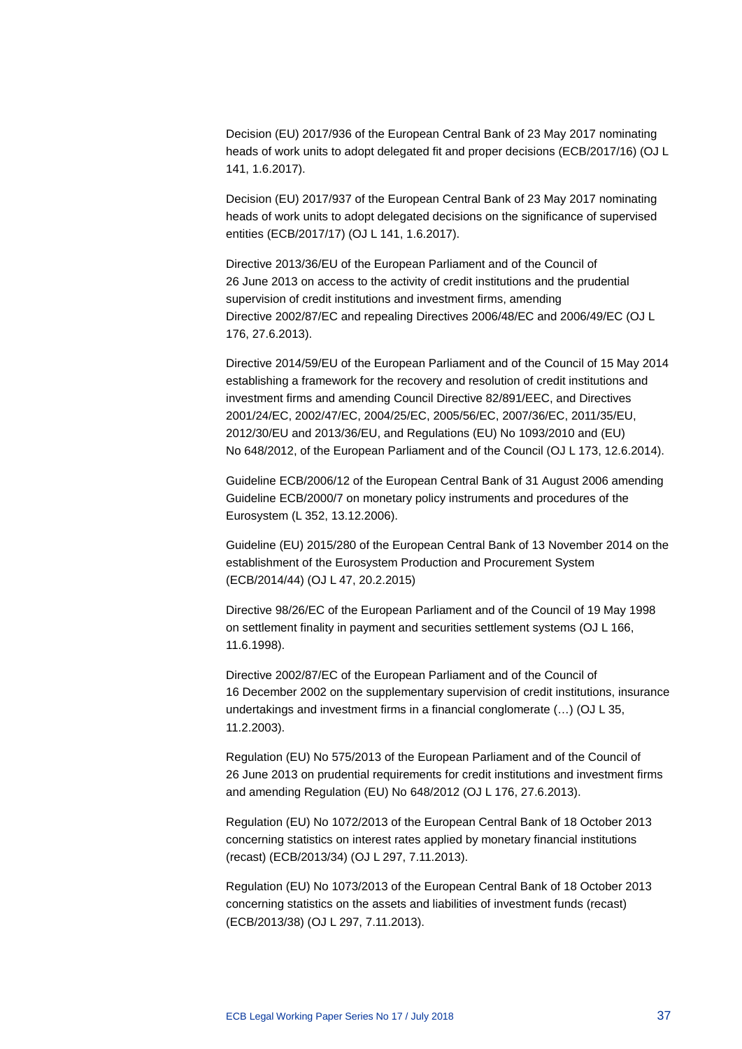Decision (EU) 2017/936 of the European Central Bank of 23 May 2017 nominating heads of work units to adopt delegated fit and proper decisions (ECB/2017/16) (OJ L 141, 1.6.2017).

Decision (EU) 2017/937 of the European Central Bank of 23 May 2017 nominating heads of work units to adopt delegated decisions on the significance of supervised entities (ECB/2017/17) (OJ L 141, 1.6.2017).

Directive 2013/36/EU of the European Parliament and of the Council of 26 June 2013 on access to the activity of credit institutions and the prudential supervision of credit institutions and investment firms, amending Directive 2002/87/EC and repealing Directives 2006/48/EC and 2006/49/EC (OJ L 176, 27.6.2013).

Directive 2014/59/EU of the European Parliament and of the Council of 15 May 2014 establishing a framework for the recovery and resolution of credit institutions and investment firms and amending Council Directive 82/891/EEC, and Directives 2001/24/EC, 2002/47/EC, 2004/25/EC, 2005/56/EC, 2007/36/EC, 2011/35/EU, 2012/30/EU and 2013/36/EU, and Regulations (EU) No 1093/2010 and (EU) No 648/2012, of the European Parliament and of the Council (OJ L 173, 12.6.2014).

Guideline ECB/2006/12 of the European Central Bank of 31 August 2006 amending Guideline ECB/2000/7 on monetary policy instruments and procedures of the Eurosystem (L 352, 13.12.2006).

Guideline (EU) 2015/280 of the European Central Bank of 13 November 2014 on the establishment of the Eurosystem Production and Procurement System (ECB/2014/44) (OJ L 47, 20.2.2015)

Directive 98/26/EC of the European Parliament and of the Council of 19 May 1998 on settlement finality in payment and securities settlement systems (OJ L 166, 11.6.1998).

Directive 2002/87/EC of the European Parliament and of the Council of 16 December 2002 on the supplementary supervision of credit institutions, insurance undertakings and investment firms in a financial conglomerate (…) (OJ L 35, 11.2.2003).

Regulation (EU) No 575/2013 of the European Parliament and of the Council of 26 June 2013 on prudential requirements for credit institutions and investment firms and amending Regulation (EU) No 648/2012 (OJ L 176, 27.6.2013).

Regulation (EU) No 1072/2013 of the European Central Bank of 18 October 2013 concerning statistics on interest rates applied by monetary financial institutions (recast) (ECB/2013/34) (OJ L 297, 7.11.2013).

Regulation (EU) No 1073/2013 of the European Central Bank of 18 October 2013 concerning statistics on the assets and liabilities of investment funds (recast) (ECB/2013/38) (OJ L 297, 7.11.2013).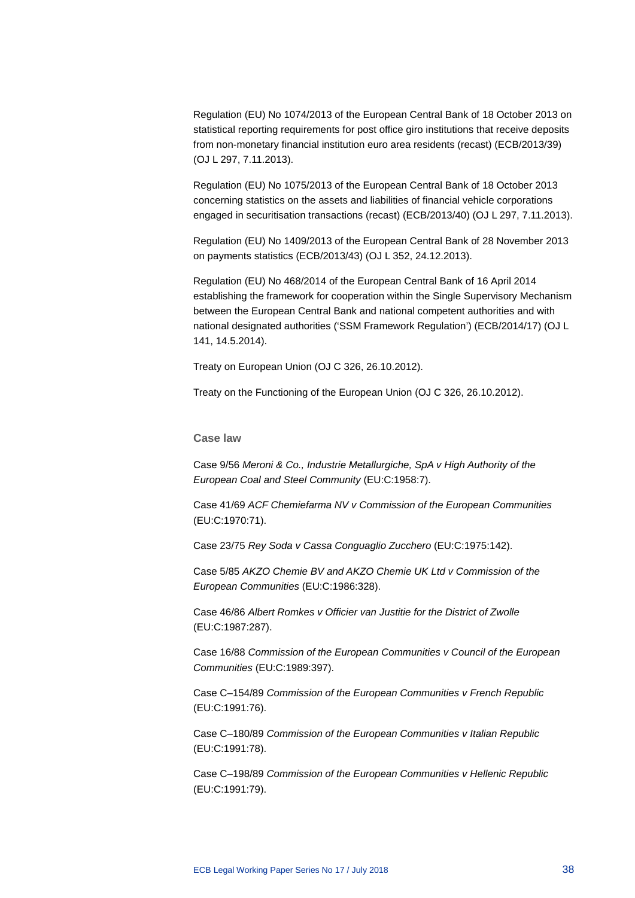Regulation (EU) No 1074/2013 of the European Central Bank of 18 October 2013 on statistical reporting requirements for post office giro institutions that receive deposits from non-monetary financial institution euro area residents (recast) (ECB/2013/39) (OJ L 297, 7.11.2013).

Regulation (EU) No 1075/2013 of the European Central Bank of 18 October 2013 concerning statistics on the assets and liabilities of financial vehicle corporations engaged in securitisation transactions (recast) (ECB/2013/40) (OJ L 297, 7.11.2013).

Regulation (EU) No 1409/2013 of the European Central Bank of 28 November 2013 on payments statistics (ECB/2013/43) (OJ L 352, 24.12.2013).

Regulation (EU) No 468/2014 of the European Central Bank of 16 April 2014 establishing the framework for cooperation within the Single Supervisory Mechanism between the European Central Bank and national competent authorities and with national designated authorities ('SSM Framework Regulation') (ECB/2014/17) (OJ L 141, 14.5.2014).

Treaty on European Union (OJ C 326, 26.10.2012).

Treaty on the Functioning of the European Union (OJ C 326, 26.10.2012).

### Case law

Case 9/56 *Meroni & Co., Industrie Metallurgiche, SpA v High Authority of the European Coal and Steel Community* (EU:C:1958:7).

Case 41/69 *ACF Chemiefarma NV v Commission of the European Communities* (EU:C:1970:71).

Case 23/75 *Rey Soda v Cassa Conguaglio Zucchero* (EU:C:1975:142).

Case 5/85 *AKZO Chemie BV and AKZO Chemie UK Ltd v Commission of the European Communities* (EU:C:1986:328).

Case 46/86 *Albert Romkes v Officier van Justitie for the District of Zwolle* (EU:C:1987:287).

Case 16/88 *Commission of the European Communities v Council of the European Communities* (EU:C:1989:397).

Case C–154/89 *Commission of the European Communities v French Republic* (EU:C:1991:76).

Case C–180/89 *Commission of the European Communities v Italian Republic* (EU:C:1991:78).

Case C–198/89 *Commission of the European Communities v Hellenic Republic* (EU:C:1991:79).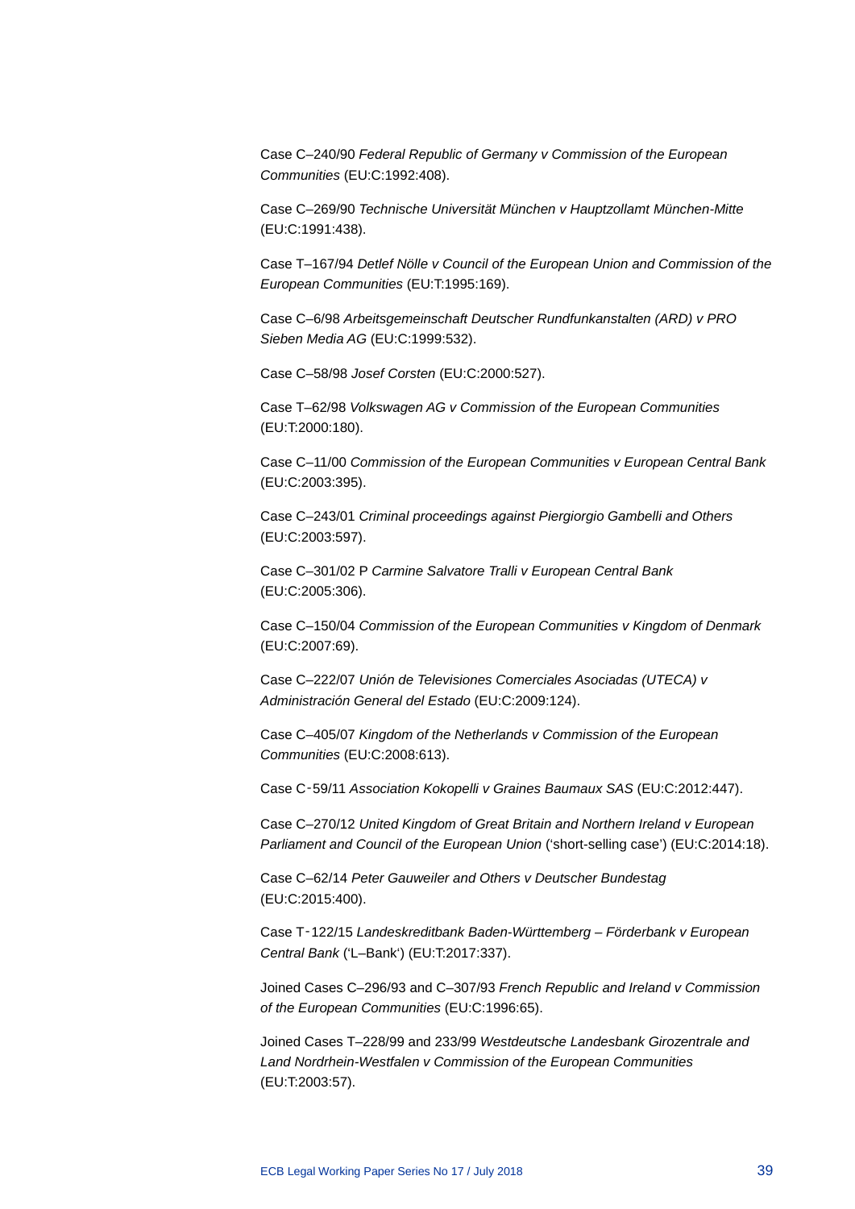Case C–240/90 *Federal Republic of Germany v Commission of the European Communities* (EU:C:1992:408).

Case C–269/90 *Technische Universität München v Hauptzollamt München-Mitte* (EU:C:1991:438).

Case T–167/94 *Detlef Nölle v Council of the European Union and Commission of the European Communities* (EU:T:1995:169).

Case C–6/98 *Arbeitsgemeinschaft Deutscher Rundfunkanstalten (ARD) v PRO Sieben Media AG* (EU:C:1999:532).

Case C–58/98 *Josef Corsten* (EU:C:2000:527).

Case T–62/98 *Volkswagen AG v Commission of the European Communities* (EU:T:2000:180).

Case C–11/00 *Commission of the European Communities v European Central Bank* (EU:C:2003:395).

Case C–243/01 *Criminal proceedings against Piergiorgio Gambelli and Others* (EU:C:2003:597).

Case C–301/02 P *Carmine Salvatore Tralli v European Central Bank* (EU:C:2005:306).

Case C–150/04 *Commission of the European Communities v Kingdom of Denmark* (EU:C:2007:69).

Case C–222/07 *Unión de Televisiones Comerciales Asociadas (UTECA) v Administración General del Estado* (EU:C:2009:124).

Case C–405/07 *Kingdom of the Netherlands v Commission of the European Communities* (EU:C:2008:613).

Case C‑59/11 *Association Kokopelli v Graines Baumaux SAS* (EU:C:2012:447).

Case C–270/12 *United Kingdom of Great Britain and Northern Ireland v European Parliament and Council of the European Union* ('short-selling case') (EU:C:2014:18).

Case C–62/14 *Peter Gauweiler and Others v Deutscher Bundestag* (EU:C:2015:400).

Case T‑122/15 *Landeskreditbank Baden-Württemberg – Förderbank v European Central Bank* ('L–Bank') (EU:T:2017:337).

Joined Cases C–296/93 and C–307/93 *French Republic and Ireland v Commission of the European Communities* (EU:C:1996:65).

Joined Cases T–228/99 and 233/99 *Westdeutsche Landesbank Girozentrale and Land Nordrhein-Westfalen v Commission of the European Communities* (EU:T:2003:57).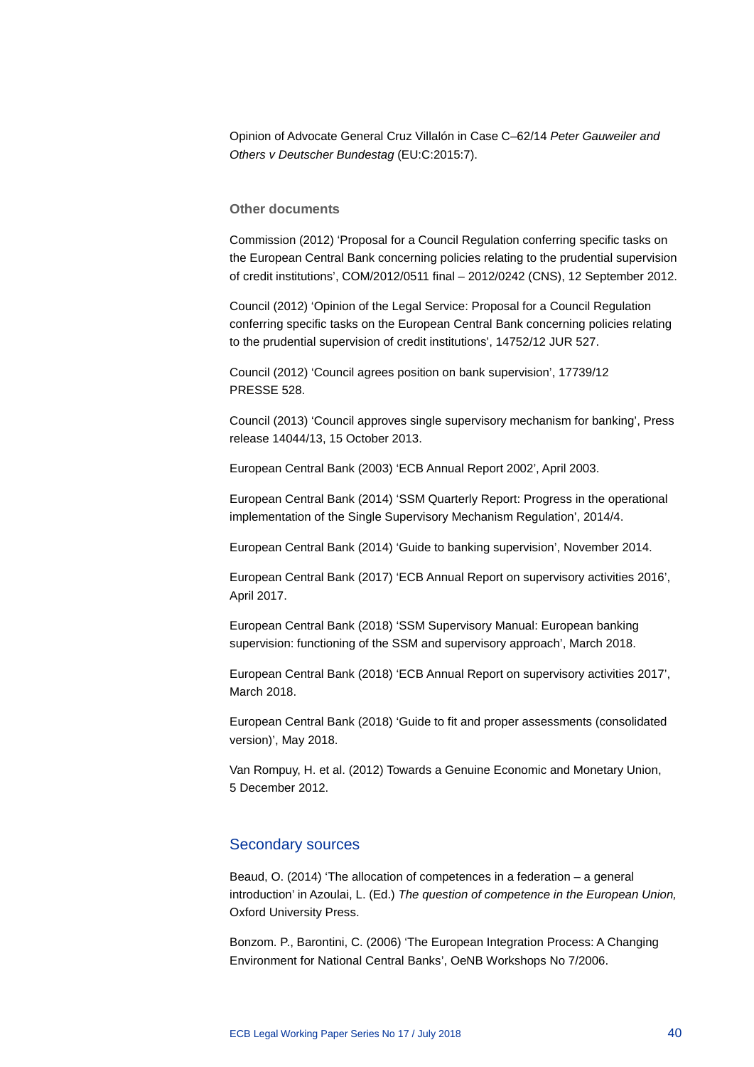Opinion of Advocate General Cruz Villalón in Case C–62/14 *Peter Gauweiler and Others v Deutscher Bundestag* (EU:C:2015:7).

### Other documents

Commission (2012) 'Proposal for a Council Regulation conferring specific tasks on the European Central Bank concerning policies relating to the prudential supervision of credit institutions', COM/2012/0511 final – 2012/0242 (CNS), 12 September 2012.

Council (2012) 'Opinion of the Legal Service: Proposal for a Council Regulation conferring specific tasks on the European Central Bank concerning policies relating to the prudential supervision of credit institutions', 14752/12 JUR 527.

Council (2012) 'Council agrees position on bank supervision', 17739/12 PRESSE 528.

Council (2013) 'Council approves single supervisory mechanism for banking', Press release 14044/13, 15 October 2013.

European Central Bank (2003) 'ECB Annual Report 2002', April 2003.

European Central Bank (2014) 'SSM Quarterly Report: Progress in the operational implementation of the Single Supervisory Mechanism Regulation', 2014/4.

European Central Bank (2014) 'Guide to banking supervision', November 2014.

European Central Bank (2017) 'ECB Annual Report on supervisory activities 2016', April 2017.

European Central Bank (2018) 'SSM Supervisory Manual: European banking supervision: functioning of the SSM and supervisory approach', March 2018.

European Central Bank (2018) 'ECB Annual Report on supervisory activities 2017', March 2018.

European Central Bank (2018) 'Guide to fit and proper assessments (consolidated version)', May 2018.

Van Rompuy, H. et al. (2012) Towards a Genuine Economic and Monetary Union, 5 December 2012.

## Secondary sources

Beaud, O. (2014) 'The allocation of competences in a federation – a general introduction' in Azoulai, L. (Ed.) *The question of competence in the European Union,* Oxford University Press.

Bonzom. P., Barontini, C. (2006) 'The European Integration Process: A Changing Environment for National Central Banks', OeNB Workshops No 7/2006.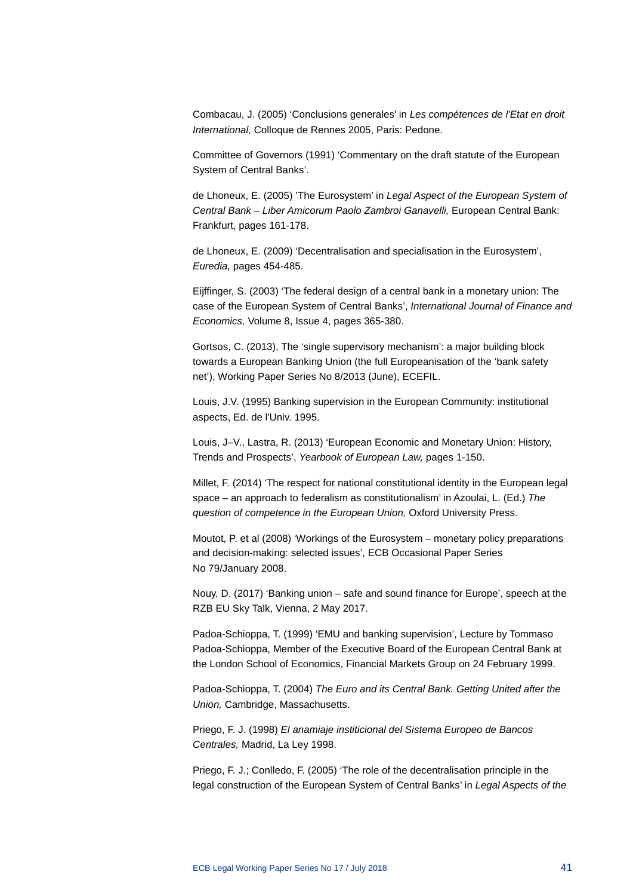Combacau, J. (2005) ‘Conclusions generales’ in *Les compétences de l’Etat en droit International,* Colloque de Rennes 2005, Paris: Pedone.

Committee of Governors (1991) ‘Commentary on the draft statute of the European System of Central Banks’.

de Lhoneux, E. (2005) ’The Eurosystem’ in *Legal Aspect of the European System of Central Bank – Liber Amicorum Paolo Zambroi Ganavelli,* European Central Bank: Frankfurt, pages 161-178.

de Lhoneux, E. (2009) ‘Decentralisation and specialisation in the Eurosystem’, *Euredia,* pages 454-485.

Eijffinger, S. (2003) ‘The federal design of a central bank in a monetary union: The case of the European System of Central Banks’, *International Journal of Finance and Economics,* Volume 8, Issue 4, pages 365-380.

Gortsos, C. (2013), The ‘single supervisory mechanism’: a major building block towards a European Banking Union (the full Europeanisation of the ‘bank safety net’), Working Paper Series No 8/2013 (June), ECEFIL.

Louis, J.V. (1995) Banking supervision in the European Community: institutional aspects, Ed. de l'Univ. 1995.

Louis, J–V., Lastra, R. (2013) ‘European Economic and Monetary Union: History, Trends and Prospects’, *Yearbook of European Law,* pages 1-150.

Millet, F. (2014) ‘The respect for national constitutional identity in the European legal space – an approach to federalism as constitutionalism’ in Azoulai, L. (Ed.) *The question of competence in the European Union,* Oxford University Press.

Moutot, P. et al (2008) ‘Workings of the Eurosystem – monetary policy preparations and decision-making: selected issues’, ECB Occasional Paper Series No 79/January 2008.

Nouy, D. (2017) ‘Banking union – safe and sound finance for Europe’, speech at the RZB EU Sky Talk, Vienna, 2 May 2017.

Padoa-Schioppa, T. (1999) ‘EMU and banking supervision’, Lecture by Tommaso Padoa-Schioppa, Member of the Executive Board of the European Central Bank at the London School of Economics, Financial Markets Group on 24 February 1999.

Padoa-Schioppa, T. (2004) *The Euro and its Central Bank. Getting United after the Union,* Cambridge, Massachusetts.

Priego, F. J. (1998) *El anamiaje institicional del Sistema Europeo de Bancos Centrales,* Madrid, La Ley 1998.

Priego, F. J.; Conlledo, F. (2005) ‘The role of the decentralisation principle in the legal construction of the European System of Central Banks’ in *Legal Aspects of the*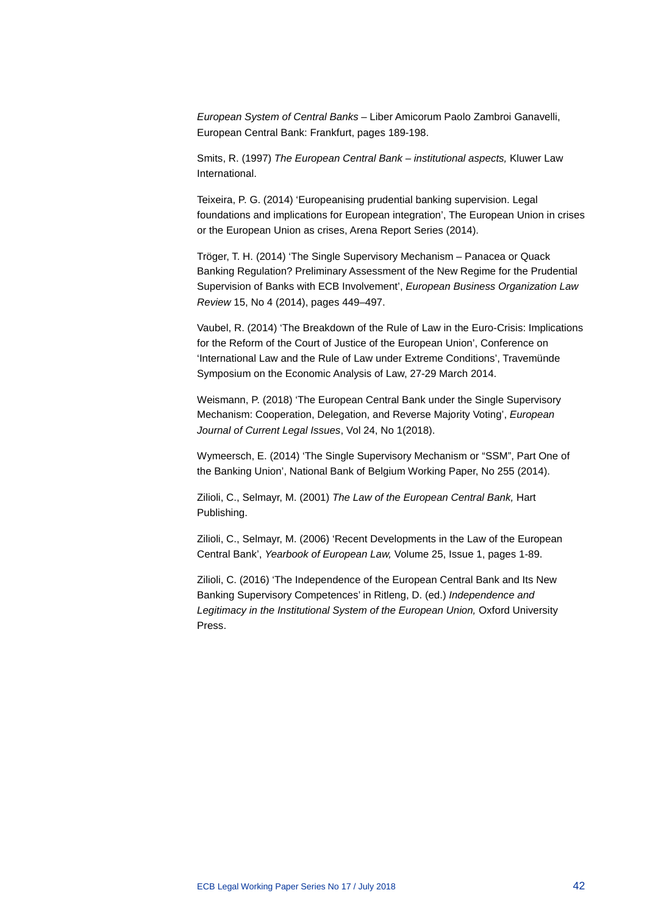*European System of Central Banks* – Liber Amicorum Paolo Zambroi Ganavelli, European Central Bank: Frankfurt, pages 189-198.

Smits, R. (1997) *The European Central Bank – institutional aspects,* Kluwer Law International.

Teixeira, P. G. (2014) 'Europeanising prudential banking supervision. Legal foundations and implications for European integration', The European Union in crises or the European Union as crises, Arena Report Series (2014).

Tröger, T. H. (2014) 'The Single Supervisory Mechanism – Panacea or Quack Banking Regulation? Preliminary Assessment of the New Regime for the Prudential Supervision of Banks with ECB Involvement', *European Business Organization Law Review* 15, No 4 (2014), pages 449–497.

Vaubel, R. (2014) 'The Breakdown of the Rule of Law in the Euro-Crisis: Implications for the Reform of the Court of Justice of the European Union', Conference on 'International Law and the Rule of Law under Extreme Conditions', Travemünde Symposium on the Economic Analysis of Law, 27-29 March 2014.

Weismann, P. (2018) 'The European Central Bank under the Single Supervisory Mechanism: Cooperation, Delegation, and Reverse Majority Voting', *European Journal of Current Legal Issues*, Vol 24, No 1(2018).

Wymeersch, E. (2014) 'The Single Supervisory Mechanism or "SSM", Part One of the Banking Union', National Bank of Belgium Working Paper, No 255 (2014).

Zilioli, C., Selmayr, M. (2001) *The Law of the European Central Bank,* Hart Publishing.

Zilioli, C., Selmayr, M. (2006) 'Recent Developments in the Law of the European Central Bank', *Yearbook of European Law,* Volume 25, Issue 1, pages 1-89.

Zilioli, C. (2016) 'The Independence of the European Central Bank and Its New Banking Supervisory Competences' in Ritleng, D. (ed.) *Independence and Legitimacy in the Institutional System of the European Union,* Oxford University Press.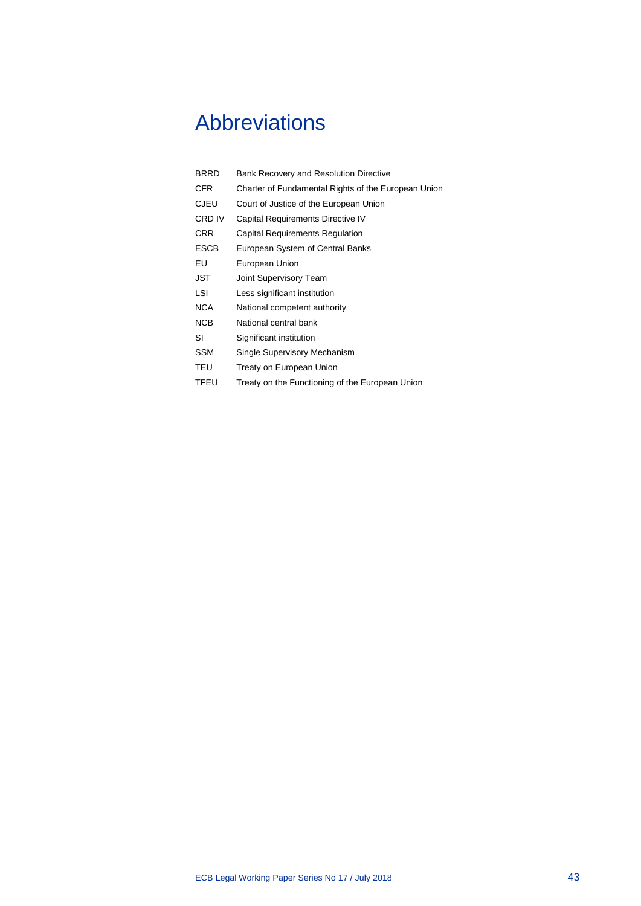# Abbreviations

| | |
|---|---|
| BRRD | Bank Recovery and Resolution Directive |
| CFR | Charter of Fundamental Rights of the European Union |
| CJEU | Court of Justice of the European Union |
| CRD IV | Capital Requirements Directive IV |
| CRR | Capital Requirements Regulation |
| ESCB | European System of Central Banks |
| EU | European Union |
| JST | Joint Supervisory Team |
| LSI | Less significant institution |
| NCA | National competent authority |
| NCB | National central bank |
| SI | Significant institution |
| SSM | Single Supervisory Mechanism |
| TEU | Treaty on European Union |
| TFEU | Treaty on the Functioning of the European Union |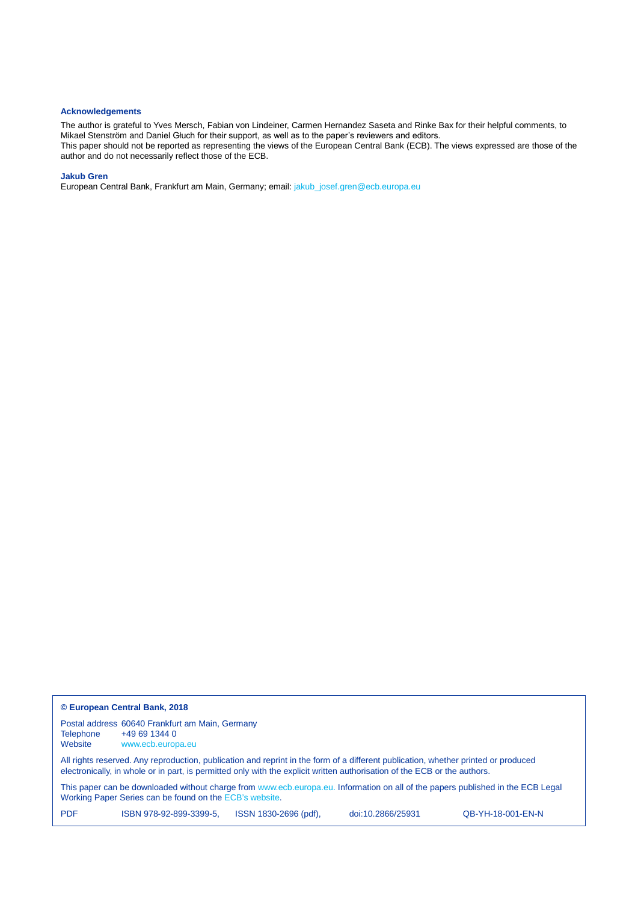### Acknowledgements

The author is grateful to Yves Mersch, Fabian von Lindeiner, Carmen Hernandez Saseta and Rinke Bax for their helpful comments, to Mikael Stenström and Daniel Głuch for their support, as well as to the paper's reviewers and editors.
This paper should not be reported as representing the views of the European Central Bank (ECB). The views expressed are those of the author and do not necessarily reflect those of the ECB.

**Jakub Gren**
European Central Bank, Frankfurt am Main, Germany; email: jakub_josef.gren@ecb.europa.eu

**© European Central Bank, 2018**

Postal address 60640 Frankfurt am Main, Germany
Telephone +49 69 1344 0
Website www.ecb.europa.eu

All rights reserved. Any reproduction, publication and reprint in the form of a different publication, whether printed or produced electronically, in whole or in part, is permitted only with the explicit written authorisation of the ECB or the authors.

This paper can be downloaded without charge from www.ecb.europa.eu. Information on all of the papers published in the ECB Legal Working Paper Series can be found on the ECB's website.

PDF ISBN 978-92-899-3399-5, ISSN 1830-2696 (pdf), doi:10.2866/25931 QB-YH-18-001-EN-N